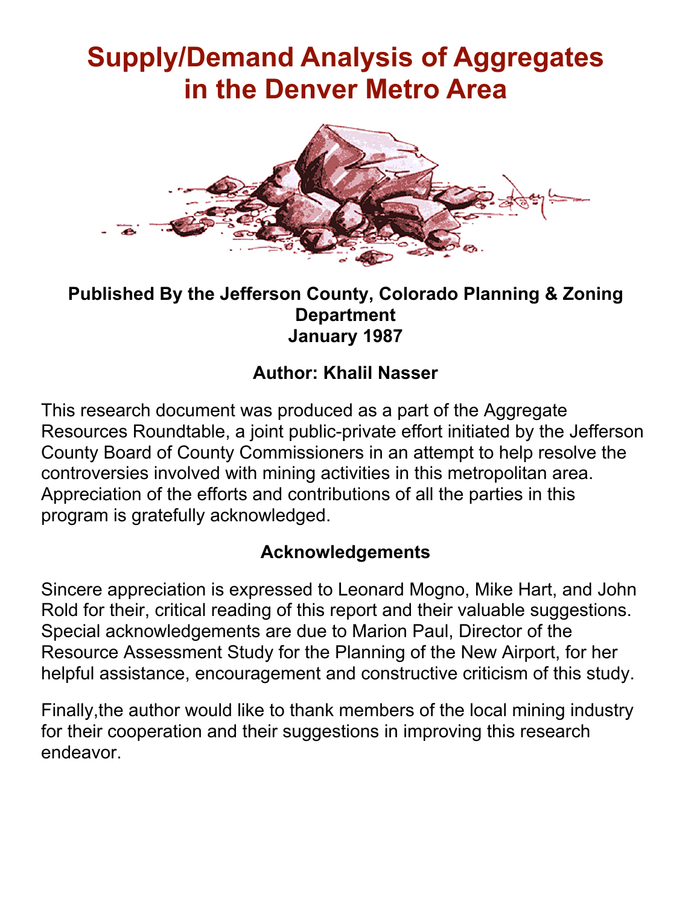# Supply/Demand Analysis of Aggregates in the Denver Metro Area

**Published By the Jefferson County, Colorado Planning & Zoning Department**
**January 1987**

**Author: Khalil Nasser**

This research document was produced as a part of the Aggregate Resources Roundtable, a joint public-private effort initiated by the Jefferson County Board of County Commissioners in an attempt to help resolve the controversies involved with mining activities in this metropolitan area. Appreciation of the efforts and contributions of all the parties in this program is gratefully acknowledged.

## Acknowledgements

Sincere appreciation is expressed to Leonard Mogno, Mike Hart, and John Rold for their, critical reading of this report and their valuable suggestions. Special acknowledgements are due to Marion Paul, Director of the Resource Assessment Study for the Planning of the New Airport, for her helpful assistance, encouragement and constructive criticism of this study.

Finally,the author would like to thank members of the local mining industry for their cooperation and their suggestions in improving this research endeavor.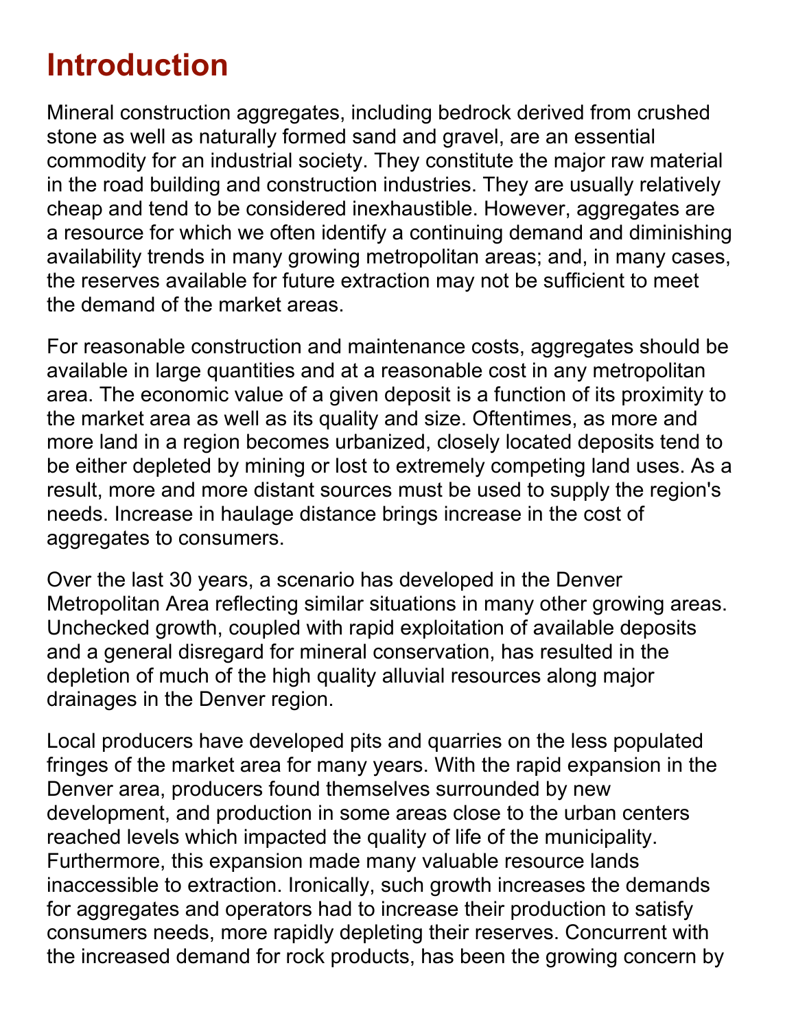# Introduction

Mineral construction aggregates, including bedrock derived from crushed stone as well as naturally formed sand and gravel, are an essential commodity for an industrial society. They constitute the major raw material in the road building and construction industries. They are usually relatively cheap and tend to be considered inexhaustible. However, aggregates are a resource for which we often identify a continuing demand and diminishing availability trends in many growing metropolitan areas; and, in many cases, the reserves available for future extraction may not be sufficient to meet the demand of the market areas.

For reasonable construction and maintenance costs, aggregates should be available in large quantities and at a reasonable cost in any metropolitan area. The economic value of a given deposit is a function of its proximity to the market area as well as its quality and size. Oftentimes, as more and more land in a region becomes urbanized, closely located deposits tend to be either depleted by mining or lost to extremely competing land uses. As a result, more and more distant sources must be used to supply the region's needs. Increase in haulage distance brings increase in the cost of aggregates to consumers.

Over the last 30 years, a scenario has developed in the Denver Metropolitan Area reflecting similar situations in many other growing areas. Unchecked growth, coupled with rapid exploitation of available deposits and a general disregard for mineral conservation, has resulted in the depletion of much of the high quality alluvial resources along major drainages in the Denver region.

Local producers have developed pits and quarries on the less populated fringes of the market area for many years. With the rapid expansion in the Denver area, producers found themselves surrounded by new development, and production in some areas close to the urban centers reached levels which impacted the quality of life of the municipality. Furthermore, this expansion made many valuable resource lands inaccessible to extraction. Ironically, such growth increases the demands for aggregates and operators had to increase their production to satisfy consumers needs, more rapidly depleting their reserves. Concurrent with the increased demand for rock products, has been the growing concern by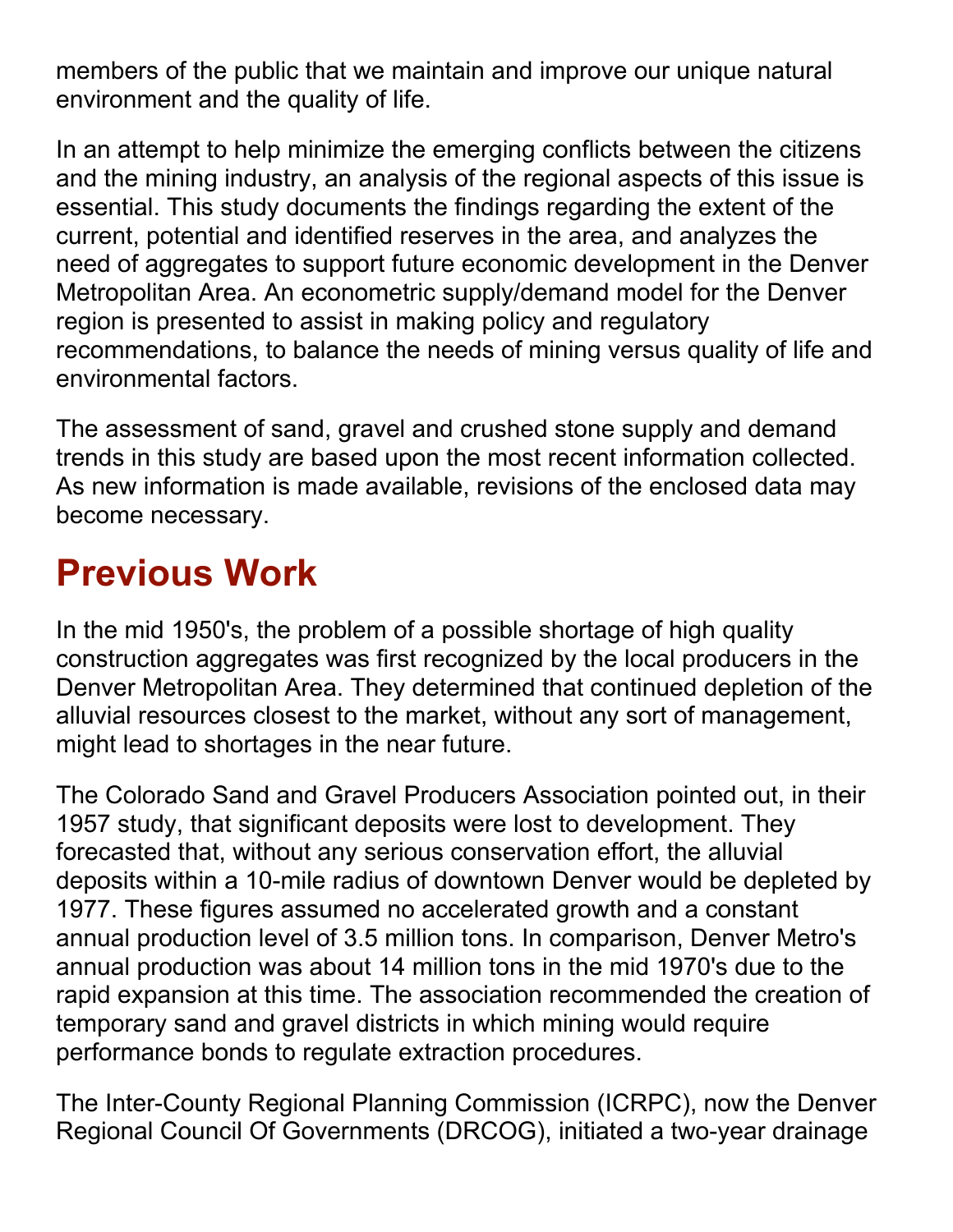members of the public that we maintain and improve our unique natural environment and the quality of life.

In an attempt to help minimize the emerging conflicts between the citizens and the mining industry, an analysis of the regional aspects of this issue is essential. This study documents the findings regarding the extent of the current, potential and identified reserves in the area, and analyzes the need of aggregates to support future economic development in the Denver Metropolitan Area. An econometric supply/demand model for the Denver region is presented to assist in making policy and regulatory recommendations, to balance the needs of mining versus quality of life and environmental factors.

The assessment of sand, gravel and crushed stone supply and demand trends in this study are based upon the most recent information collected. As new information is made available, revisions of the enclosed data may become necessary.

## Previous Work

In the mid 1950's, the problem of a possible shortage of high quality construction aggregates was first recognized by the local producers in the Denver Metropolitan Area. They determined that continued depletion of the alluvial resources closest to the market, without any sort of management, might lead to shortages in the near future.

The Colorado Sand and Gravel Producers Association pointed out, in their 1957 study, that significant deposits were lost to development. They forecasted that, without any serious conservation effort, the alluvial deposits within a 10-mile radius of downtown Denver would be depleted by 1977. These figures assumed no accelerated growth and a constant annual production level of 3.5 million tons. In comparison, Denver Metro's annual production was about 14 million tons in the mid 1970's due to the rapid expansion at this time. The association recommended the creation of temporary sand and gravel districts in which mining would require performance bonds to regulate extraction procedures.

The Inter-County Regional Planning Commission (ICRPC), now the Denver Regional Council Of Governments (DRCOG), initiated a two-year drainage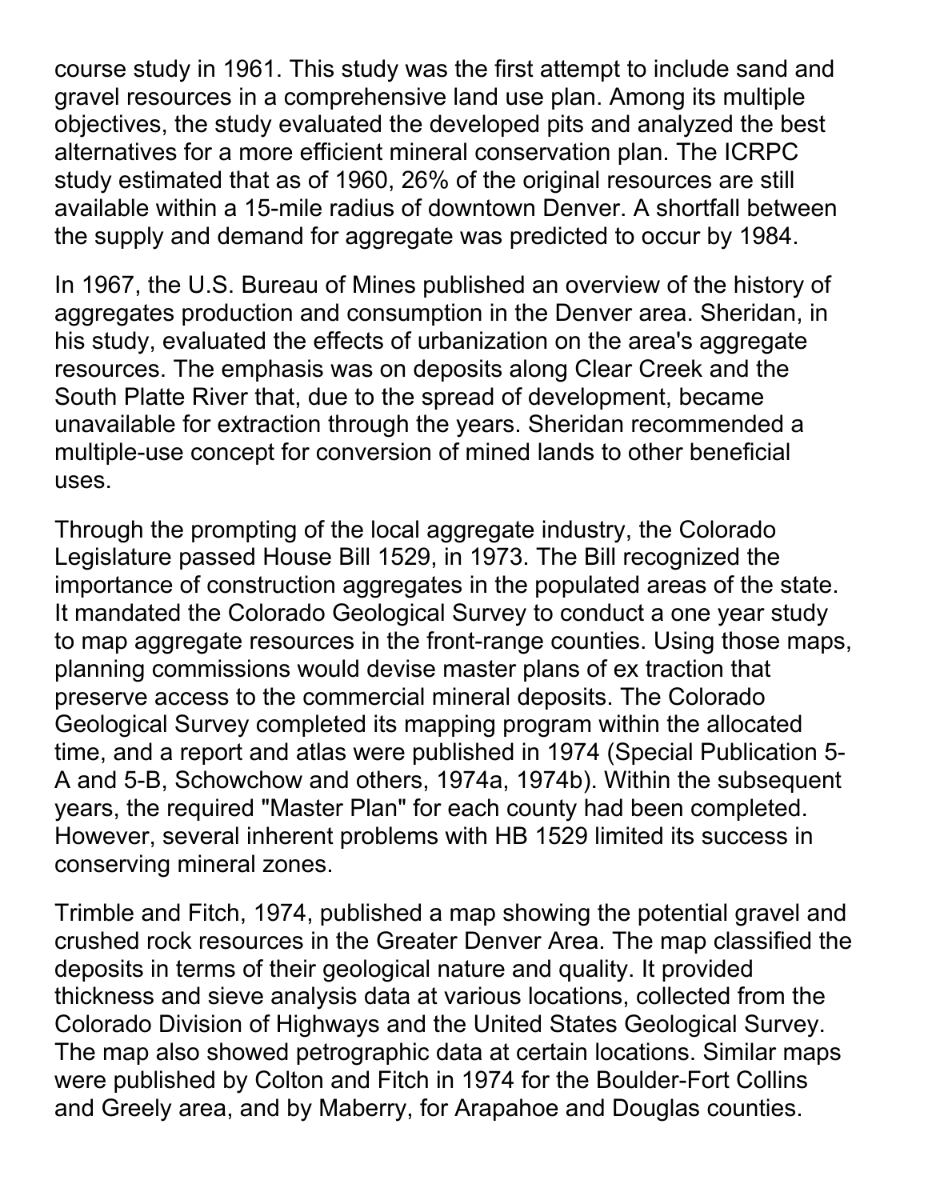course study in 1961. This study was the first attempt to include sand and gravel resources in a comprehensive land use plan. Among its multiple objectives, the study evaluated the developed pits and analyzed the best alternatives for a more efficient mineral conservation plan. The ICRPC study estimated that as of 1960, 26% of the original resources are still available within a 15-mile radius of downtown Denver. A shortfall between the supply and demand for aggregate was predicted to occur by 1984.

In 1967, the U.S. Bureau of Mines published an overview of the history of aggregates production and consumption in the Denver area. Sheridan, in his study, evaluated the effects of urbanization on the area's aggregate resources. The emphasis was on deposits along Clear Creek and the South Platte River that, due to the spread of development, became unavailable for extraction through the years. Sheridan recommended a multiple-use concept for conversion of mined lands to other beneficial uses.

Through the prompting of the local aggregate industry, the Colorado Legislature passed House Bill 1529, in 1973. The Bill recognized the importance of construction aggregates in the populated areas of the state. It mandated the Colorado Geological Survey to conduct a one year study to map aggregate resources in the front-range counties. Using those maps, planning commissions would devise master plans of ex traction that preserve access to the commercial mineral deposits. The Colorado Geological Survey completed its mapping program within the allocated time, and a report and atlas were published in 1974 (Special Publication 5-A and 5-B, Schowchow and others, 1974a, 1974b). Within the subsequent years, the required "Master Plan" for each county had been completed. However, several inherent problems with HB 1529 limited its success in conserving mineral zones.

Trimble and Fitch, 1974, published a map showing the potential gravel and crushed rock resources in the Greater Denver Area. The map classified the deposits in terms of their geological nature and quality. It provided thickness and sieve analysis data at various locations, collected from the Colorado Division of Highways and the United States Geological Survey. The map also showed petrographic data at certain locations. Similar maps were published by Colton and Fitch in 1974 for the Boulder-Fort Collins and Greely area, and by Maberry, for Arapahoe and Douglas counties.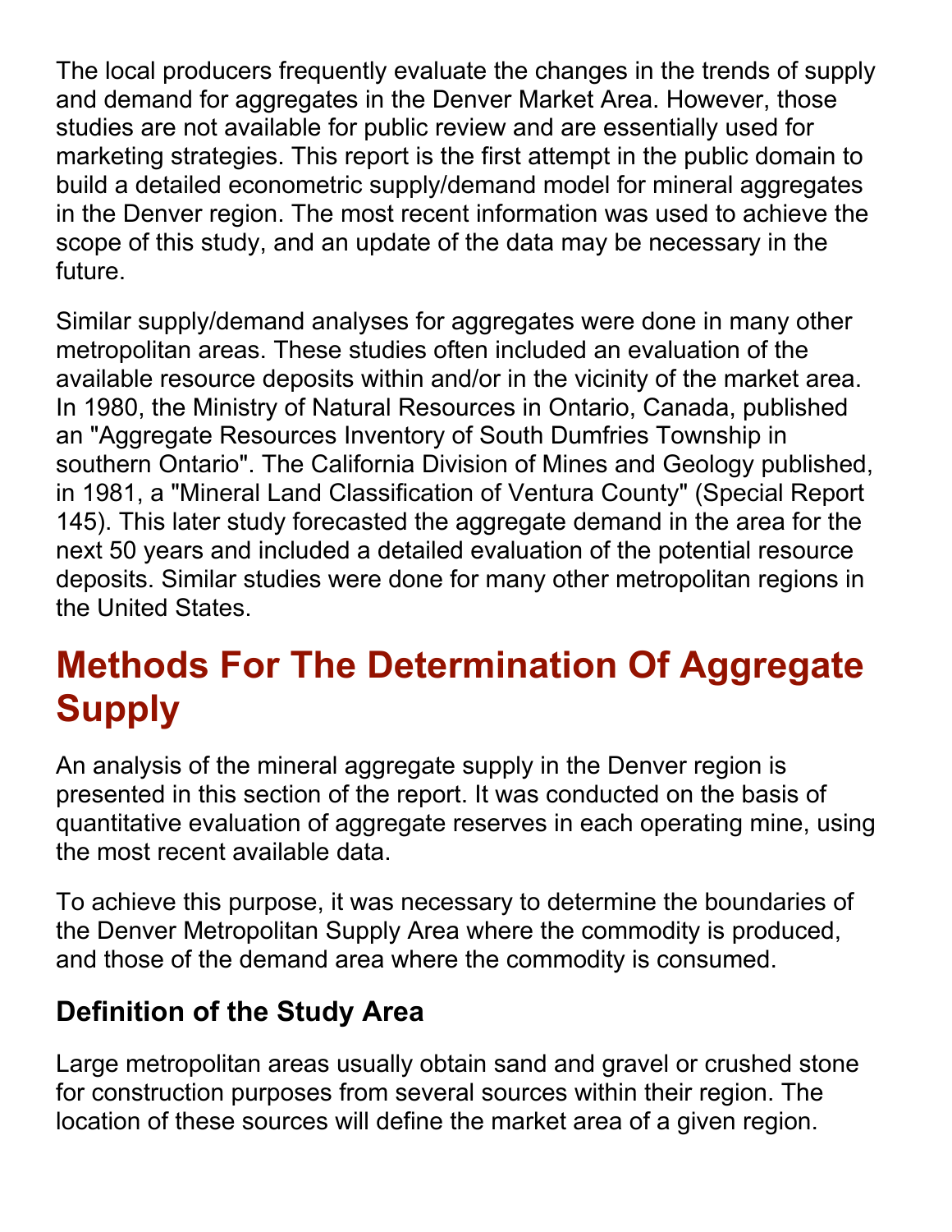The local producers frequently evaluate the changes in the trends of supply and demand for aggregates in the Denver Market Area. However, those studies are not available for public review and are essentially used for marketing strategies. This report is the first attempt in the public domain to build a detailed econometric supply/demand model for mineral aggregates in the Denver region. The most recent information was used to achieve the scope of this study, and an update of the data may be necessary in the future.

Similar supply/demand analyses for aggregates were done in many other metropolitan areas. These studies often included an evaluation of the available resource deposits within and/or in the vicinity of the market area. In 1980, the Ministry of Natural Resources in Ontario, Canada, published an "Aggregate Resources Inventory of South Dumfries Township in southern Ontario". The California Division of Mines and Geology published, in 1981, a "Mineral Land Classification of Ventura County" (Special Report 145). This later study forecasted the aggregate demand in the area for the next 50 years and included a detailed evaluation of the potential resource deposits. Similar studies were done for many other metropolitan regions in the United States.

# Methods For The Determination Of Aggregate Supply

An analysis of the mineral aggregate supply in the Denver region is presented in this section of the report. It was conducted on the basis of quantitative evaluation of aggregate reserves in each operating mine, using the most recent available data.

To achieve this purpose, it was necessary to determine the boundaries of the Denver Metropolitan Supply Area where the commodity is produced, and those of the demand area where the commodity is consumed.

### Definition of the Study Area

Large metropolitan areas usually obtain sand and gravel or crushed stone for construction purposes from several sources within their region. The location of these sources will define the market area of a given region.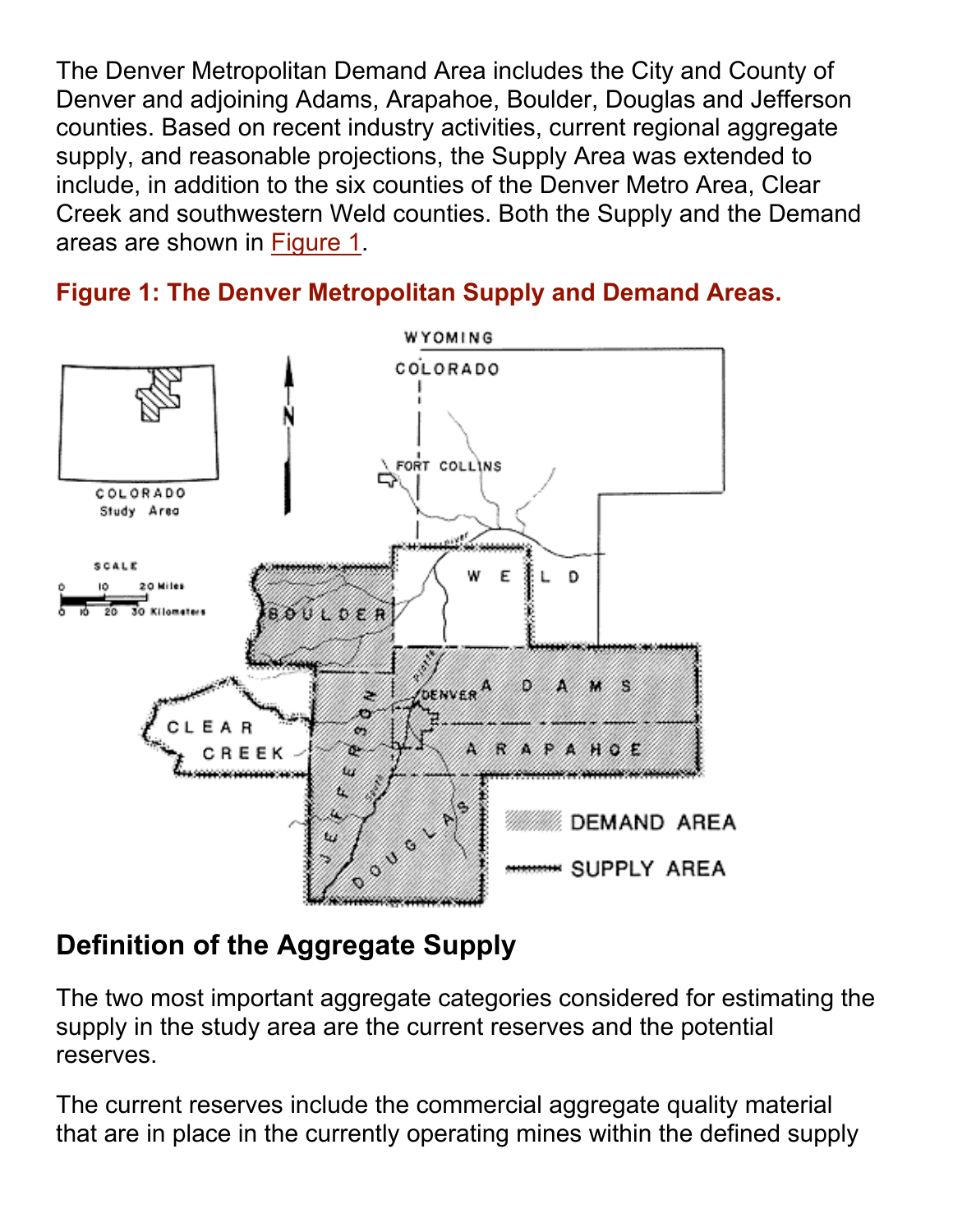The Denver Metropolitan Demand Area includes the City and County of Denver and adjoining Adams, Arapahoe, Boulder, Douglas and Jefferson counties. Based on recent industry activities, current regional aggregate supply, and reasonable projections, the Supply Area was extended to include, in addition to the six counties of the Denver Metro Area, Clear Creek and southwestern Weld counties. Both the Supply and the Demand areas are shown in Figure 1.

**Figure 1: The Denver Metropolitan Supply and Demand Areas.**

## Definition of the Aggregate Supply

The two most important aggregate categories considered for estimating the supply in the study area are the current reserves and the potential reserves.

The current reserves include the commercial aggregate quality material that are in place in the currently operating mines within the defined supply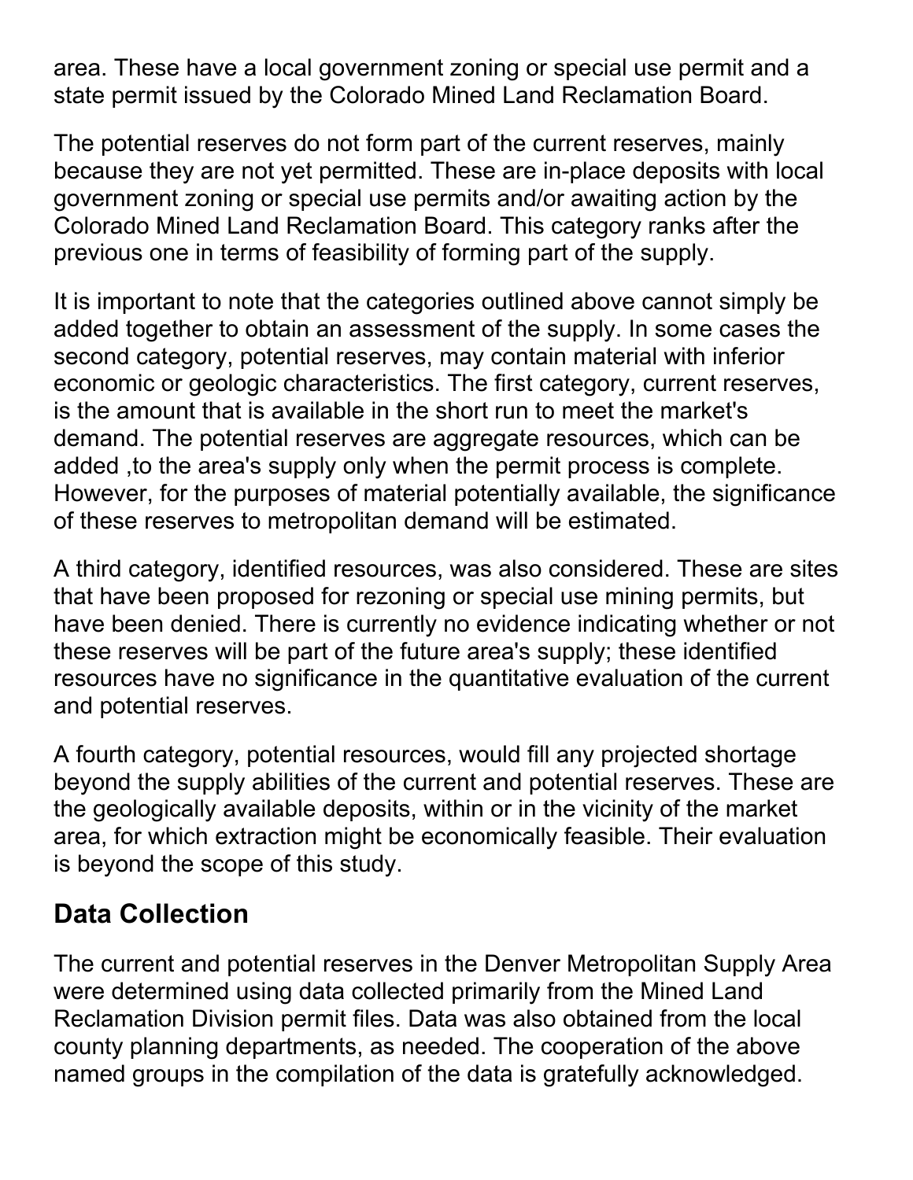area. These have a local government zoning or special use permit and a state permit issued by the Colorado Mined Land Reclamation Board.

The potential reserves do not form part of the current reserves, mainly because they are not yet permitted. These are in-place deposits with local government zoning or special use permits and/or awaiting action by the Colorado Mined Land Reclamation Board. This category ranks after the previous one in terms of feasibility of forming part of the supply.

It is important to note that the categories outlined above cannot simply be added together to obtain an assessment of the supply. In some cases the second category, potential reserves, may contain material with inferior economic or geologic characteristics. The first category, current reserves, is the amount that is available in the short run to meet the market's demand. The potential reserves are aggregate resources, which can be added ,to the area's supply only when the permit process is complete. However, for the purposes of material potentially available, the significance of these reserves to metropolitan demand will be estimated.

A third category, identified resources, was also considered. These are sites that have been proposed for rezoning or special use mining permits, but have been denied. There is currently no evidence indicating whether or not these reserves will be part of the future area's supply; these identified resources have no significance in the quantitative evaluation of the current and potential reserves.

A fourth category, potential resources, would fill any projected shortage beyond the supply abilities of the current and potential reserves. These are the geologically available deposits, within or in the vicinity of the market area, for which extraction might be economically feasible. Their evaluation is beyond the scope of this study.

## Data Collection

The current and potential reserves in the Denver Metropolitan Supply Area were determined using data collected primarily from the Mined Land Reclamation Division permit files. Data was also obtained from the local county planning departments, as needed. The cooperation of the above named groups in the compilation of the data is gratefully acknowledged.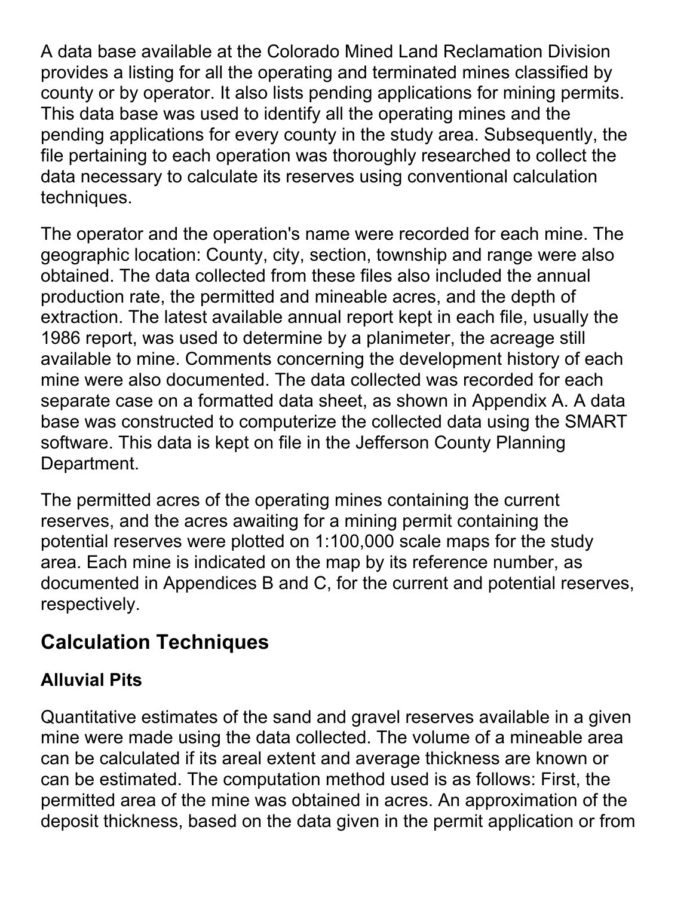A data base available at the Colorado Mined Land Reclamation Division provides a listing for all the operating and terminated mines classified by county or by operator. It also lists pending applications for mining permits. This data base was used to identify all the operating mines and the pending applications for every county in the study area. Subsequently, the file pertaining to each operation was thoroughly researched to collect the data necessary to calculate its reserves using conventional calculation techniques.

The operator and the operation's name were recorded for each mine. The geographic location: County, city, section, township and range were also obtained. The data collected from these files also included the annual production rate, the permitted and mineable acres, and the depth of extraction. The latest available annual report kept in each file, usually the 1986 report, was used to determine by a planimeter, the acreage still available to mine. Comments concerning the development history of each mine were also documented. The data collected was recorded for each separate case on a formatted data sheet, as shown in Appendix A. A data base was constructed to computerize the collected data using the SMART software. This data is kept on file in the Jefferson County Planning Department.

The permitted acres of the operating mines containing the current reserves, and the acres awaiting for a mining permit containing the potential reserves were plotted on 1:100,000 scale maps for the study area. Each mine is indicated on the map by its reference number, as documented in Appendices B and C, for the current and potential reserves, respectively.

## Calculation Techniques

### Alluvial Pits

Quantitative estimates of the sand and gravel reserves available in a given mine were made using the data collected. The volume of a mineable area can be calculated if its areal extent and average thickness are known or can be estimated. The computation method used is as follows: First, the permitted area of the mine was obtained in acres. An approximation of the deposit thickness, based on the data given in the permit application or from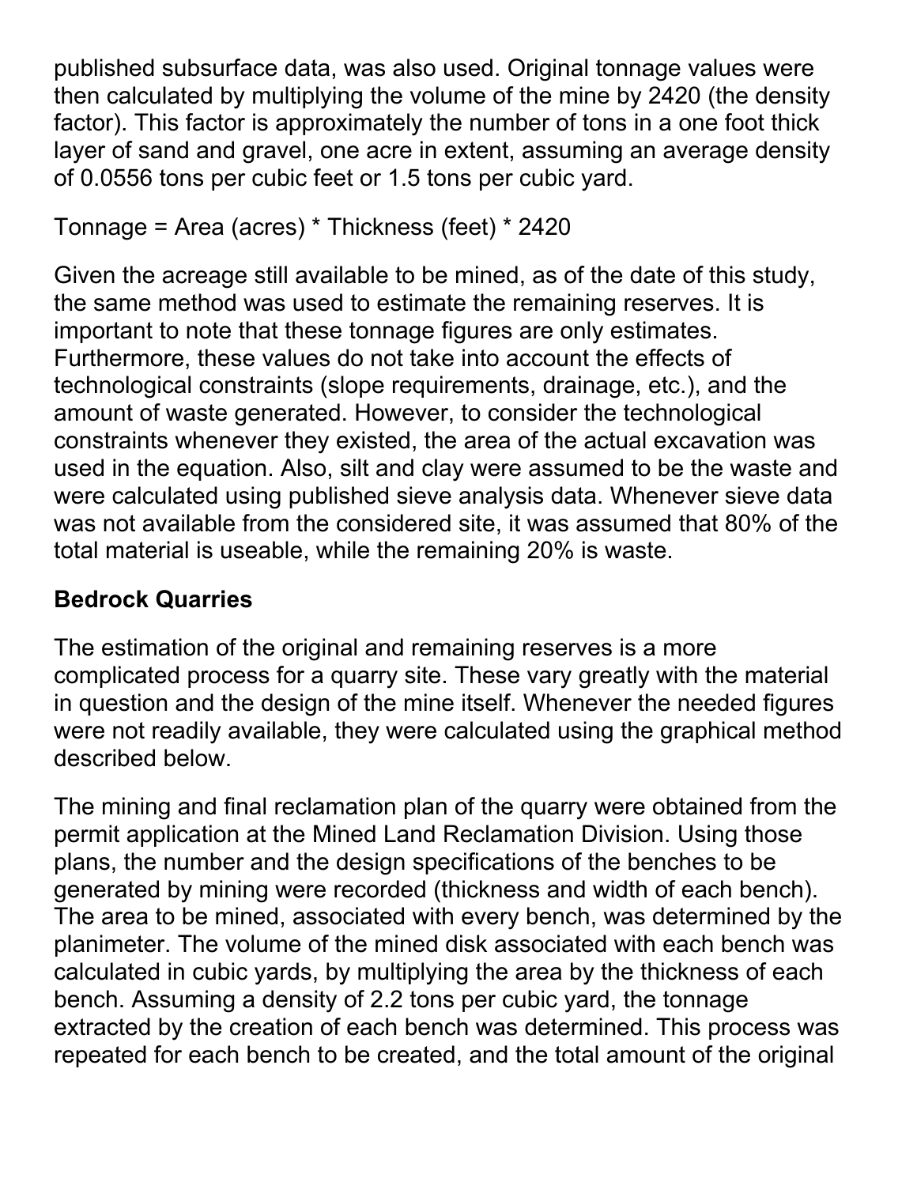published subsurface data, was also used. Original tonnage values were then calculated by multiplying the volume of the mine by 2420 (the density factor). This factor is approximately the number of tons in a one foot thick layer of sand and gravel, one acre in extent, assuming an average density of 0.0556 tons per cubic feet or 1.5 tons per cubic yard.

Tonnage = Area (acres) * Thickness (feet) * 2420

Given the acreage still available to be mined, as of the date of this study, the same method was used to estimate the remaining reserves. It is important to note that these tonnage figures are only estimates. Furthermore, these values do not take into account the effects of technological constraints (slope requirements, drainage, etc.), and the amount of waste generated. However, to consider the technological constraints whenever they existed, the area of the actual excavation was used in the equation. Also, silt and clay were assumed to be the waste and were calculated using published sieve analysis data. Whenever sieve data was not available from the considered site, it was assumed that 80% of the total material is useable, while the remaining 20% is waste.

**Bedrock Quarries**

The estimation of the original and remaining reserves is a more complicated process for a quarry site. These vary greatly with the material in question and the design of the mine itself. Whenever the needed figures were not readily available, they were calculated using the graphical method described below.

The mining and final reclamation plan of the quarry were obtained from the permit application at the Mined Land Reclamation Division. Using those plans, the number and the design specifications of the benches to be generated by mining were recorded (thickness and width of each bench). The area to be mined, associated with every bench, was determined by the planimeter. The volume of the mined disk associated with each bench was calculated in cubic yards, by multiplying the area by the thickness of each bench. Assuming a density of 2.2 tons per cubic yard, the tonnage extracted by the creation of each bench was determined. This process was repeated for each bench to be created, and the total amount of the original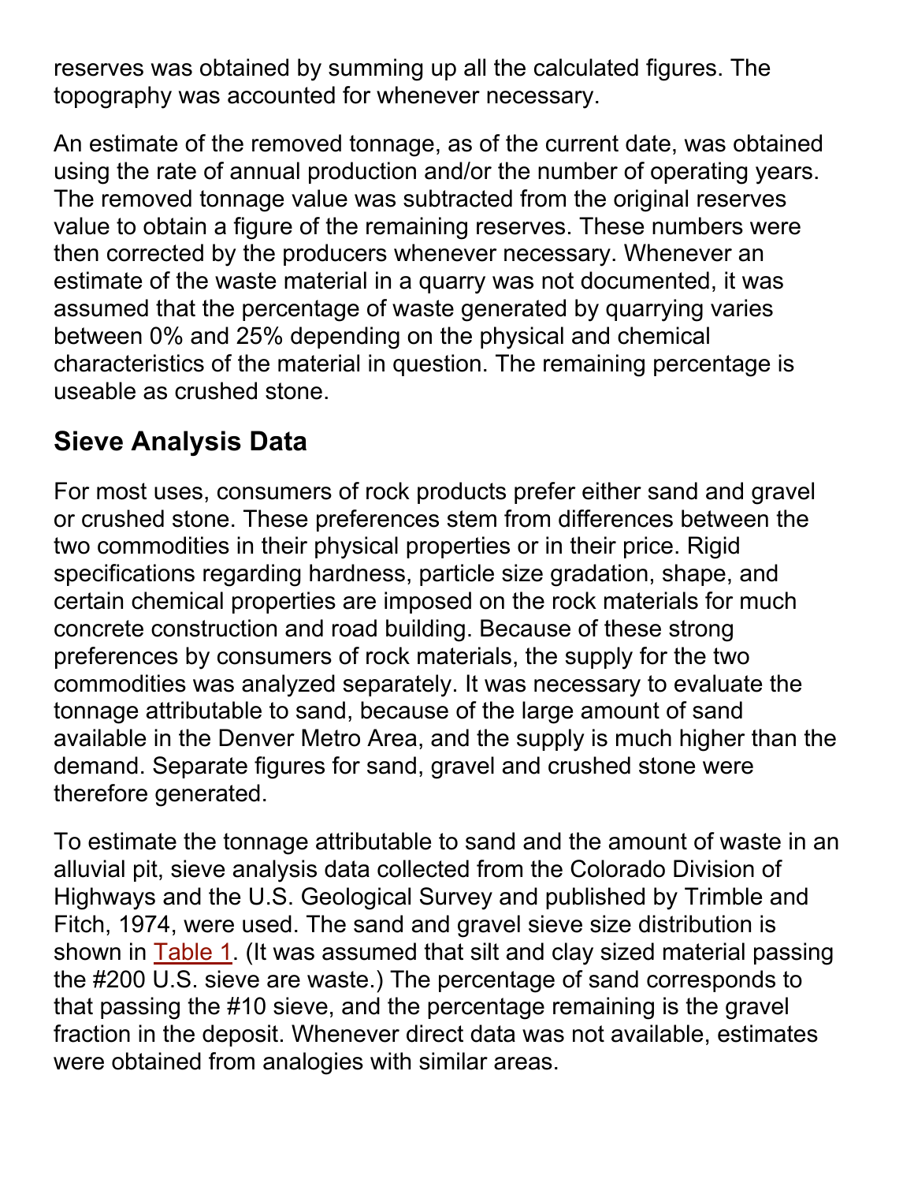reserves was obtained by summing up all the calculated figures. The topography was accounted for whenever necessary.

An estimate of the removed tonnage, as of the current date, was obtained using the rate of annual production and/or the number of operating years. The removed tonnage value was subtracted from the original reserves value to obtain a figure of the remaining reserves. These numbers were then corrected by the producers whenever necessary. Whenever an estimate of the waste material in a quarry was not documented, it was assumed that the percentage of waste generated by quarrying varies between 0% and 25% depending on the physical and chemical characteristics of the material in question. The remaining percentage is useable as crushed stone.

## Sieve Analysis Data

For most uses, consumers of rock products prefer either sand and gravel or crushed stone. These preferences stem from differences between the two commodities in their physical properties or in their price. Rigid specifications regarding hardness, particle size gradation, shape, and certain chemical properties are imposed on the rock materials for much concrete construction and road building. Because of these strong preferences by consumers of rock materials, the supply for the two commodities was analyzed separately. It was necessary to evaluate the tonnage attributable to sand, because of the large amount of sand available in the Denver Metro Area, and the supply is much higher than the demand. Separate figures for sand, gravel and crushed stone were therefore generated.

To estimate the tonnage attributable to sand and the amount of waste in an alluvial pit, sieve analysis data collected from the Colorado Division of Highways and the U.S. Geological Survey and published by Trimble and Fitch, 1974, were used. The sand and gravel sieve size distribution is shown in Table 1. (It was assumed that silt and clay sized material passing the #200 U.S. sieve are waste.) The percentage of sand corresponds to that passing the #10 sieve, and the percentage remaining is the gravel fraction in the deposit. Whenever direct data was not available, estimates were obtained from analogies with similar areas.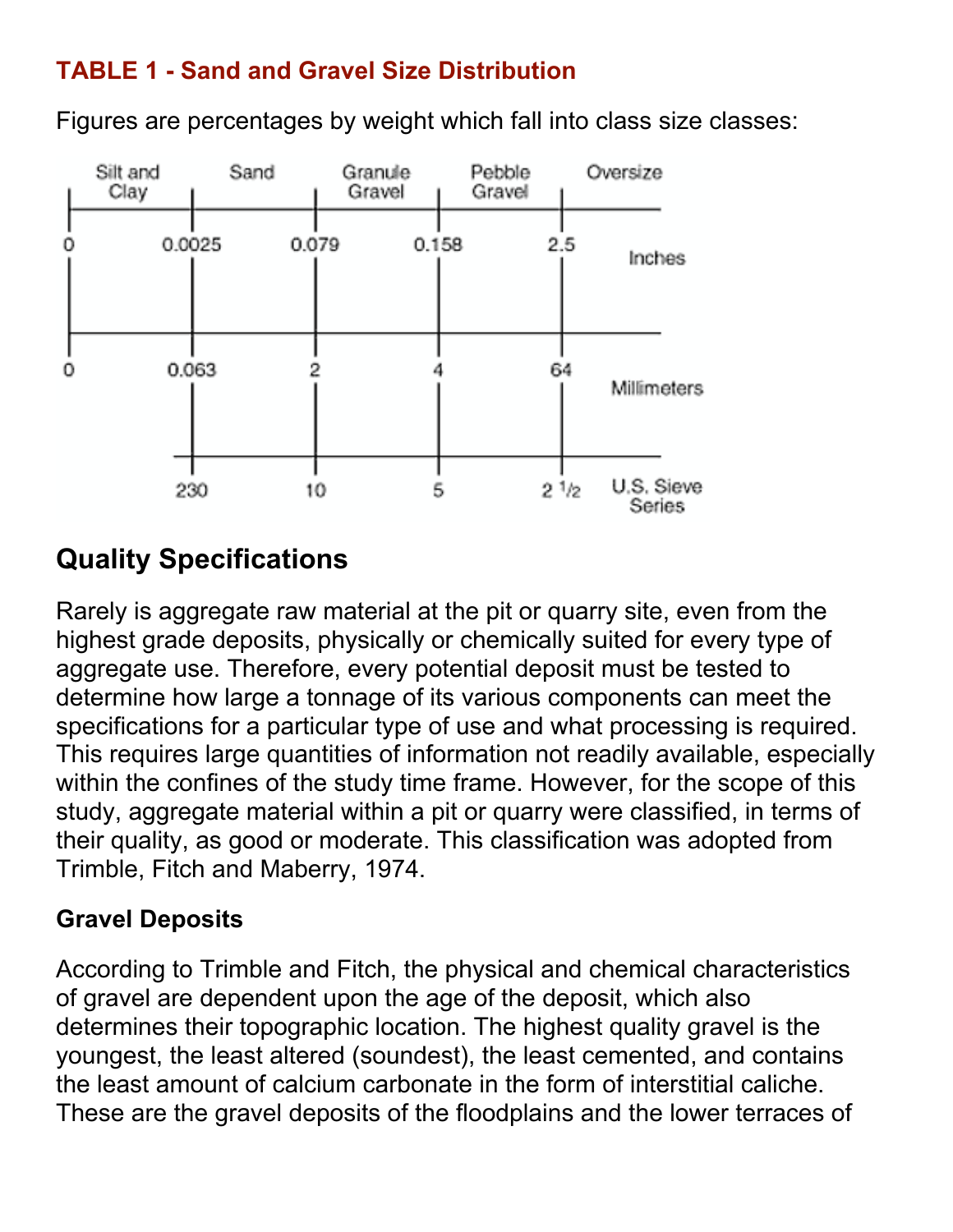### TABLE 1 - Sand and Gravel Size Distribution

Figures are percentages by weight which fall into class size classes:

| | Silt and Clay | Sand | Granule Gravel | Pebble Gravel | Oversize |
|---|---|---|---|---|---|
| Inches | 0 – 0.0025 | 0.0025 – 0.079 | 0.079 – 0.158 | 0.158 – 2.5 | 2.5 + |
| Millimeters | 0 – 0.063 | 0.063 – 2 | 2 – 4 | 4 – 64 | 64 + |
| U.S. Sieve Series | 230 | 230 – 10 | 10 – 5 | 5 – 2 1/2 | 2 1/2 |

## Quality Specifications

Rarely is aggregate raw material at the pit or quarry site, even from the highest grade deposits, physically or chemically suited for every type of aggregate use. Therefore, every potential deposit must be tested to determine how large a tonnage of its various components can meet the specifications for a particular type of use and what processing is required. This requires large quantities of information not readily available, especially within the confines of the study time frame. However, for the scope of this study, aggregate material within a pit or quarry were classified, in terms of their quality, as good or moderate. This classification was adopted from Trimble, Fitch and Maberry, 1974.

### Gravel Deposits

According to Trimble and Fitch, the physical and chemical characteristics of gravel are dependent upon the age of the deposit, which also determines their topographic location. The highest quality gravel is the youngest, the least altered (soundest), the least cemented, and contains the least amount of calcium carbonate in the form of interstitial caliche. These are the gravel deposits of the floodplains and the lower terraces of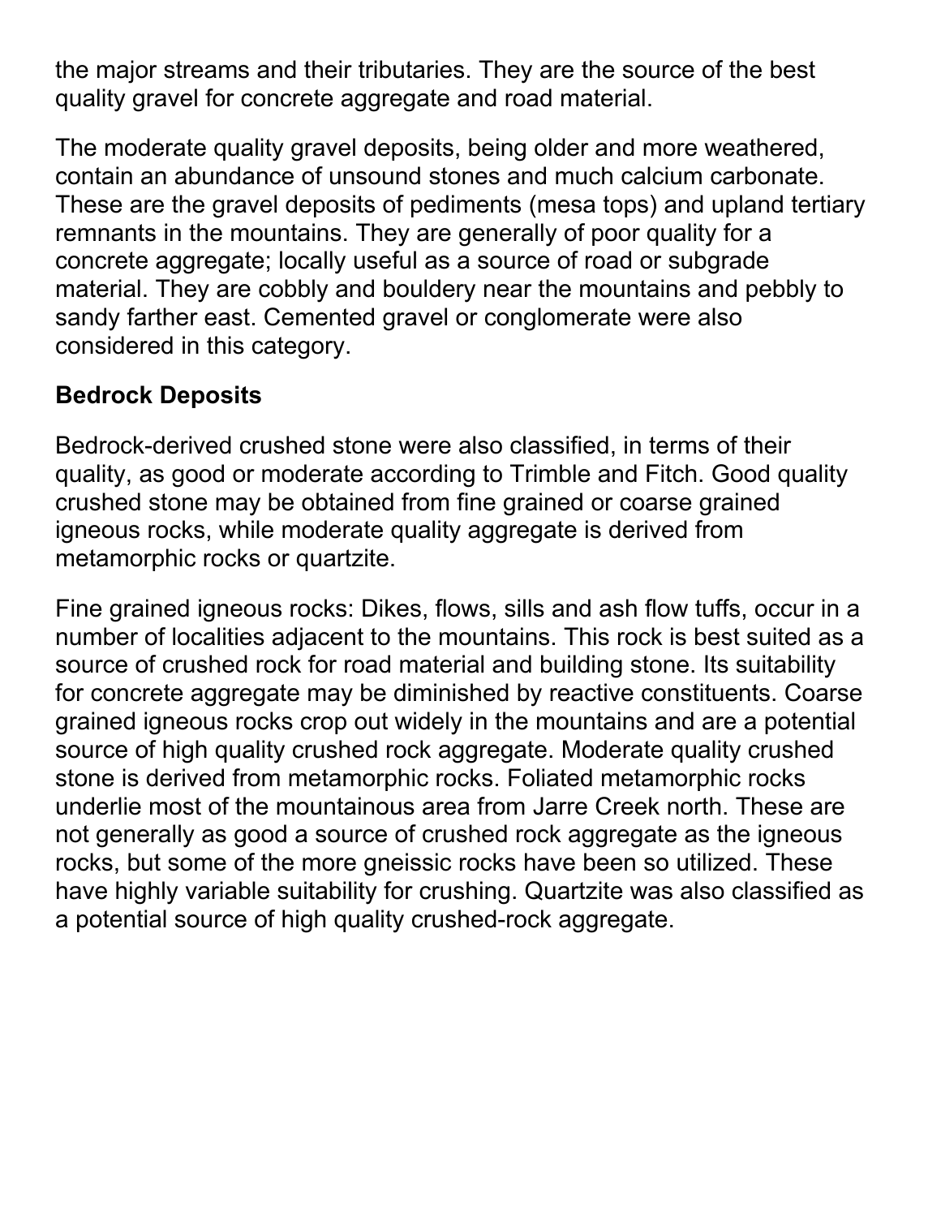the major streams and their tributaries. They are the source of the best quality gravel for concrete aggregate and road material.

The moderate quality gravel deposits, being older and more weathered, contain an abundance of unsound stones and much calcium carbonate. These are the gravel deposits of pediments (mesa tops) and upland tertiary remnants in the mountains. They are generally of poor quality for a concrete aggregate; locally useful as a source of road or subgrade material. They are cobbly and bouldery near the mountains and pebbly to sandy farther east. Cemented gravel or conglomerate were also considered in this category.

**Bedrock Deposits**

Bedrock-derived crushed stone were also classified, in terms of their quality, as good or moderate according to Trimble and Fitch. Good quality crushed stone may be obtained from fine grained or coarse grained igneous rocks, while moderate quality aggregate is derived from metamorphic rocks or quartzite.

Fine grained igneous rocks: Dikes, flows, sills and ash flow tuffs, occur in a number of localities adjacent to the mountains. This rock is best suited as a source of crushed rock for road material and building stone. Its suitability for concrete aggregate may be diminished by reactive constituents. Coarse grained igneous rocks crop out widely in the mountains and are a potential source of high quality crushed rock aggregate. Moderate quality crushed stone is derived from metamorphic rocks. Foliated metamorphic rocks underlie most of the mountainous area from Jarre Creek north. These are not generally as good a source of crushed rock aggregate as the igneous rocks, but some of the more gneissic rocks have been so utilized. These have highly variable suitability for crushing. Quartzite was also classified as a potential source of high quality crushed-rock aggregate.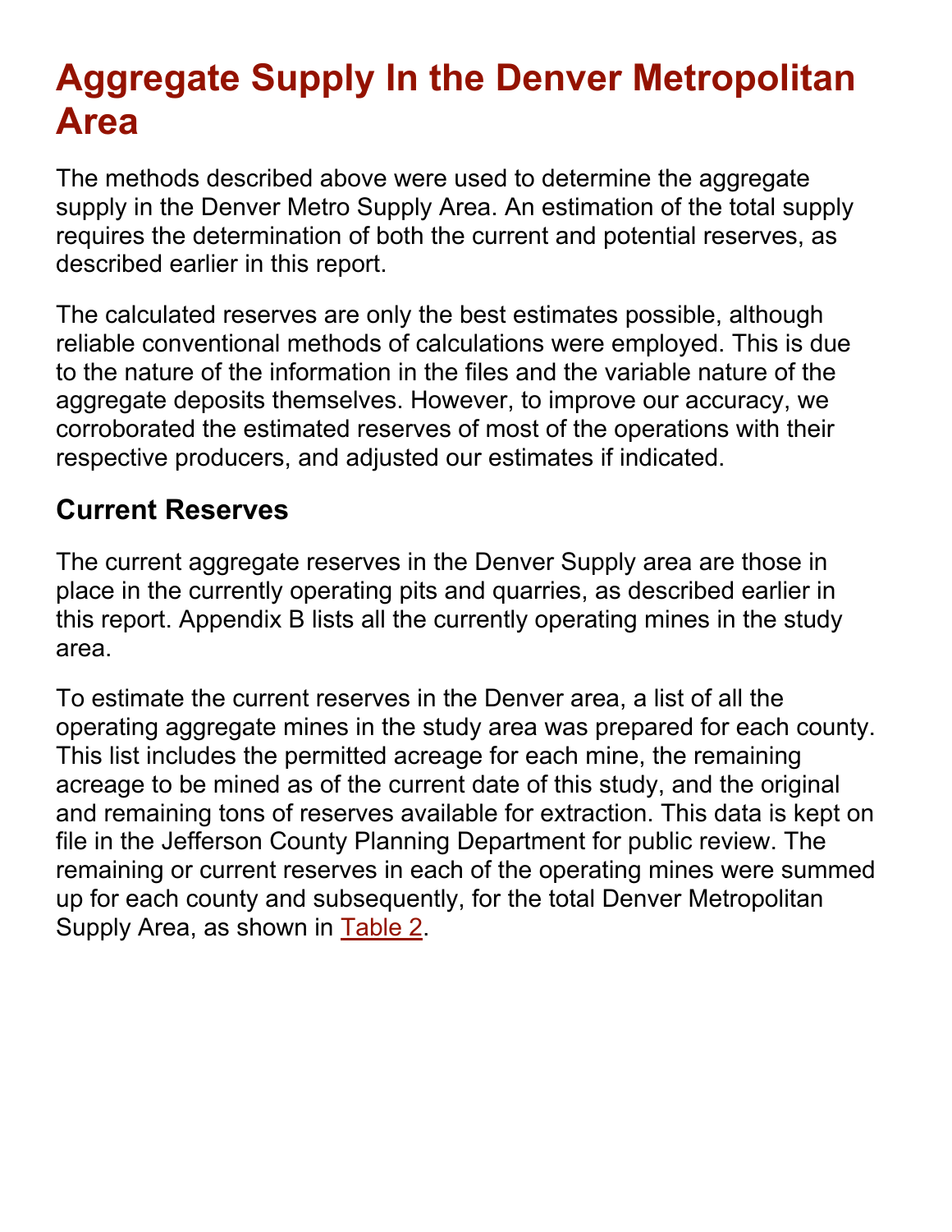# Aggregate Supply In the Denver Metropolitan Area

The methods described above were used to determine the aggregate supply in the Denver Metro Supply Area. An estimation of the total supply requires the determination of both the current and potential reserves, as described earlier in this report.

The calculated reserves are only the best estimates possible, although reliable conventional methods of calculations were employed. This is due to the nature of the information in the files and the variable nature of the aggregate deposits themselves. However, to improve our accuracy, we corroborated the estimated reserves of most of the operations with their respective producers, and adjusted our estimates if indicated.

## Current Reserves

The current aggregate reserves in the Denver Supply area are those in place in the currently operating pits and quarries, as described earlier in this report. Appendix B lists all the currently operating mines in the study area.

To estimate the current reserves in the Denver area, a list of all the operating aggregate mines in the study area was prepared for each county. This list includes the permitted acreage for each mine, the remaining acreage to be mined as of the current date of this study, and the original and remaining tons of reserves available for extraction. This data is kept on file in the Jefferson County Planning Department for public review. The remaining or current reserves in each of the operating mines were summed up for each county and subsequently, for the total Denver Metropolitan Supply Area, as shown in Table 2.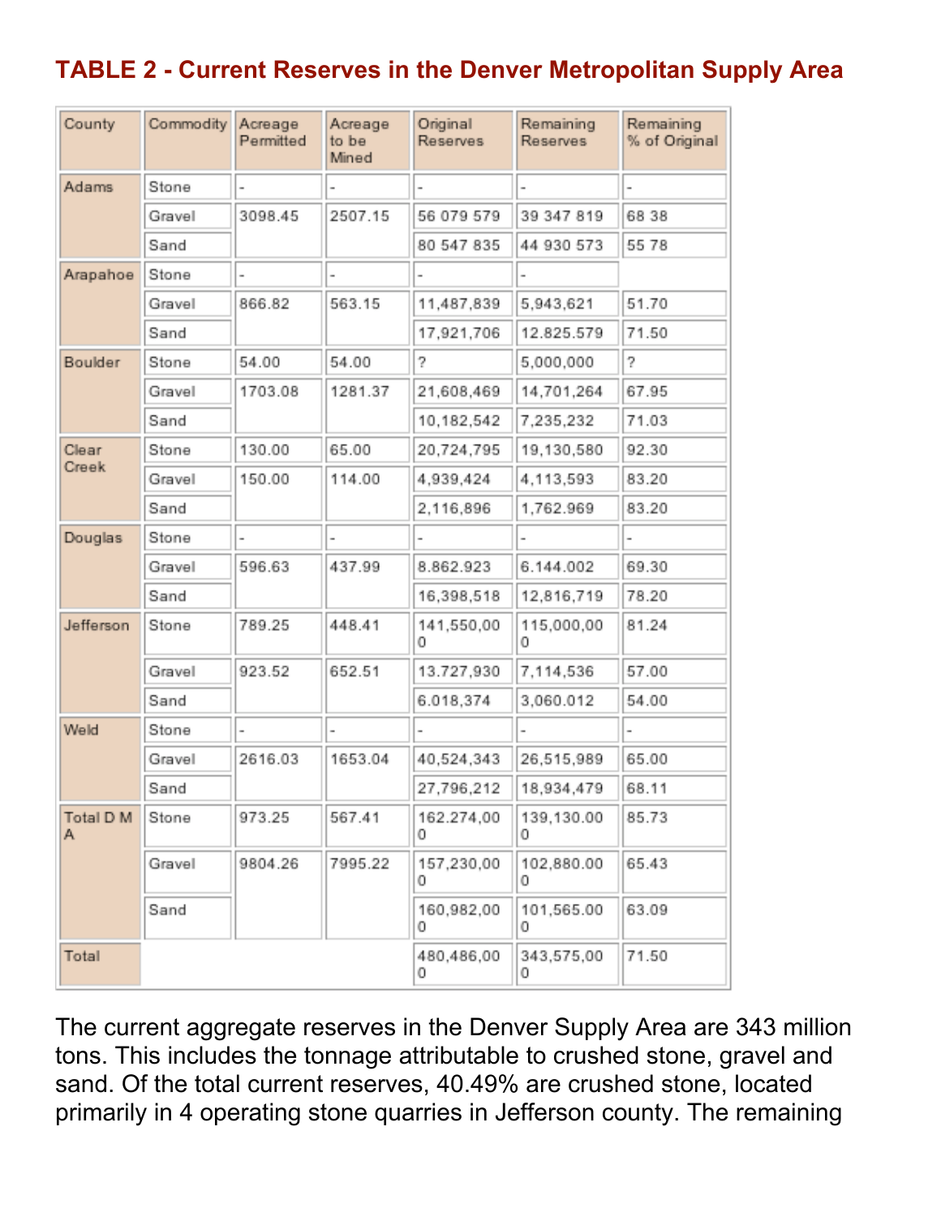## TABLE 2 - Current Reserves in the Denver Metropolitan Supply Area

| County | Commodity | Acreage Permitted | Acreage to be Mined | Original Reserves | Remaining Reserves | Remaining % of Original |
|---|---|---|---|---|---|---|
| Adams | Stone | - | - | - | - | - |
| | Gravel | 3098.45 | 2507.15 | 56 079 579 | 39 347 819 | 68 38 |
| | Sand | | | 80 547 835 | 44 930 573 | 55 78 |
| Arapahoe | Stone | - | - | - | - | |
| | Gravel | 866.82 | 563.15 | 11,487,839 | 5,943,621 | 51.70 |
| | Sand | | | 17,921,706 | 12.825.579 | 71.50 |
| Boulder | Stone | 54.00 | 54.00 | ? | 5,000,000 | ? |
| | Gravel | 1703.08 | 1281.37 | 21,608,469 | 14,701,264 | 67.95 |
| | Sand | | | 10,182,542 | 7,235,232 | 71.03 |
| Clear Creek | Stone | 130.00 | 65.00 | 20,724,795 | 19,130,580 | 92.30 |
| | Gravel | 150.00 | 114.00 | 4,939,424 | 4,113,593 | 83.20 |
| | Sand | | | 2,116,896 | 1,762.969 | 83.20 |
| Douglas | Stone | - | - | - | - | - |
| | Gravel | 596.63 | 437.99 | 8.862.923 | 6.144.002 | 69.30 |
| | Sand | | | 16,398,518 | 12,816,719 | 78.20 |
| Jefferson | Stone | 789.25 | 448.41 | 141,550,000 | 115,000,000 | 81.24 |
| | Gravel | 923.52 | 652.51 | 13.727,930 | 7,114,536 | 57.00 |
| | Sand | | | 6.018,374 | 3,060.012 | 54.00 |
| Weld | Stone | - | - | - | - | - |
| | Gravel | 2616.03 | 1653.04 | 40,524,343 | 26,515,989 | 65.00 |
| | Sand | | | 27,796,212 | 18,934,479 | 68.11 |
| Total D M A | Stone | 973.25 | 567.41 | 162.274,000 | 139,130.000 | 85.73 |
| | Gravel | 9804.26 | 7995.22 | 157,230,000 | 102,880.000 | 65.43 |
| | Sand | | | 160,982,000 | 101,565.000 | 63.09 |
| Total | | | | 480,486,000 | 343,575,000 | 71.50 |

The current aggregate reserves in the Denver Supply Area are 343 million tons. This includes the tonnage attributable to crushed stone, gravel and sand. Of the total current reserves, 40.49% are crushed stone, located primarily in 4 operating stone quarries in Jefferson county. The remaining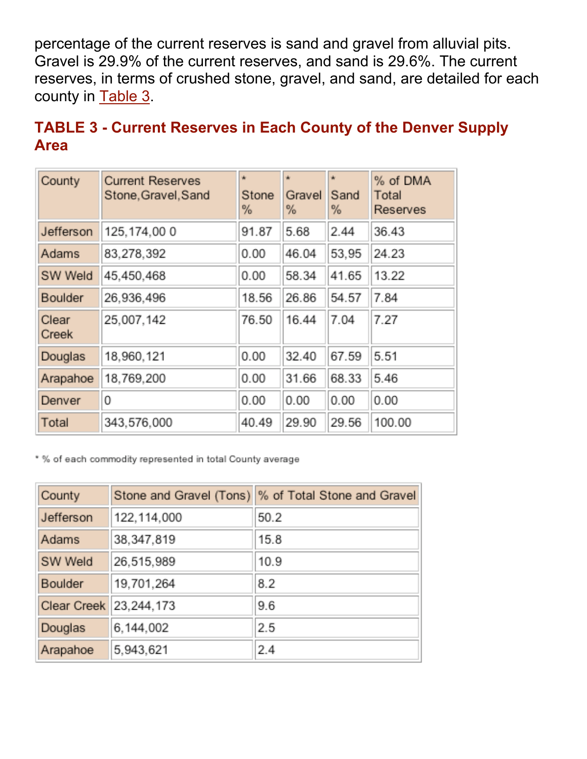percentage of the current reserves is sand and gravel from alluvial pits. Gravel is 29.9% of the current reserves, and sand is 29.6%. The current reserves, in terms of crushed stone, gravel, and sand, are detailed for each county in Table 3.

### TABLE 3 - Current Reserves in Each County of the Denver Supply Area

| County | Current Reserves Stone,Gravel,Sand | * Stone % | * Gravel % | * Sand % | % of DMA Total Reserves |
|---|---|---|---|---|---|
| Jefferson | 125,174,00 0 | 91.87 | 5.68 | 2.44 | 36.43 |
| Adams | 83,278,392 | 0.00 | 46.04 | 53,95 | 24.23 |
| SW Weld | 45,450,468 | 0.00 | 58.34 | 41.65 | 13.22 |
| Boulder | 26,936,496 | 18.56 | 26.86 | 54.57 | 7.84 |
| Clear Creek | 25,007,142 | 76.50 | 16.44 | 7.04 | 7.27 |
| Douglas | 18,960,121 | 0.00 | 32.40 | 67.59 | 5.51 |
| Arapahoe | 18,769,200 | 0.00 | 31.66 | 68.33 | 5.46 |
| Denver | 0 | 0.00 | 0.00 | 0.00 | 0.00 |
| Total | 343,576,000 | 40.49 | 29.90 | 29.56 | 100.00 |

* % of each commodity represented in total County average

| County | Stone and Gravel (Tons) | % of Total Stone and Gravel |
|---|---|---|
| Jefferson | 122,114,000 | 50.2 |
| Adams | 38,347,819 | 15.8 |
| SW Weld | 26,515,989 | 10.9 |
| Boulder | 19,701,264 | 8.2 |
| Clear Creek | 23,244,173 | 9.6 |
| Douglas | 6,144,002 | 2.5 |
| Arapahoe | 5,943,621 | 2.4 |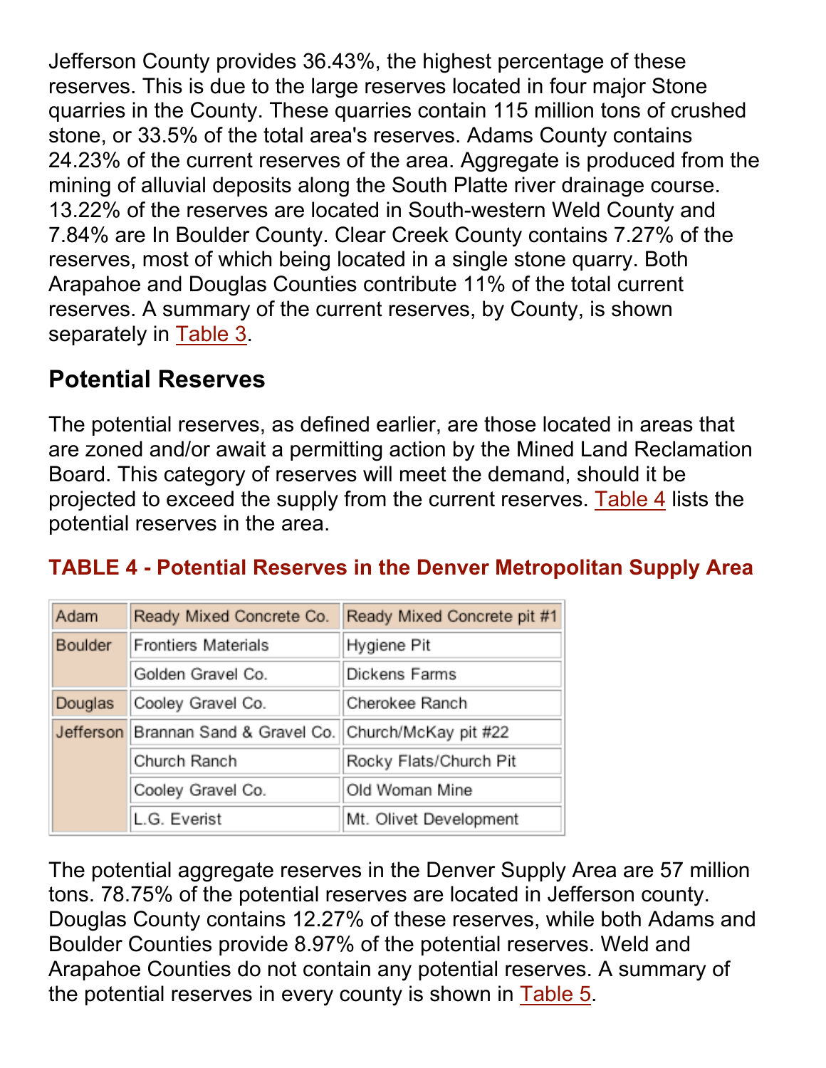Jefferson County provides 36.43%, the highest percentage of these reserves. This is due to the large reserves located in four major Stone quarries in the County. These quarries contain 115 million tons of crushed stone, or 33.5% of the total area's reserves. Adams County contains 24.23% of the current reserves of the area. Aggregate is produced from the mining of alluvial deposits along the South Platte river drainage course. 13.22% of the reserves are located in South-western Weld County and 7.84% are In Boulder County. Clear Creek County contains 7.27% of the reserves, most of which being located in a single stone quarry. Both Arapahoe and Douglas Counties contribute 11% of the total current reserves. A summary of the current reserves, by County, is shown separately in Table 3.

## Potential Reserves

The potential reserves, as defined earlier, are those located in areas that are zoned and/or await a permitting action by the Mined Land Reclamation Board. This category of reserves will meet the demand, should it be projected to exceed the supply from the current reserves. Table 4 lists the potential reserves in the area.

### TABLE 4 - Potential Reserves in the Denver Metropolitan Supply Area

| Adam | Ready Mixed Concrete Co. | Ready Mixed Concrete pit #1 |
|---|---|---|
| Boulder | Frontiers Materials | Hygiene Pit |
| | Golden Gravel Co. | Dickens Farms |
| Douglas | Cooley Gravel Co. | Cherokee Ranch |
| Jefferson | Brannan Sand & Gravel Co. | Church/McKay pit #22 |
| | Church Ranch | Rocky Flats/Church Pit |
| | Cooley Gravel Co. | Old Woman Mine |
| | L.G. Everist | Mt. Olivet Development |

The potential aggregate reserves in the Denver Supply Area are 57 million tons. 78.75% of the potential reserves are located in Jefferson county. Douglas County contains 12.27% of these reserves, while both Adams and Boulder Counties provide 8.97% of the potential reserves. Weld and Arapahoe Counties do not contain any potential reserves. A summary of the potential reserves in every county is shown in Table 5.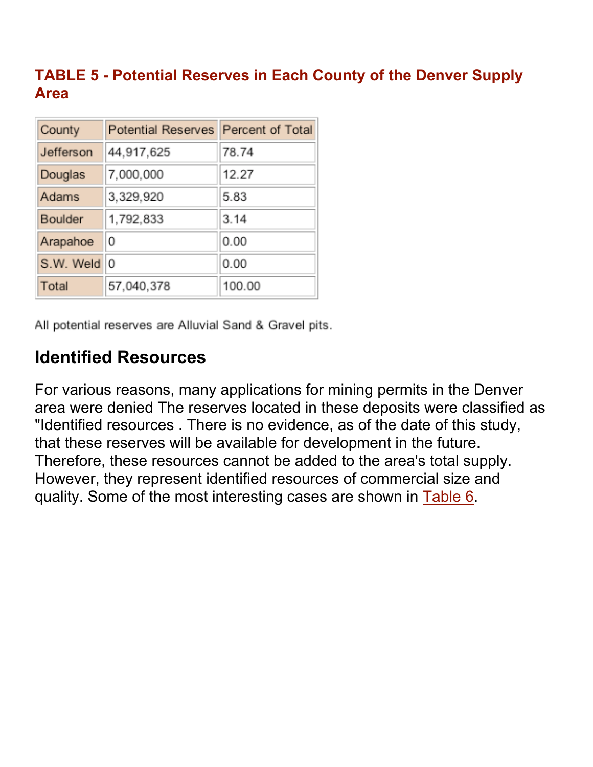## TABLE 5 - Potential Reserves in Each County of the Denver Supply Area

| County | Potential Reserves | Percent of Total |
|---|---|---|
| Jefferson | 44,917,625 | 78.74 |
| Douglas | 7,000,000 | 12.27 |
| Adams | 3,329,920 | 5.83 |
| Boulder | 1,792,833 | 3.14 |
| Arapahoe | 0 | 0.00 |
| S.W. Weld | 0 | 0.00 |
| Total | 57,040,378 | 100.00 |

All potential reserves are Alluvial Sand & Gravel pits.

## Identified Resources

For various reasons, many applications for mining permits in the Denver area were denied The reserves located in these deposits were classified as "Identified resources . There is no evidence, as of the date of this study, that these reserves will be available for development in the future. Therefore, these resources cannot be added to the area's total supply. However, they represent identified resources of commercial size and quality. Some of the most interesting cases are shown in Table 6.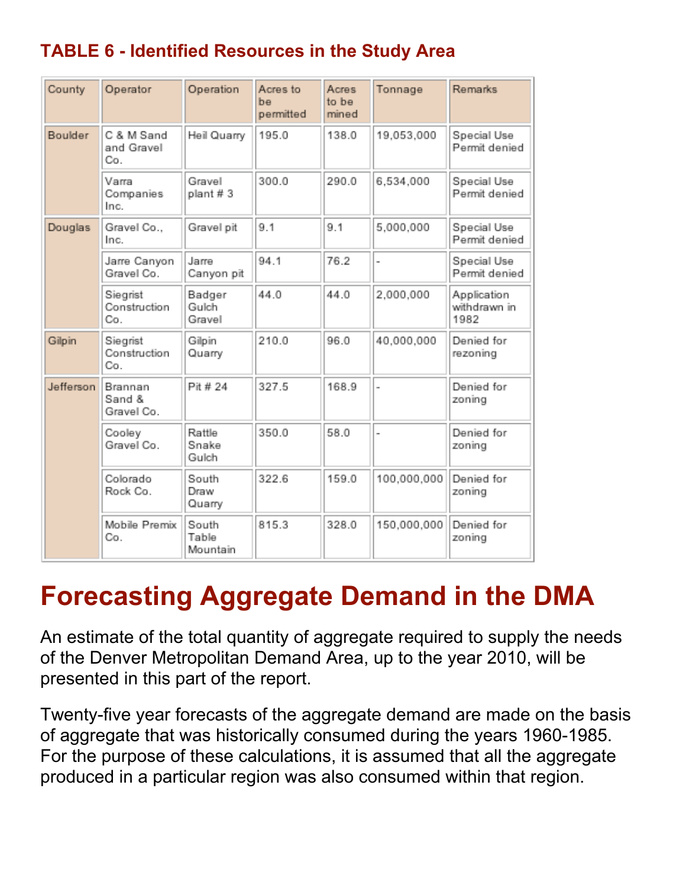### TABLE 6 - Identified Resources in the Study Area

| County | Operator | Operation | Acres to be permitted | Acres to be mined | Tonnage | Remarks |
|---|---|---|---|---|---|---|
| Boulder | C & M Sand and Gravel Co. | Heil Quarry | 195.0 | 138.0 | 19,053,000 | Special Use Permit denied |
| | Varra Companies Inc. | Gravel plant # 3 | 300.0 | 290.0 | 6,534,000 | Special Use Permit denied |
| Douglas | Gravel Co., Inc. | Gravel pit | 9.1 | 9.1 | 5,000,000 | Special Use Permit denied |
| | Jarre Canyon Gravel Co. | Jarre Canyon pit | 94.1 | 76.2 | - | Special Use Permit denied |
| | Siegrist Construction Co. | Badger Gulch Gravel | 44.0 | 44.0 | 2,000,000 | Application withdrawn in 1982 |
| Gilpin | Siegrist Construction Co. | Gilpin Quarry | 210.0 | 96.0 | 40,000,000 | Denied for rezoning |
| Jefferson | Brannan Sand & Gravel Co. | Pit # 24 | 327.5 | 168.9 | - | Denied for zoning |
| | Cooley Gravel Co. | Rattle Snake Gulch | 350.0 | 58.0 | - | Denied for zoning |
| | Colorado Rock Co. | South Draw Quarry | 322.6 | 159.0 | 100,000,000 | Denied for zoning |
| | Mobile Premix Co. | South Table Mountain | 815.3 | 328.0 | 150,000,000 | Denied for zoning |

# Forecasting Aggregate Demand in the DMA

An estimate of the total quantity of aggregate required to supply the needs of the Denver Metropolitan Demand Area, up to the year 2010, will be presented in this part of the report.

Twenty-five year forecasts of the aggregate demand are made on the basis of aggregate that was historically consumed during the years 1960-1985. For the purpose of these calculations, it is assumed that all the aggregate produced in a particular region was also consumed within that region.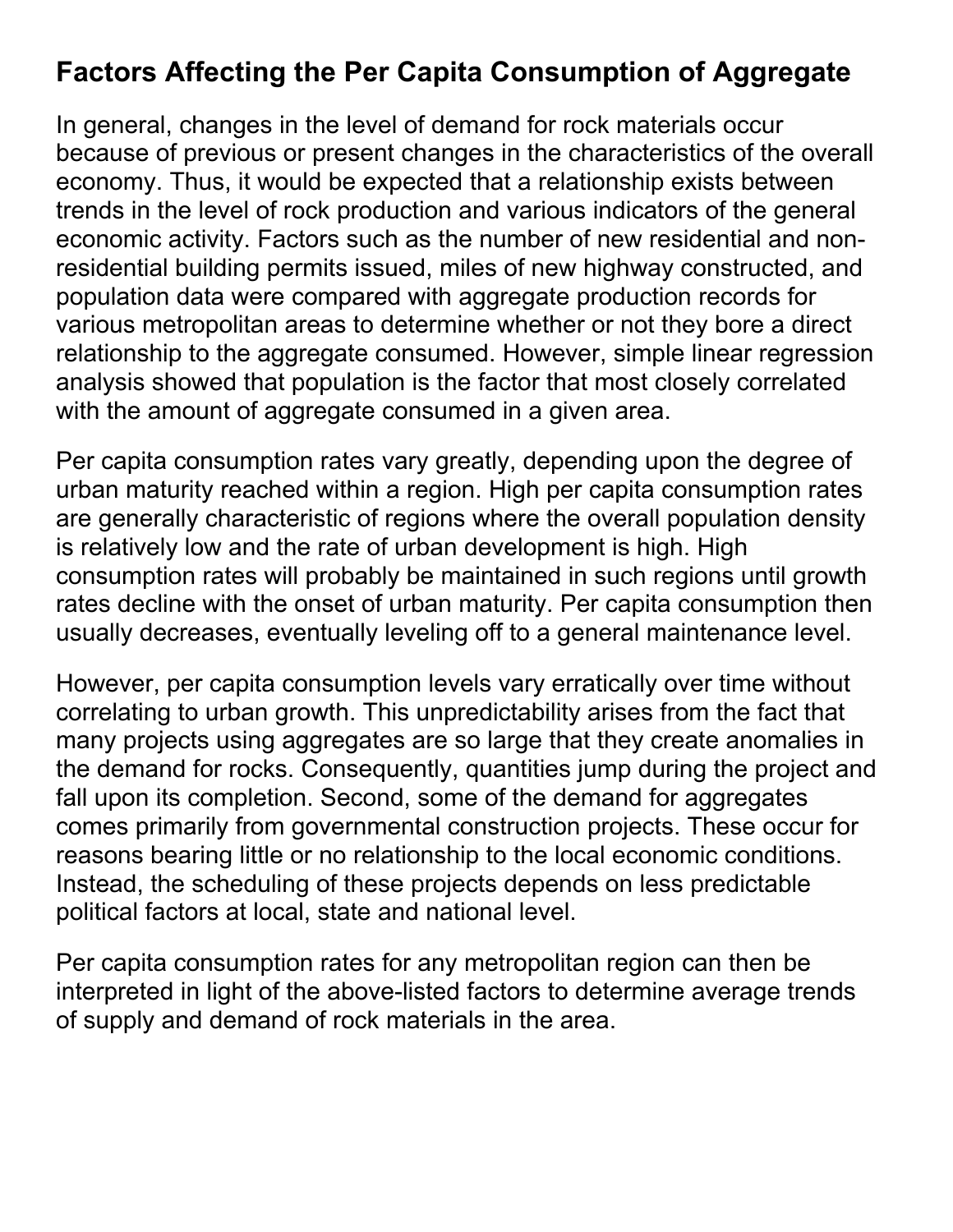## Factors Affecting the Per Capita Consumption of Aggregate

In general, changes in the level of demand for rock materials occur because of previous or present changes in the characteristics of the overall economy. Thus, it would be expected that a relationship exists between trends in the level of rock production and various indicators of the general economic activity. Factors such as the number of new residential and non-residential building permits issued, miles of new highway constructed, and population data were compared with aggregate production records for various metropolitan areas to determine whether or not they bore a direct relationship to the aggregate consumed. However, simple linear regression analysis showed that population is the factor that most closely correlated with the amount of aggregate consumed in a given area.

Per capita consumption rates vary greatly, depending upon the degree of urban maturity reached within a region. High per capita consumption rates are generally characteristic of regions where the overall population density is relatively low and the rate of urban development is high. High consumption rates will probably be maintained in such regions until growth rates decline with the onset of urban maturity. Per capita consumption then usually decreases, eventually leveling off to a general maintenance level.

However, per capita consumption levels vary erratically over time without correlating to urban growth. This unpredictability arises from the fact that many projects using aggregates are so large that they create anomalies in the demand for rocks. Consequently, quantities jump during the project and fall upon its completion. Second, some of the demand for aggregates comes primarily from governmental construction projects. These occur for reasons bearing little or no relationship to the local economic conditions. Instead, the scheduling of these projects depends on less predictable political factors at local, state and national level.

Per capita consumption rates for any metropolitan region can then be interpreted in light of the above-listed factors to determine average trends of supply and demand of rock materials in the area.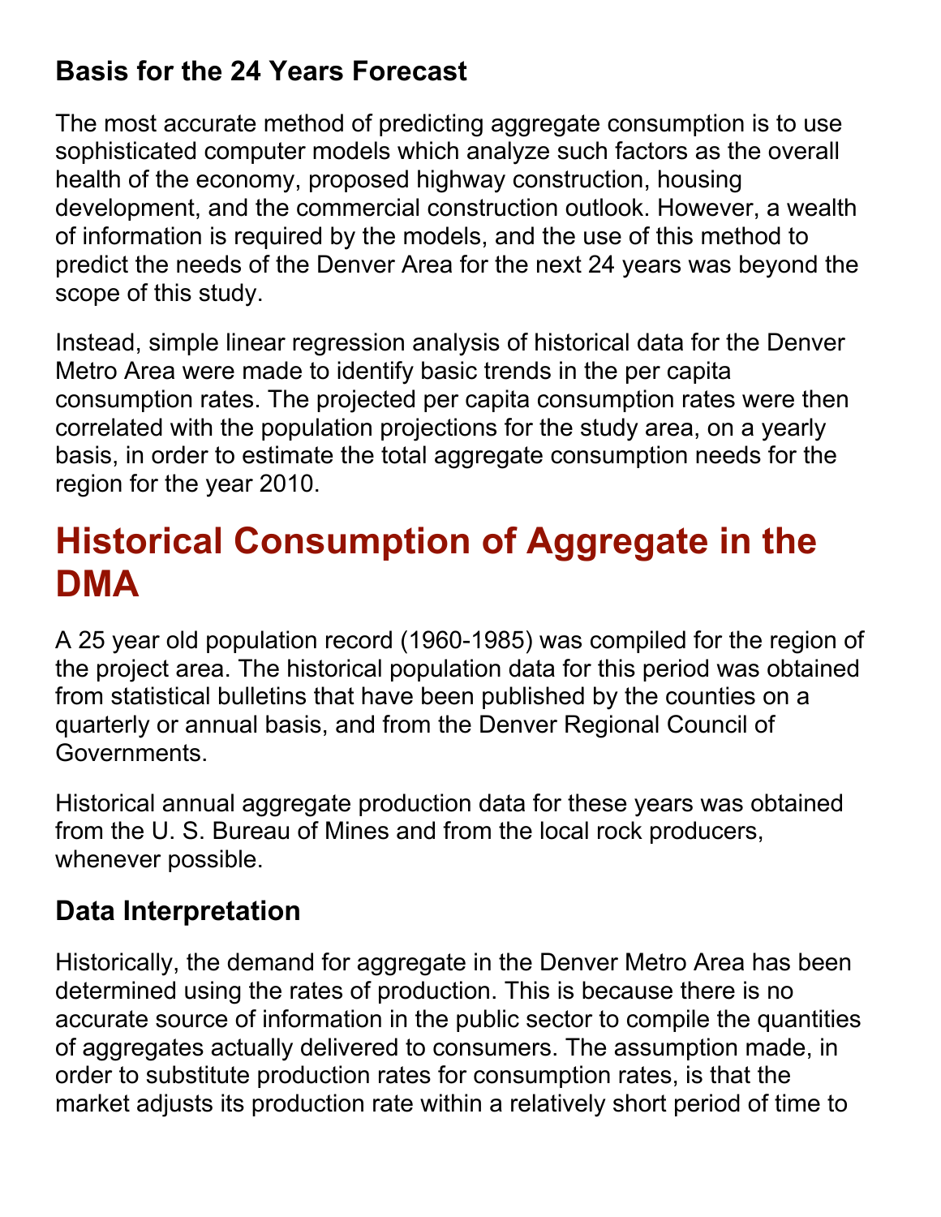### Basis for the 24 Years Forecast

The most accurate method of predicting aggregate consumption is to use sophisticated computer models which analyze such factors as the overall health of the economy, proposed highway construction, housing development, and the commercial construction outlook. However, a wealth of information is required by the models, and the use of this method to predict the needs of the Denver Area for the next 24 years was beyond the scope of this study.

Instead, simple linear regression analysis of historical data for the Denver Metro Area were made to identify basic trends in the per capita consumption rates. The projected per capita consumption rates were then correlated with the population projections for the study area, on a yearly basis, in order to estimate the total aggregate consumption needs for the region for the year 2010.

## Historical Consumption of Aggregate in the DMA

A 25 year old population record (1960-1985) was compiled for the region of the project area. The historical population data for this period was obtained from statistical bulletins that have been published by the counties on a quarterly or annual basis, and from the Denver Regional Council of Governments.

Historical annual aggregate production data for these years was obtained from the U. S. Bureau of Mines and from the local rock producers, whenever possible.

### Data Interpretation

Historically, the demand for aggregate in the Denver Metro Area has been determined using the rates of production. This is because there is no accurate source of information in the public sector to compile the quantities of aggregates actually delivered to consumers. The assumption made, in order to substitute production rates for consumption rates, is that the market adjusts its production rate within a relatively short period of time to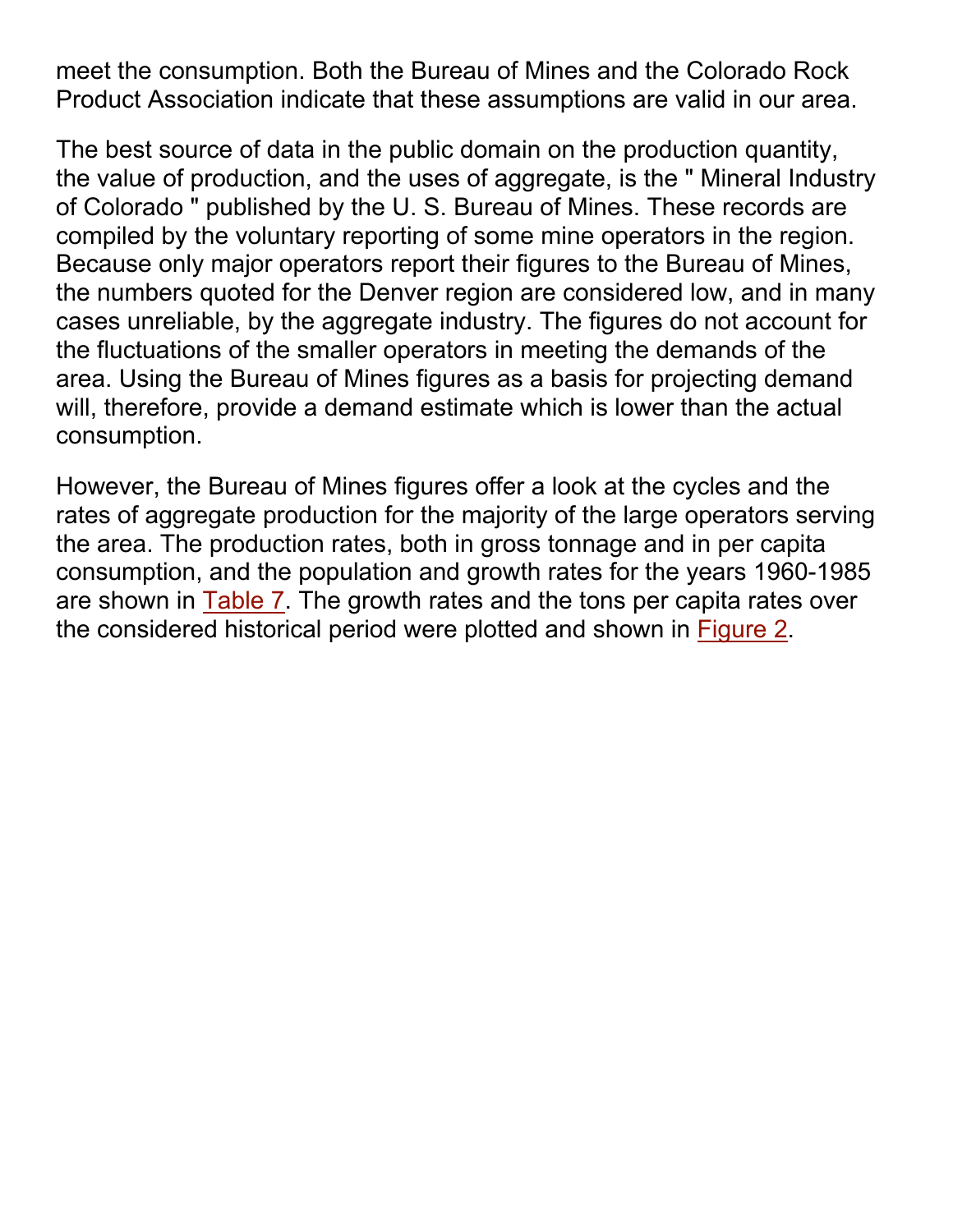meet the consumption. Both the Bureau of Mines and the Colorado Rock Product Association indicate that these assumptions are valid in our area.

The best source of data in the public domain on the production quantity, the value of production, and the uses of aggregate, is the " Mineral Industry of Colorado " published by the U. S. Bureau of Mines. These records are compiled by the voluntary reporting of some mine operators in the region. Because only major operators report their figures to the Bureau of Mines, the numbers quoted for the Denver region are considered low, and in many cases unreliable, by the aggregate industry. The figures do not account for the fluctuations of the smaller operators in meeting the demands of the area. Using the Bureau of Mines figures as a basis for projecting demand will, therefore, provide a demand estimate which is lower than the actual consumption.

However, the Bureau of Mines figures offer a look at the cycles and the rates of aggregate production for the majority of the large operators serving the area. The production rates, both in gross tonnage and in per capita consumption, and the population and growth rates for the years 1960-1985 are shown in Table 7. The growth rates and the tons per capita rates over the considered historical period were plotted and shown in Figure 2.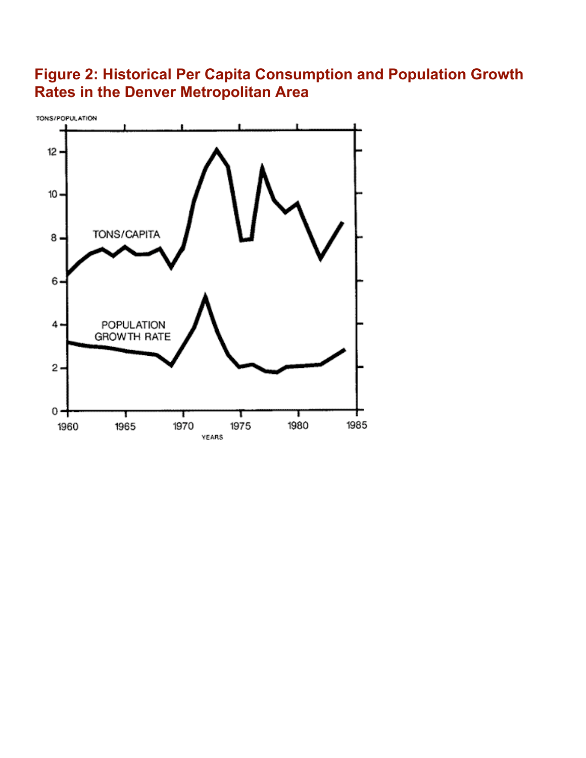**Figure 2: Historical Per Capita Consumption and Population Growth Rates in the Denver Metropolitan Area**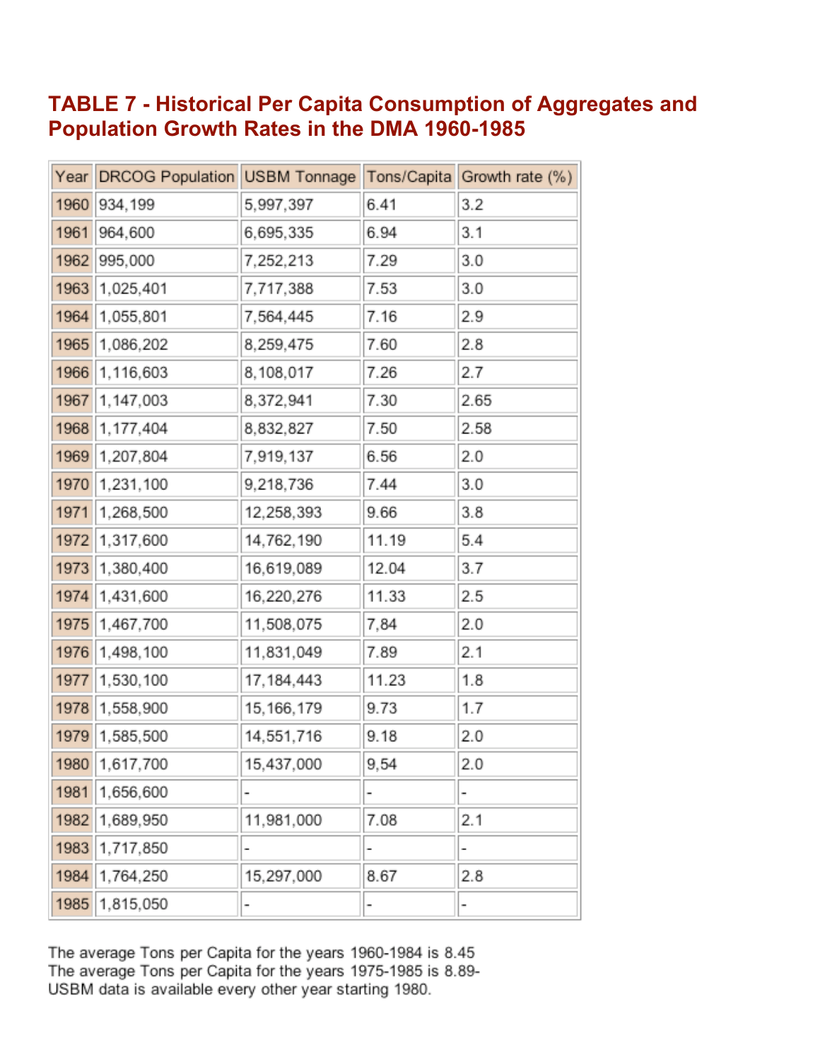## TABLE 7 - Historical Per Capita Consumption of Aggregates and Population Growth Rates in the DMA 1960-1985

| Year | DRCOG Population | USBM Tonnage | Tons/Capita | Growth rate (%) |
|---|---|---|---|---|
| 1960 | 934,199 | 5,997,397 | 6.41 | 3.2 |
| 1961 | 964,600 | 6,695,335 | 6.94 | 3.1 |
| 1962 | 995,000 | 7,252,213 | 7.29 | 3.0 |
| 1963 | 1,025,401 | 7,717,388 | 7.53 | 3.0 |
| 1964 | 1,055,801 | 7,564,445 | 7.16 | 2.9 |
| 1965 | 1,086,202 | 8,259,475 | 7.60 | 2.8 |
| 1966 | 1,116,603 | 8,108,017 | 7.26 | 2.7 |
| 1967 | 1,147,003 | 8,372,941 | 7.30 | 2.65 |
| 1968 | 1,177,404 | 8,832,827 | 7.50 | 2.58 |
| 1969 | 1,207,804 | 7,919,137 | 6.56 | 2.0 |
| 1970 | 1,231,100 | 9,218,736 | 7.44 | 3.0 |
| 1971 | 1,268,500 | 12,258,393 | 9.66 | 3.8 |
| 1972 | 1,317,600 | 14,762,190 | 11.19 | 5.4 |
| 1973 | 1,380,400 | 16,619,089 | 12.04 | 3.7 |
| 1974 | 1,431,600 | 16,220,276 | 11.33 | 2.5 |
| 1975 | 1,467,700 | 11,508,075 | 7,84 | 2.0 |
| 1976 | 1,498,100 | 11,831,049 | 7.89 | 2.1 |
| 1977 | 1,530,100 | 17,184,443 | 11.23 | 1.8 |
| 1978 | 1,558,900 | 15,166,179 | 9.73 | 1.7 |
| 1979 | 1,585,500 | 14,551,716 | 9.18 | 2.0 |
| 1980 | 1,617,700 | 15,437,000 | 9,54 | 2.0 |
| 1981 | 1,656,600 | - | - | - |
| 1982 | 1,689,950 | 11,981,000 | 7.08 | 2.1 |
| 1983 | 1,717,850 | - | - | - |
| 1984 | 1,764,250 | 15,297,000 | 8.67 | 2.8 |
| 1985 | 1,815,050 | - | - | - |

The average Tons per Capita for the years 1960-1984 is 8.45
The average Tons per Capita for the years 1975-1985 is 8.89-
USBM data is available every other year starting 1980.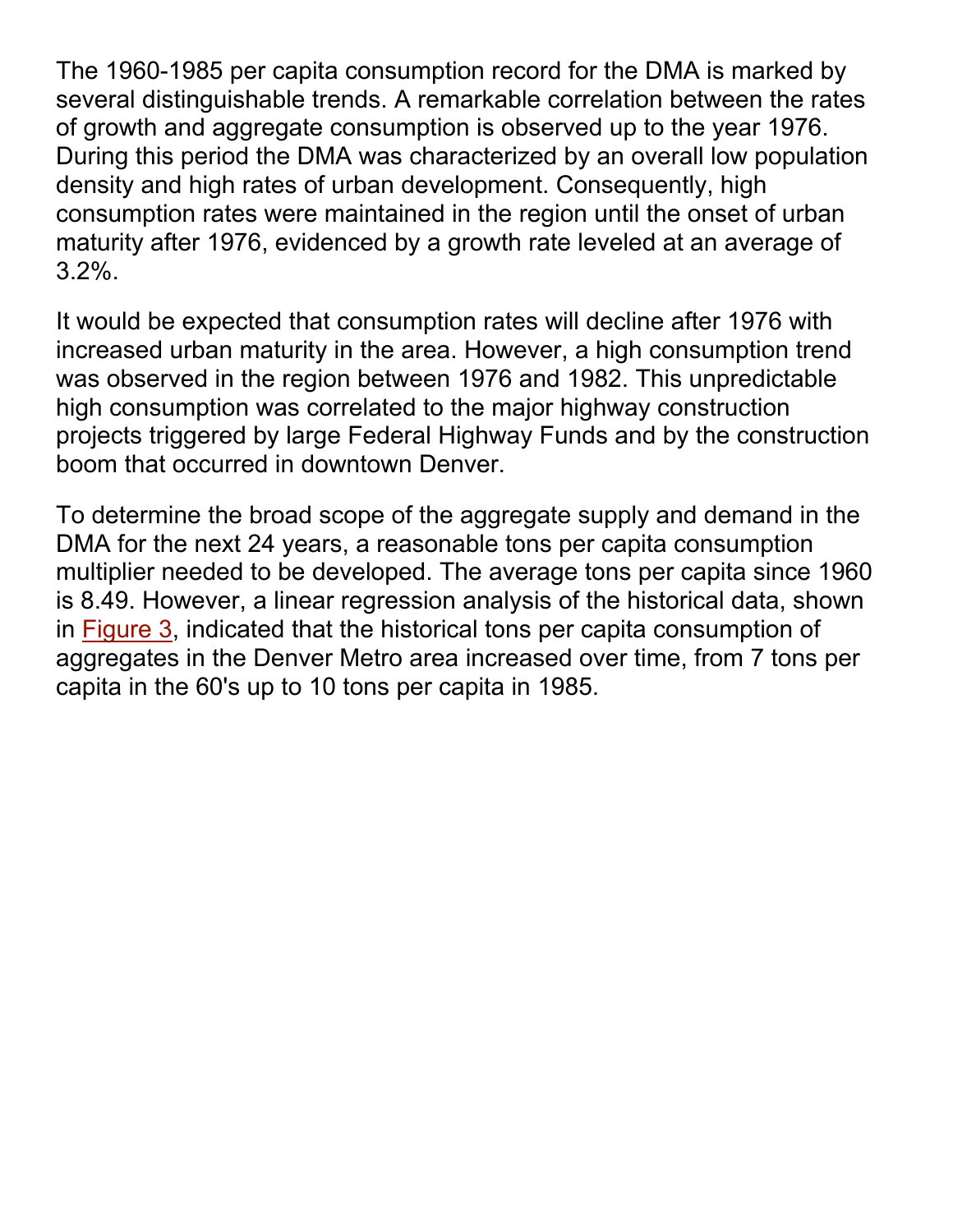The 1960-1985 per capita consumption record for the DMA is marked by several distinguishable trends. A remarkable correlation between the rates of growth and aggregate consumption is observed up to the year 1976. During this period the DMA was characterized by an overall low population density and high rates of urban development. Consequently, high consumption rates were maintained in the region until the onset of urban maturity after 1976, evidenced by a growth rate leveled at an average of 3.2%.

It would be expected that consumption rates will decline after 1976 with increased urban maturity in the area. However, a high consumption trend was observed in the region between 1976 and 1982. This unpredictable high consumption was correlated to the major highway construction projects triggered by large Federal Highway Funds and by the construction boom that occurred in downtown Denver.

To determine the broad scope of the aggregate supply and demand in the DMA for the next 24 years, a reasonable tons per capita consumption multiplier needed to be developed. The average tons per capita since 1960 is 8.49. However, a linear regression analysis of the historical data, shown in Figure 3, indicated that the historical tons per capita consumption of aggregates in the Denver Metro area increased over time, from 7 tons per capita in the 60's up to 10 tons per capita in 1985.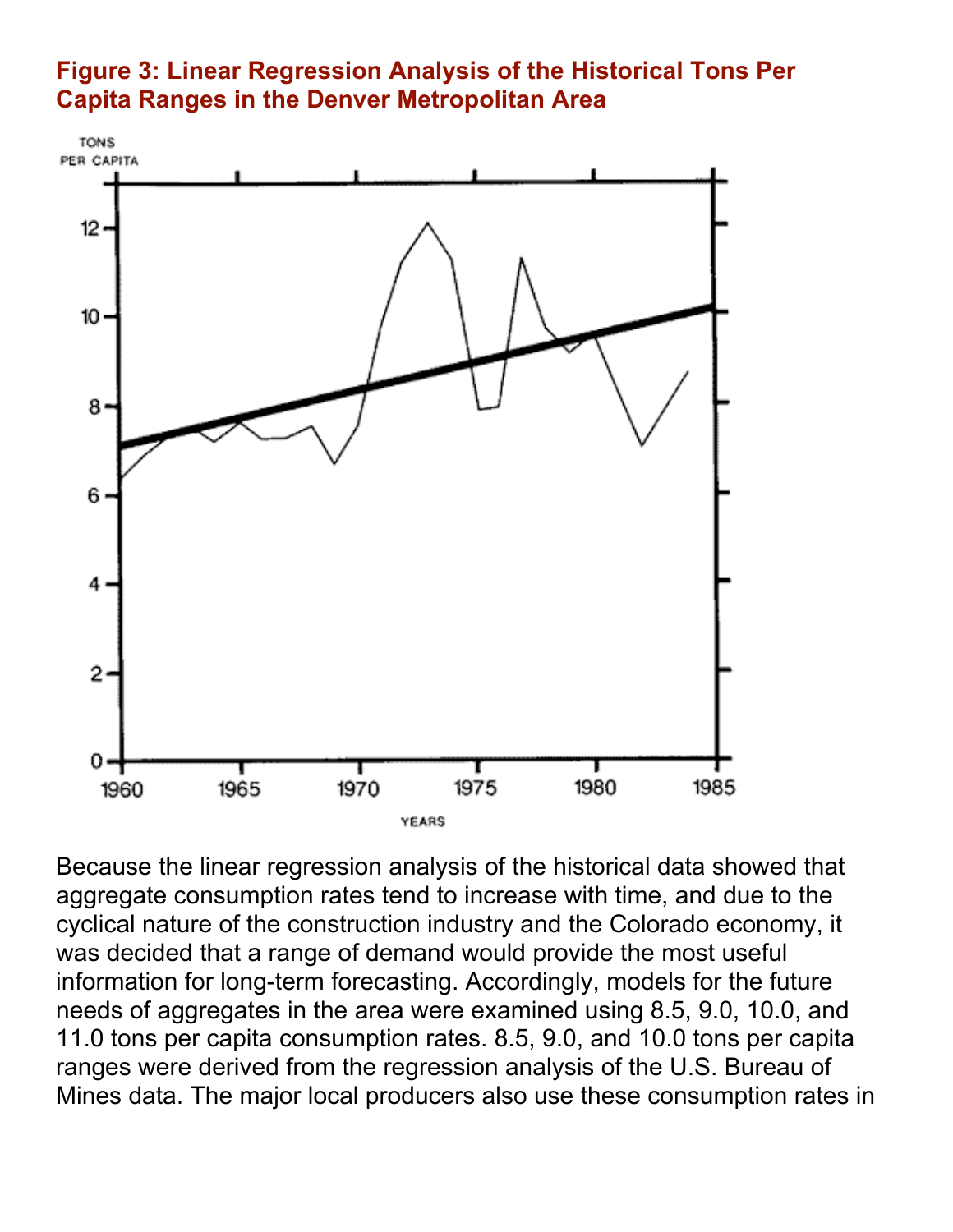**Figure 3: Linear Regression Analysis of the Historical Tons Per Capita Ranges in the Denver Metropolitan Area**

Because the linear regression analysis of the historical data showed that aggregate consumption rates tend to increase with time, and due to the cyclical nature of the construction industry and the Colorado economy, it was decided that a range of demand would provide the most useful information for long-term forecasting. Accordingly, models for the future needs of aggregates in the area were examined using 8.5, 9.0, 10.0, and 11.0 tons per capita consumption rates. 8.5, 9.0, and 10.0 tons per capita ranges were derived from the regression analysis of the U.S. Bureau of Mines data. The major local producers also use these consumption rates in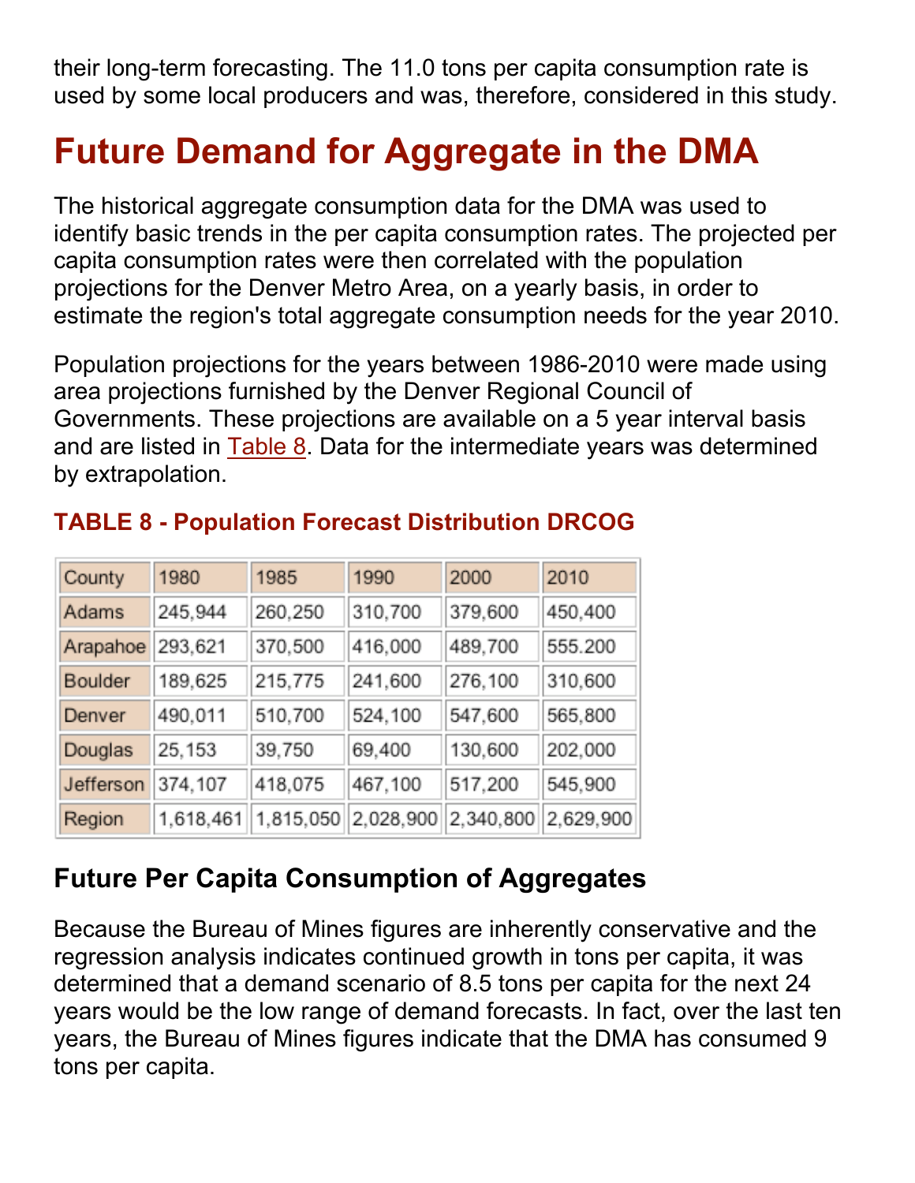their long-term forecasting. The 11.0 tons per capita consumption rate is used by some local producers and was, therefore, considered in this study.

# Future Demand for Aggregate in the DMA

The historical aggregate consumption data for the DMA was used to identify basic trends in the per capita consumption rates. The projected per capita consumption rates were then correlated with the population projections for the Denver Metro Area, on a yearly basis, in order to estimate the region's total aggregate consumption needs for the year 2010.

Population projections for the years between 1986-2010 were made using area projections furnished by the Denver Regional Council of Governments. These projections are available on a 5 year interval basis and are listed in Table 8. Data for the intermediate years was determined by extrapolation.

### TABLE 8 - Population Forecast Distribution DRCOG

| County | 1980 | 1985 | 1990 | 2000 | 2010 |
|---|---|---|---|---|---|
| Adams | 245,944 | 260,250 | 310,700 | 379,600 | 450,400 |
| Arapahoe | 293,621 | 370,500 | 416,000 | 489,700 | 555.200 |
| Boulder | 189,625 | 215,775 | 241,600 | 276,100 | 310,600 |
| Denver | 490,011 | 510,700 | 524,100 | 547,600 | 565,800 |
| Douglas | 25,153 | 39,750 | 69,400 | 130,600 | 202,000 |
| Jefferson | 374,107 | 418,075 | 467,100 | 517,200 | 545,900 |
| Region | 1,618,461 | 1,815,050 | 2,028,900 | 2,340,800 | 2,629,900 |

## Future Per Capita Consumption of Aggregates

Because the Bureau of Mines figures are inherently conservative and the regression analysis indicates continued growth in tons per capita, it was determined that a demand scenario of 8.5 tons per capita for the next 24 years would be the low range of demand forecasts. In fact, over the last ten years, the Bureau of Mines figures indicate that the DMA has consumed 9 tons per capita.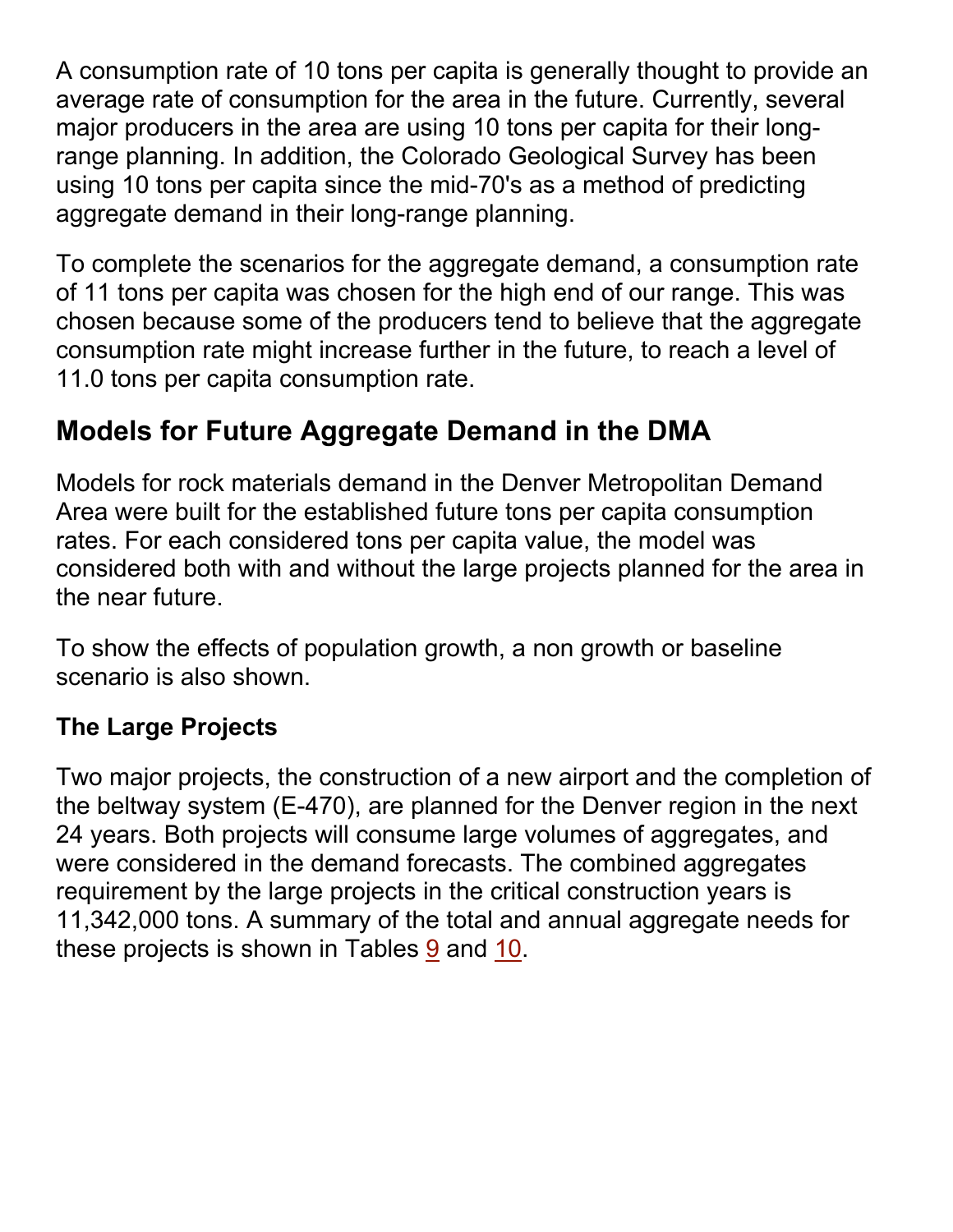A consumption rate of 10 tons per capita is generally thought to provide an average rate of consumption for the area in the future. Currently, several major producers in the area are using 10 tons per capita for their long-range planning. In addition, the Colorado Geological Survey has been using 10 tons per capita since the mid-70's as a method of predicting aggregate demand in their long-range planning.

To complete the scenarios for the aggregate demand, a consumption rate of 11 tons per capita was chosen for the high end of our range. This was chosen because some of the producers tend to believe that the aggregate consumption rate might increase further in the future, to reach a level of 11.0 tons per capita consumption rate.

## Models for Future Aggregate Demand in the DMA

Models for rock materials demand in the Denver Metropolitan Demand Area were built for the established future tons per capita consumption rates. For each considered tons per capita value, the model was considered both with and without the large projects planned for the area in the near future.

To show the effects of population growth, a non growth or baseline scenario is also shown.

### The Large Projects

Two major projects, the construction of a new airport and the completion of the beltway system (E-470), are planned for the Denver region in the next 24 years. Both projects will consume large volumes of aggregates, and were considered in the demand forecasts. The combined aggregates requirement by the large projects in the critical construction years is 11,342,000 tons. A summary of the total and annual aggregate needs for these projects is shown in Tables 9 and 10.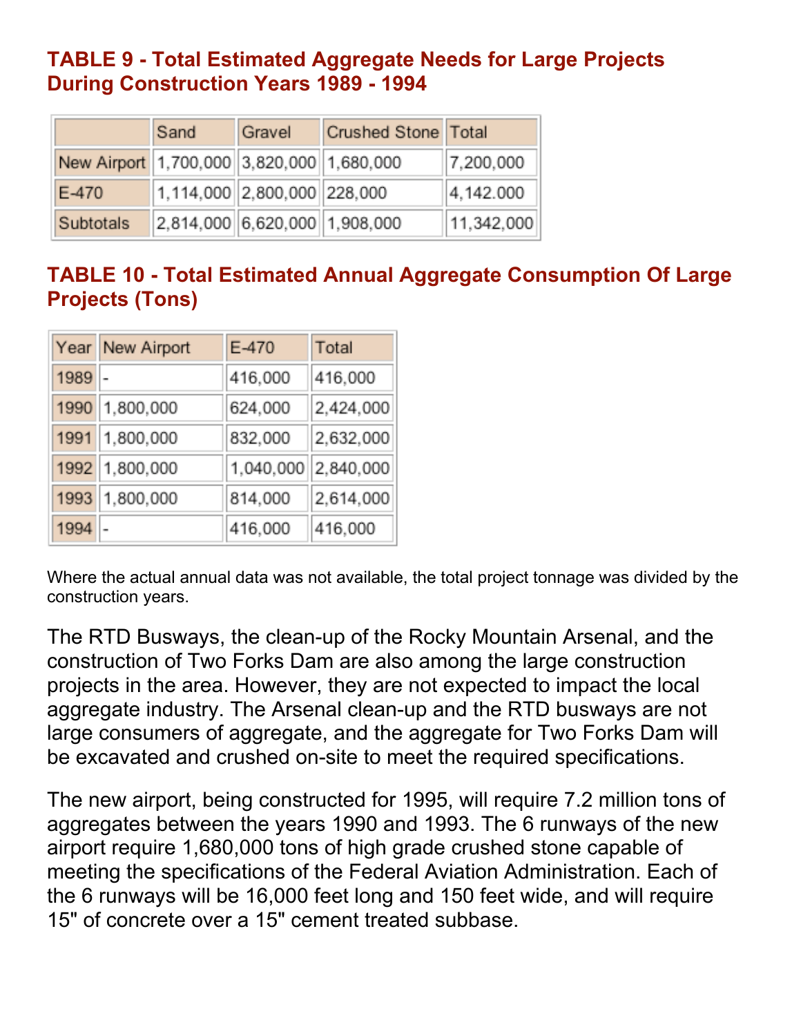### TABLE 9 - Total Estimated Aggregate Needs for Large Projects During Construction Years 1989 - 1994

| | Sand | Gravel | Crushed Stone | Total |
|---|---|---|---|---|
| New Airport | 1,700,000 | 3,820,000 | 1,680,000 | 7,200,000 |
| E-470 | 1,114,000 | 2,800,000 | 228,000 | 4,142.000 |
| Subtotals | 2,814,000 | 6,620,000 | 1,908,000 | 11,342,000 |

### TABLE 10 - Total Estimated Annual Aggregate Consumption Of Large Projects (Tons)

| Year | New Airport | E-470 | Total |
|---|---|---|---|
| 1989 | - | 416,000 | 416,000 |
| 1990 | 1,800,000 | 624,000 | 2,424,000 |
| 1991 | 1,800,000 | 832,000 | 2,632,000 |
| 1992 | 1,800,000 | 1,040,000 | 2,840,000 |
| 1993 | 1,800,000 | 814,000 | 2,614,000 |
| 1994 | - | 416,000 | 416,000 |

Where the actual annual data was not available, the total project tonnage was divided by the construction years.

The RTD Busways, the clean-up of the Rocky Mountain Arsenal, and the construction of Two Forks Dam are also among the large construction projects in the area. However, they are not expected to impact the local aggregate industry. The Arsenal clean-up and the RTD busways are not large consumers of aggregate, and the aggregate for Two Forks Dam will be excavated and crushed on-site to meet the required specifications.

The new airport, being constructed for 1995, will require 7.2 million tons of aggregates between the years 1990 and 1993. The 6 runways of the new airport require 1,680,000 tons of high grade crushed stone capable of meeting the specifications of the Federal Aviation Administration. Each of the 6 runways will be 16,000 feet long and 150 feet wide, and will require 15" of concrete over a 15" cement treated subbase.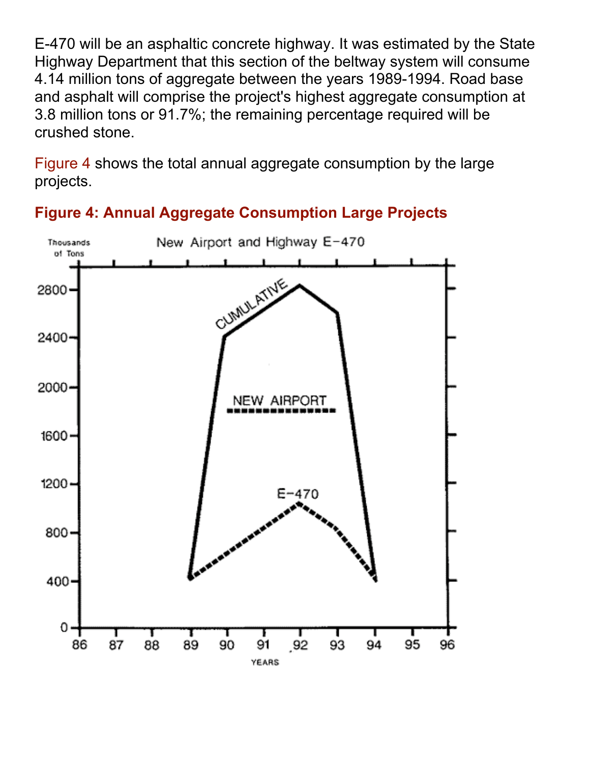E-470 will be an asphaltic concrete highway. It was estimated by the State Highway Department that this section of the beltway system will consume 4.14 million tons of aggregate between the years 1989-1994. Road base and asphalt will comprise the project's highest aggregate consumption at 3.8 million tons or 91.7%; the remaining percentage required will be crushed stone.

Figure 4 shows the total annual aggregate consumption by the large projects.

**Figure 4: Annual Aggregate Consumption Large Projects**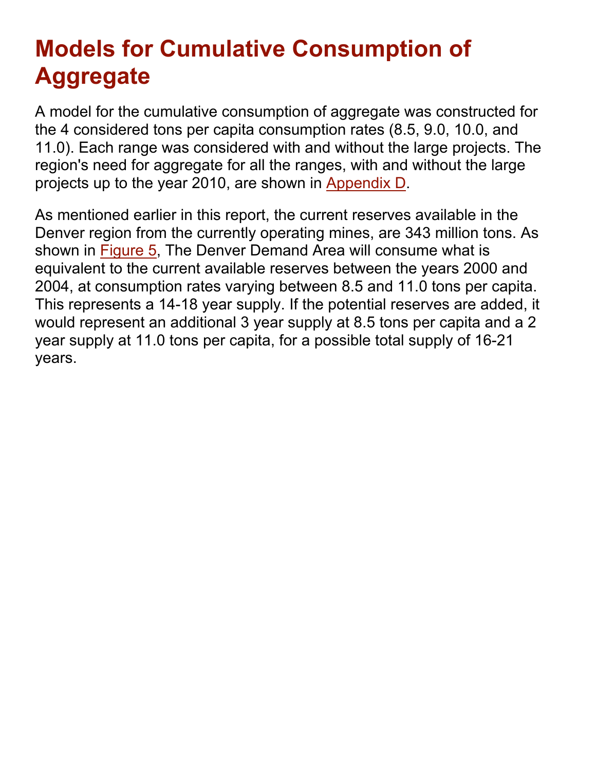# Models for Cumulative Consumption of Aggregate

A model for the cumulative consumption of aggregate was constructed for the 4 considered tons per capita consumption rates (8.5, 9.0, 10.0, and 11.0). Each range was considered with and without the large projects. The region's need for aggregate for all the ranges, with and without the large projects up to the year 2010, are shown in Appendix D.

As mentioned earlier in this report, the current reserves available in the Denver region from the currently operating mines, are 343 million tons. As shown in Figure 5, The Denver Demand Area will consume what is equivalent to the current available reserves between the years 2000 and 2004, at consumption rates varying between 8.5 and 11.0 tons per capita. This represents a 14-18 year supply. If the potential reserves are added, it would represent an additional 3 year supply at 8.5 tons per capita and a 2 year supply at 11.0 tons per capita, for a possible total supply of 16-21 years.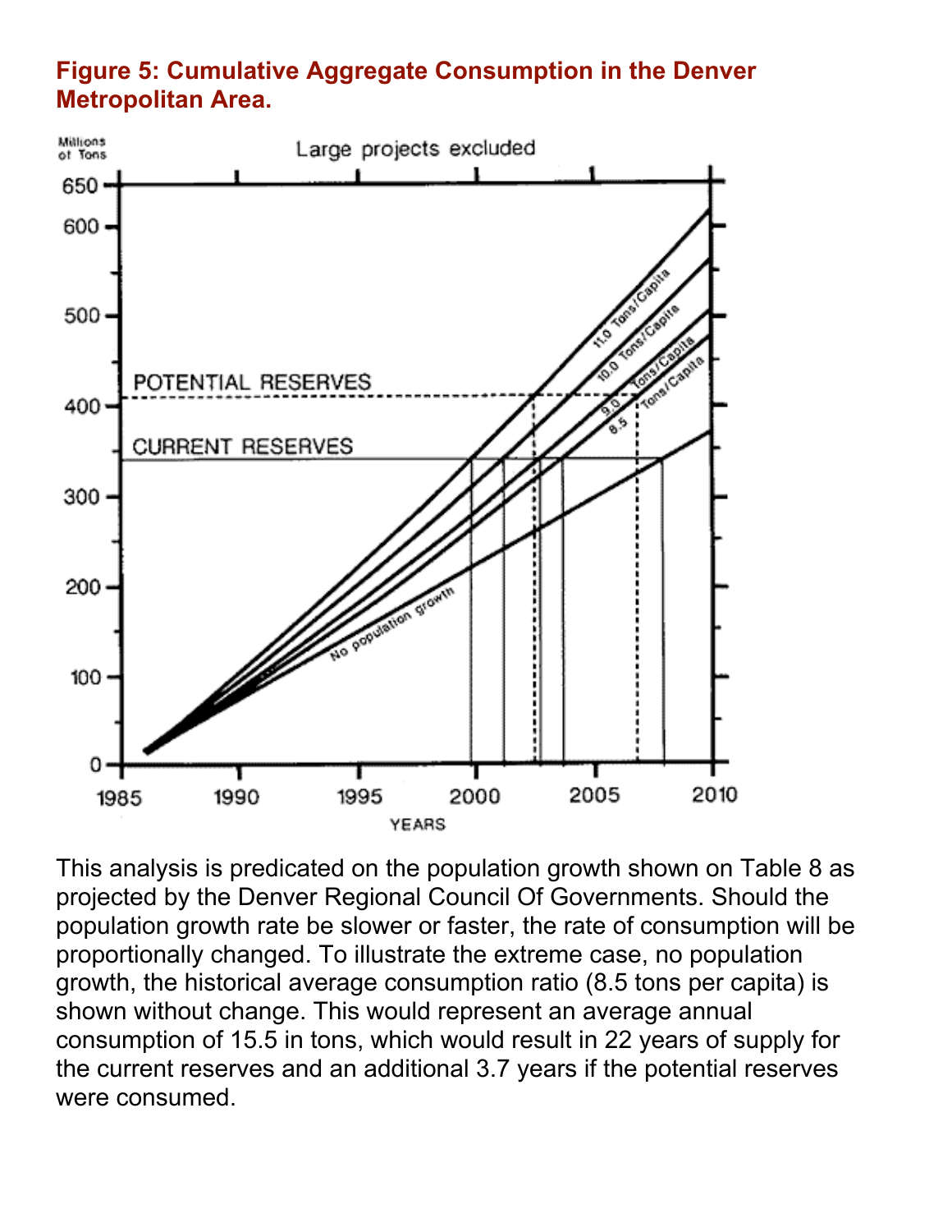**Figure 5: Cumulative Aggregate Consumption in the Denver Metropolitan Area.**

This analysis is predicated on the population growth shown on Table 8 as projected by the Denver Regional Council Of Governments. Should the population growth rate be slower or faster, the rate of consumption will be proportionally changed. To illustrate the extreme case, no population growth, the historical average consumption ratio (8.5 tons per capita) is shown without change. This would represent an average annual consumption of 15.5 in tons, which would result in 22 years of supply for the current reserves and an additional 3.7 years if the potential reserves were consumed.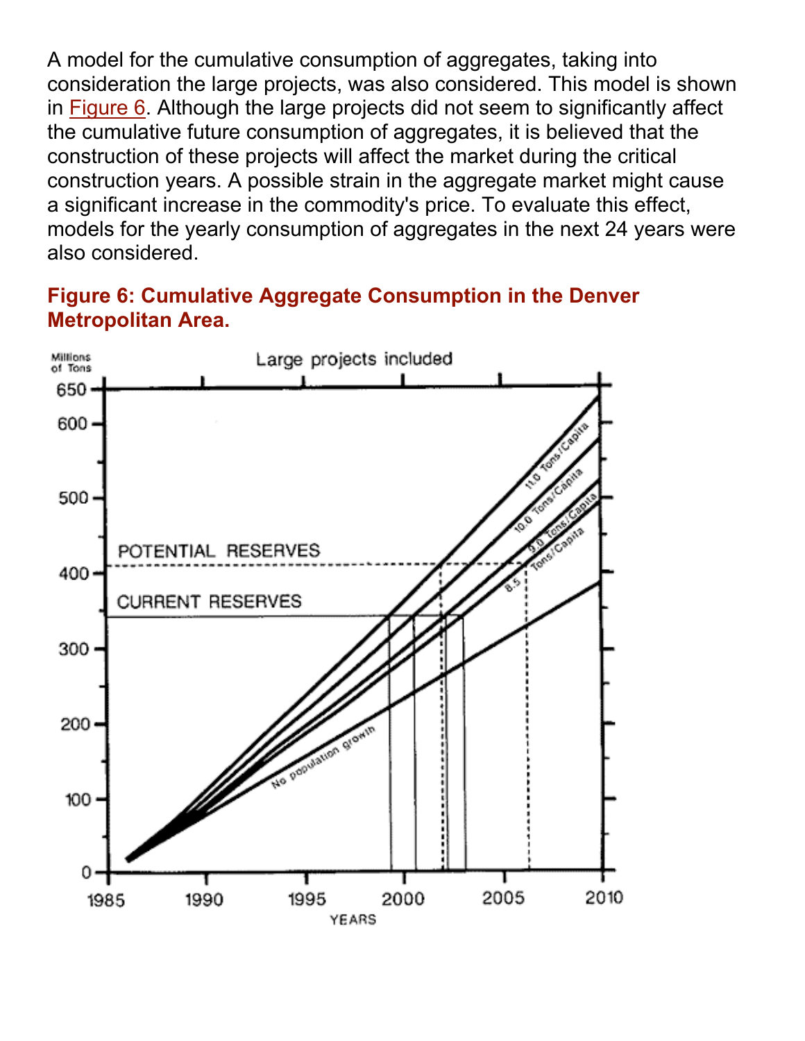A model for the cumulative consumption of aggregates, taking into consideration the large projects, was also considered. This model is shown in Figure 6. Although the large projects did not seem to significantly affect the cumulative future consumption of aggregates, it is believed that the construction of these projects will affect the market during the critical construction years. A possible strain in the aggregate market might cause a significant increase in the commodity's price. To evaluate this effect, models for the yearly consumption of aggregates in the next 24 years were also considered.

**Figure 6: Cumulative Aggregate Consumption in the Denver Metropolitan Area.**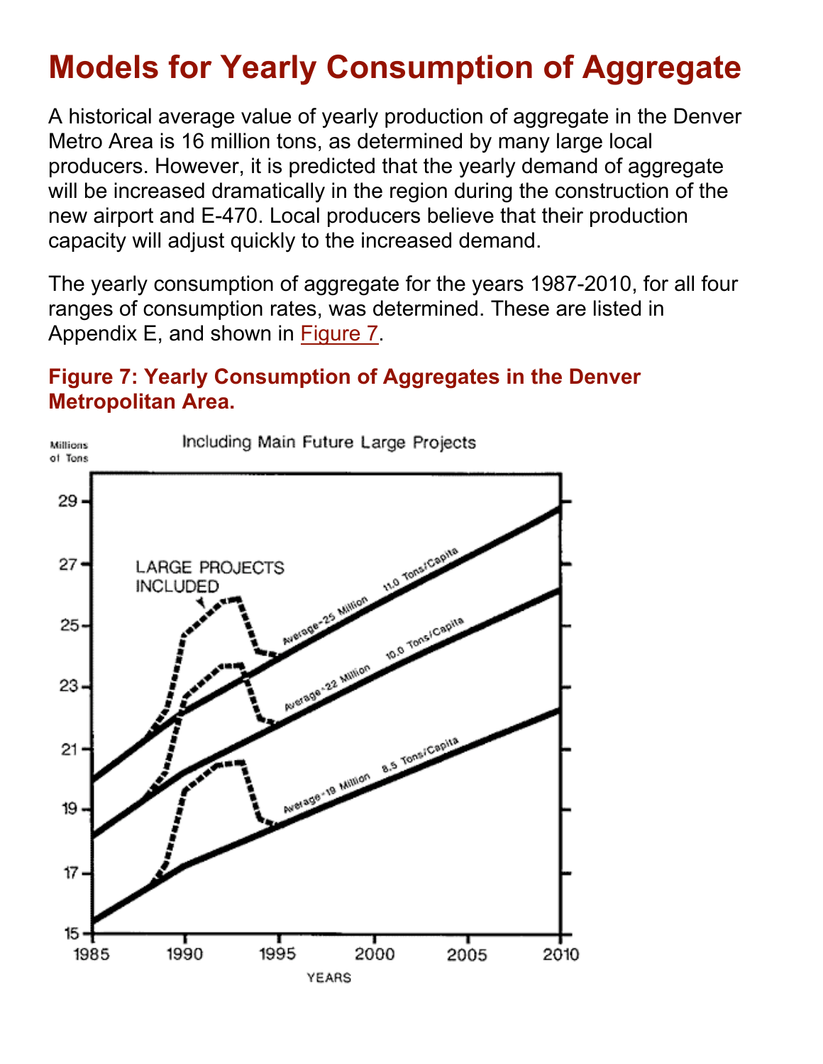# Models for Yearly Consumption of Aggregate

A historical average value of yearly production of aggregate in the Denver Metro Area is 16 million tons, as determined by many large local producers. However, it is predicted that the yearly demand of aggregate will be increased dramatically in the region during the construction of the new airport and E-470. Local producers believe that their production capacity will adjust quickly to the increased demand.

The yearly consumption of aggregate for the years 1987-2010, for all four ranges of consumption rates, was determined. These are listed in Appendix E, and shown in Figure 7.

### Figure 7: Yearly Consumption of Aggregates in the Denver Metropolitan Area.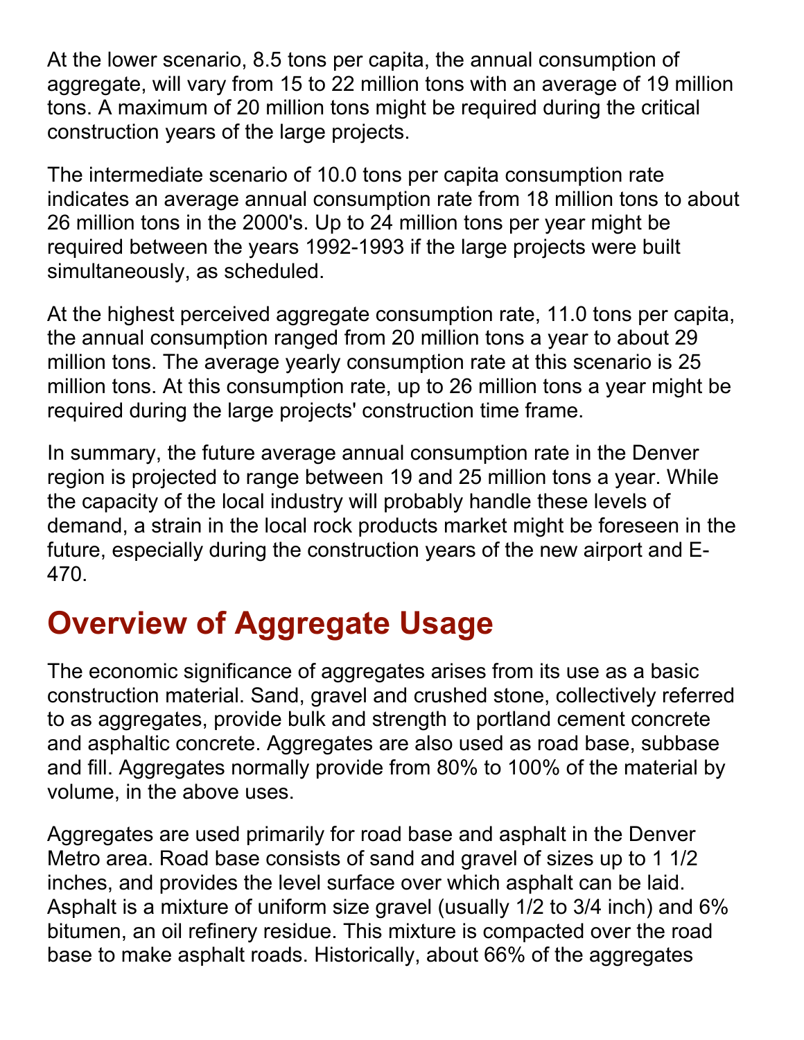At the lower scenario, 8.5 tons per capita, the annual consumption of aggregate, will vary from 15 to 22 million tons with an average of 19 million tons. A maximum of 20 million tons might be required during the critical construction years of the large projects.

The intermediate scenario of 10.0 tons per capita consumption rate indicates an average annual consumption rate from 18 million tons to about 26 million tons in the 2000's. Up to 24 million tons per year might be required between the years 1992-1993 if the large projects were built simultaneously, as scheduled.

At the highest perceived aggregate consumption rate, 11.0 tons per capita, the annual consumption ranged from 20 million tons a year to about 29 million tons. The average yearly consumption rate at this scenario is 25 million tons. At this consumption rate, up to 26 million tons a year might be required during the large projects' construction time frame.

In summary, the future average annual consumption rate in the Denver region is projected to range between 19 and 25 million tons a year. While the capacity of the local industry will probably handle these levels of demand, a strain in the local rock products market might be foreseen in the future, especially during the construction years of the new airport and E-470.

## Overview of Aggregate Usage

The economic significance of aggregates arises from its use as a basic construction material. Sand, gravel and crushed stone, collectively referred to as aggregates, provide bulk and strength to portland cement concrete and asphaltic concrete. Aggregates are also used as road base, subbase and fill. Aggregates normally provide from 80% to 100% of the material by volume, in the above uses.

Aggregates are used primarily for road base and asphalt in the Denver Metro area. Road base consists of sand and gravel of sizes up to 1 1/2 inches, and provides the level surface over which asphalt can be laid. Asphalt is a mixture of uniform size gravel (usually 1/2 to 3/4 inch) and 6% bitumen, an oil refinery residue. This mixture is compacted over the road base to make asphalt roads. Historically, about 66% of the aggregates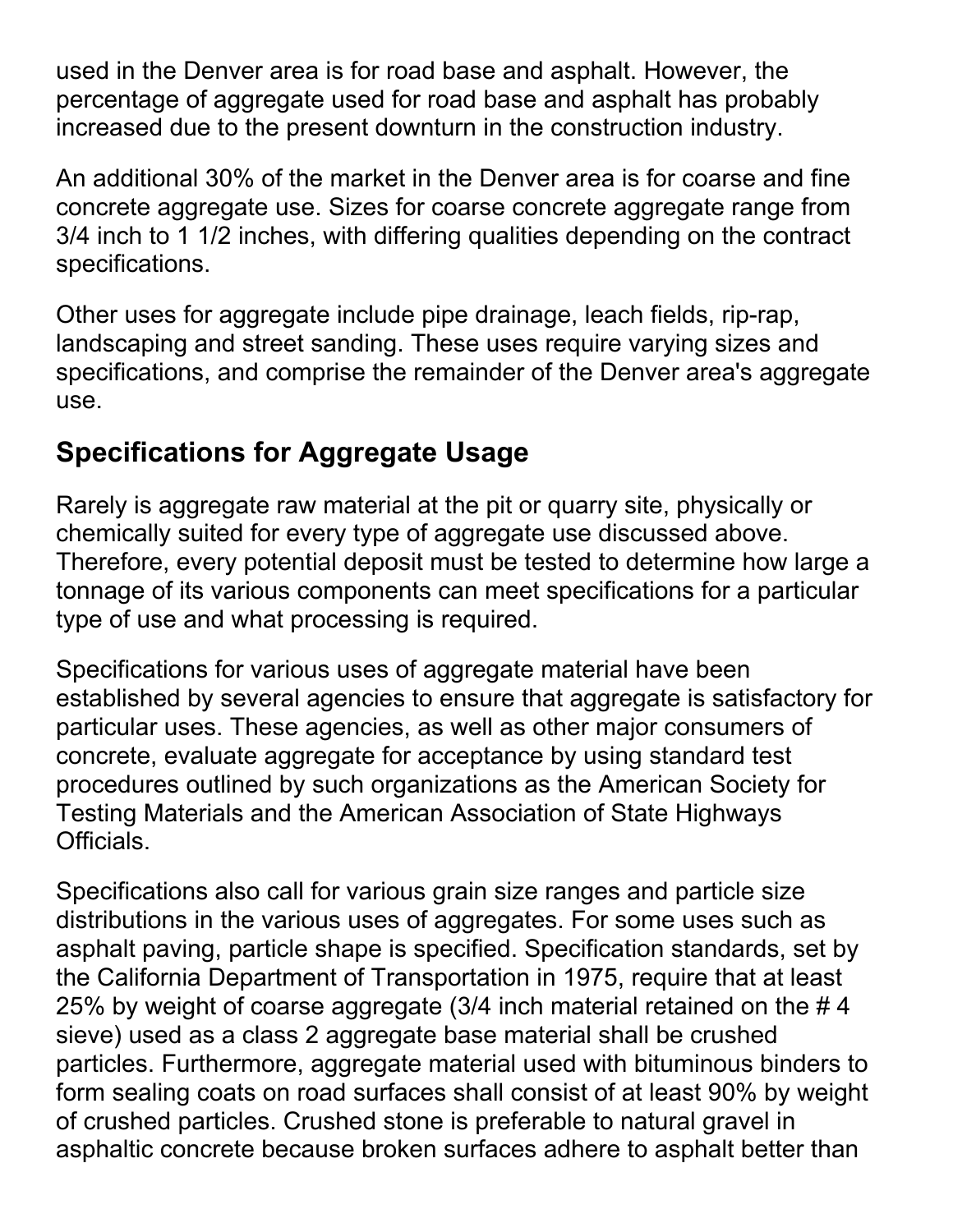used in the Denver area is for road base and asphalt. However, the percentage of aggregate used for road base and asphalt has probably increased due to the present downturn in the construction industry.

An additional 30% of the market in the Denver area is for coarse and fine concrete aggregate use. Sizes for coarse concrete aggregate range from 3/4 inch to 1 1/2 inches, with differing qualities depending on the contract specifications.

Other uses for aggregate include pipe drainage, leach fields, rip-rap, landscaping and street sanding. These uses require varying sizes and specifications, and comprise the remainder of the Denver area's aggregate use.

## Specifications for Aggregate Usage

Rarely is aggregate raw material at the pit or quarry site, physically or chemically suited for every type of aggregate use discussed above. Therefore, every potential deposit must be tested to determine how large a tonnage of its various components can meet specifications for a particular type of use and what processing is required.

Specifications for various uses of aggregate material have been established by several agencies to ensure that aggregate is satisfactory for particular uses. These agencies, as well as other major consumers of concrete, evaluate aggregate for acceptance by using standard test procedures outlined by such organizations as the American Society for Testing Materials and the American Association of State Highways Officials.

Specifications also call for various grain size ranges and particle size distributions in the various uses of aggregates. For some uses such as asphalt paving, particle shape is specified. Specification standards, set by the California Department of Transportation in 1975, require that at least 25% by weight of coarse aggregate (3/4 inch material retained on the # 4 sieve) used as a class 2 aggregate base material shall be crushed particles. Furthermore, aggregate material used with bituminous binders to form sealing coats on road surfaces shall consist of at least 90% by weight of crushed particles. Crushed stone is preferable to natural gravel in asphaltic concrete because broken surfaces adhere to asphalt better than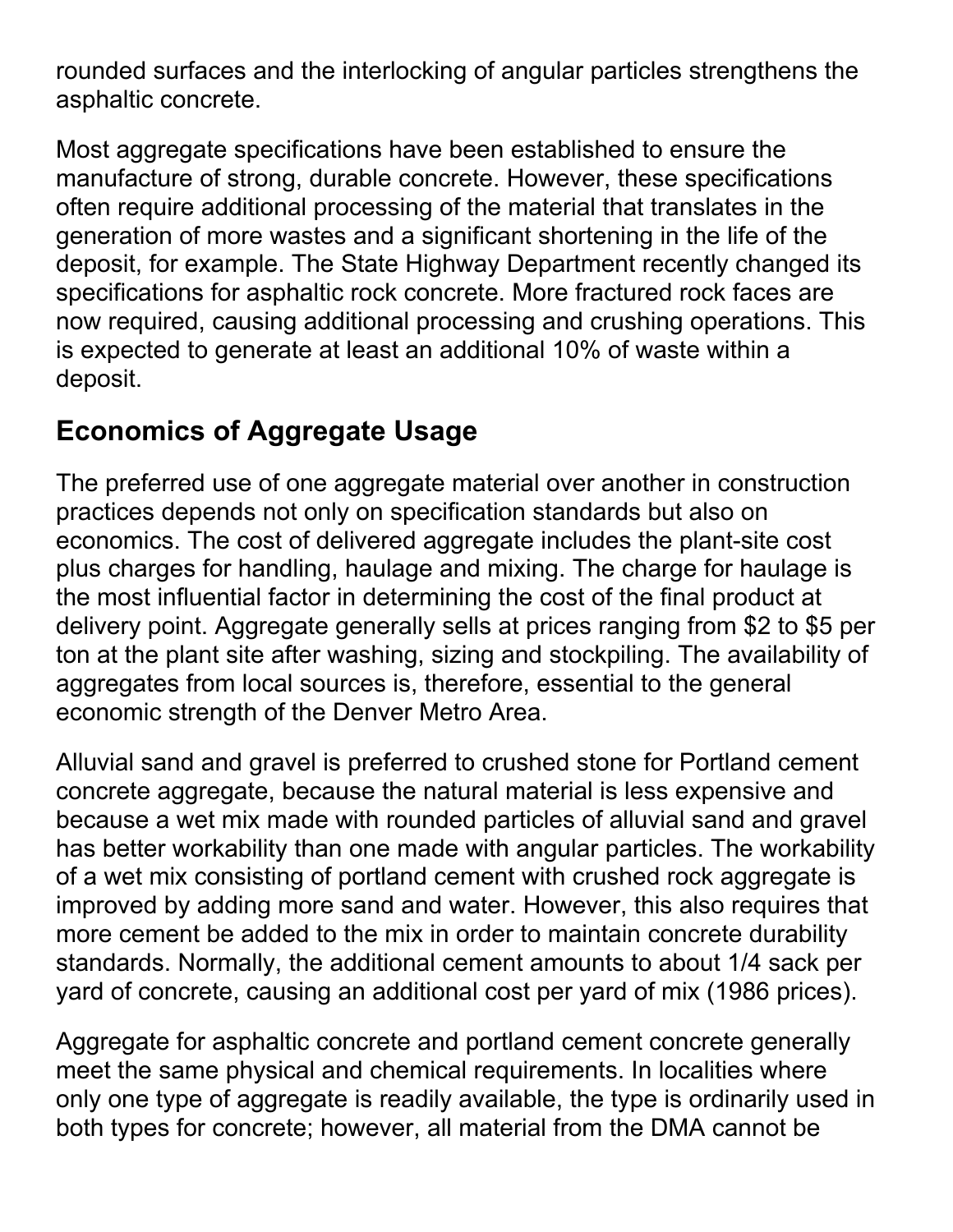rounded surfaces and the interlocking of angular particles strengthens the asphaltic concrete.

Most aggregate specifications have been established to ensure the manufacture of strong, durable concrete. However, these specifications often require additional processing of the material that translates in the generation of more wastes and a significant shortening in the life of the deposit, for example. The State Highway Department recently changed its specifications for asphaltic rock concrete. More fractured rock faces are now required, causing additional processing and crushing operations. This is expected to generate at least an additional 10% of waste within a deposit.

## Economics of Aggregate Usage

The preferred use of one aggregate material over another in construction practices depends not only on specification standards but also on economics. The cost of delivered aggregate includes the plant-site cost plus charges for handling, haulage and mixing. The charge for haulage is the most influential factor in determining the cost of the final product at delivery point. Aggregate generally sells at prices ranging from $2 to $5 per ton at the plant site after washing, sizing and stockpiling. The availability of aggregates from local sources is, therefore, essential to the general economic strength of the Denver Metro Area.

Alluvial sand and gravel is preferred to crushed stone for Portland cement concrete aggregate, because the natural material is less expensive and because a wet mix made with rounded particles of alluvial sand and gravel has better workability than one made with angular particles. The workability of a wet mix consisting of portland cement with crushed rock aggregate is improved by adding more sand and water. However, this also requires that more cement be added to the mix in order to maintain concrete durability standards. Normally, the additional cement amounts to about 1/4 sack per yard of concrete, causing an additional cost per yard of mix (1986 prices).

Aggregate for asphaltic concrete and portland cement concrete generally meet the same physical and chemical requirements. In localities where only one type of aggregate is readily available, the type is ordinarily used in both types for concrete; however, all material from the DMA cannot be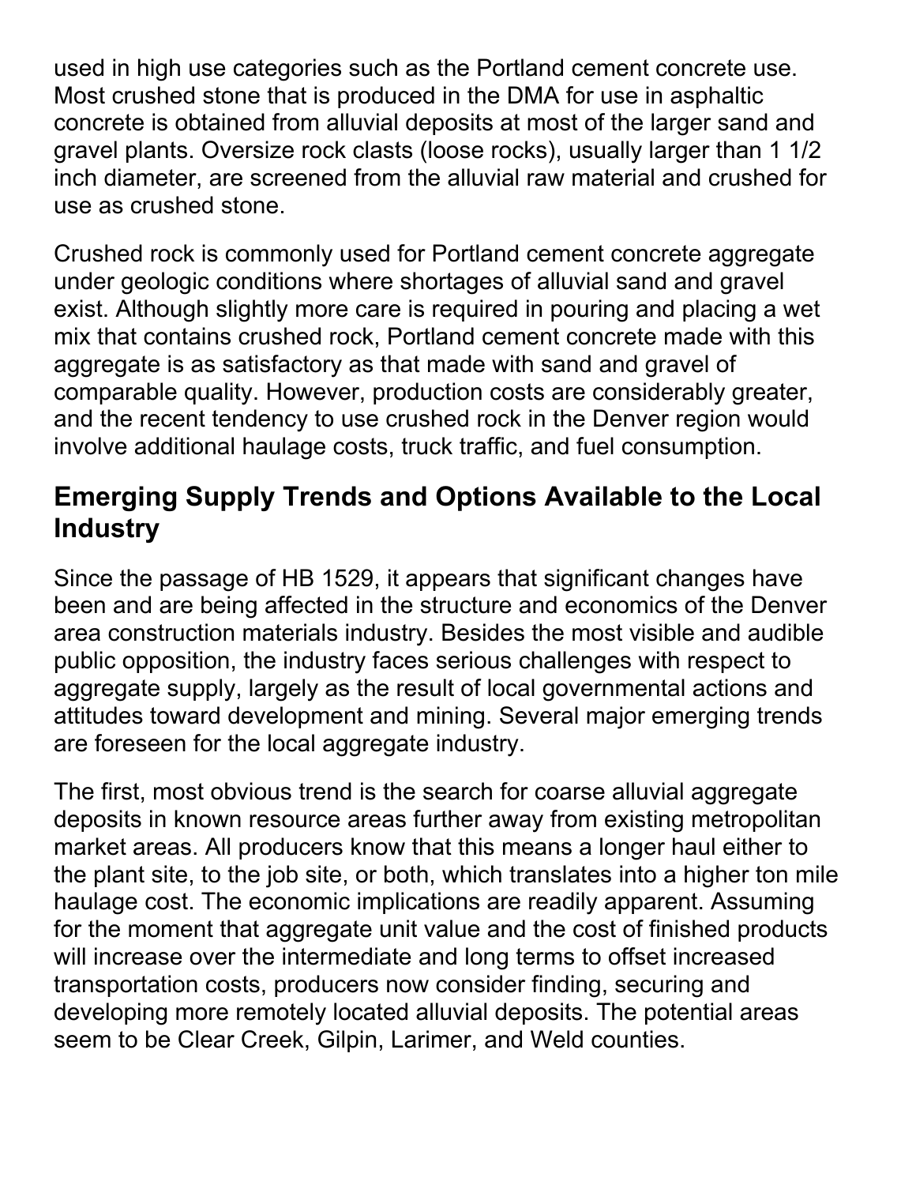used in high use categories such as the Portland cement concrete use. Most crushed stone that is produced in the DMA for use in asphaltic concrete is obtained from alluvial deposits at most of the larger sand and gravel plants. Oversize rock clasts (loose rocks), usually larger than 1 1/2 inch diameter, are screened from the alluvial raw material and crushed for use as crushed stone.

Crushed rock is commonly used for Portland cement concrete aggregate under geologic conditions where shortages of alluvial sand and gravel exist. Although slightly more care is required in pouring and placing a wet mix that contains crushed rock, Portland cement concrete made with this aggregate is as satisfactory as that made with sand and gravel of comparable quality. However, production costs are considerably greater, and the recent tendency to use crushed rock in the Denver region would involve additional haulage costs, truck traffic, and fuel consumption.

## Emerging Supply Trends and Options Available to the Local Industry

Since the passage of HB 1529, it appears that significant changes have been and are being affected in the structure and economics of the Denver area construction materials industry. Besides the most visible and audible public opposition, the industry faces serious challenges with respect to aggregate supply, largely as the result of local governmental actions and attitudes toward development and mining. Several major emerging trends are foreseen for the local aggregate industry.

The first, most obvious trend is the search for coarse alluvial aggregate deposits in known resource areas further away from existing metropolitan market areas. All producers know that this means a longer haul either to the plant site, to the job site, or both, which translates into a higher ton mile haulage cost. The economic implications are readily apparent. Assuming for the moment that aggregate unit value and the cost of finished products will increase over the intermediate and long terms to offset increased transportation costs, producers now consider finding, securing and developing more remotely located alluvial deposits. The potential areas seem to be Clear Creek, Gilpin, Larimer, and Weld counties.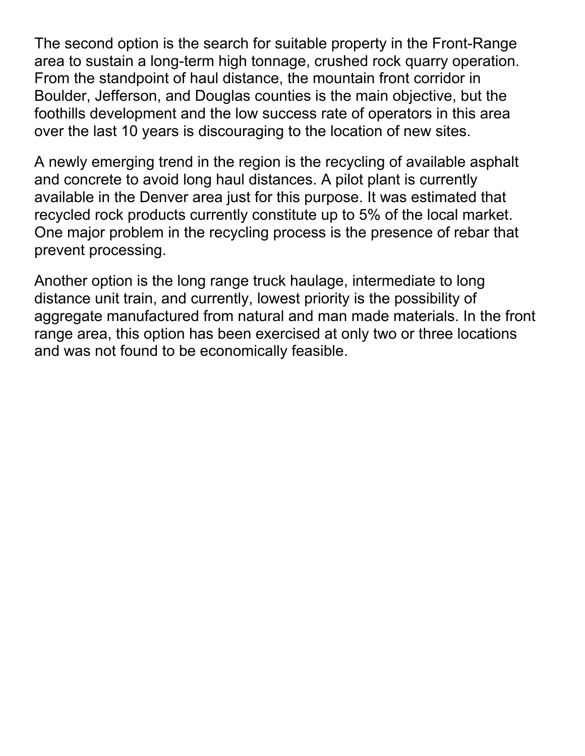The second option is the search for suitable property in the Front-Range area to sustain a long-term high tonnage, crushed rock quarry operation. From the standpoint of haul distance, the mountain front corridor in Boulder, Jefferson, and Douglas counties is the main objective, but the foothills development and the low success rate of operators in this area over the last 10 years is discouraging to the location of new sites.

A newly emerging trend in the region is the recycling of available asphalt and concrete to avoid long haul distances. A pilot plant is currently available in the Denver area just for this purpose. It was estimated that recycled rock products currently constitute up to 5% of the local market. One major problem in the recycling process is the presence of rebar that prevent processing.

Another option is the long range truck haulage, intermediate to long distance unit train, and currently, lowest priority is the possibility of aggregate manufactured from natural and man made materials. In the front range area, this option has been exercised at only two or three locations and was not found to be economically feasible.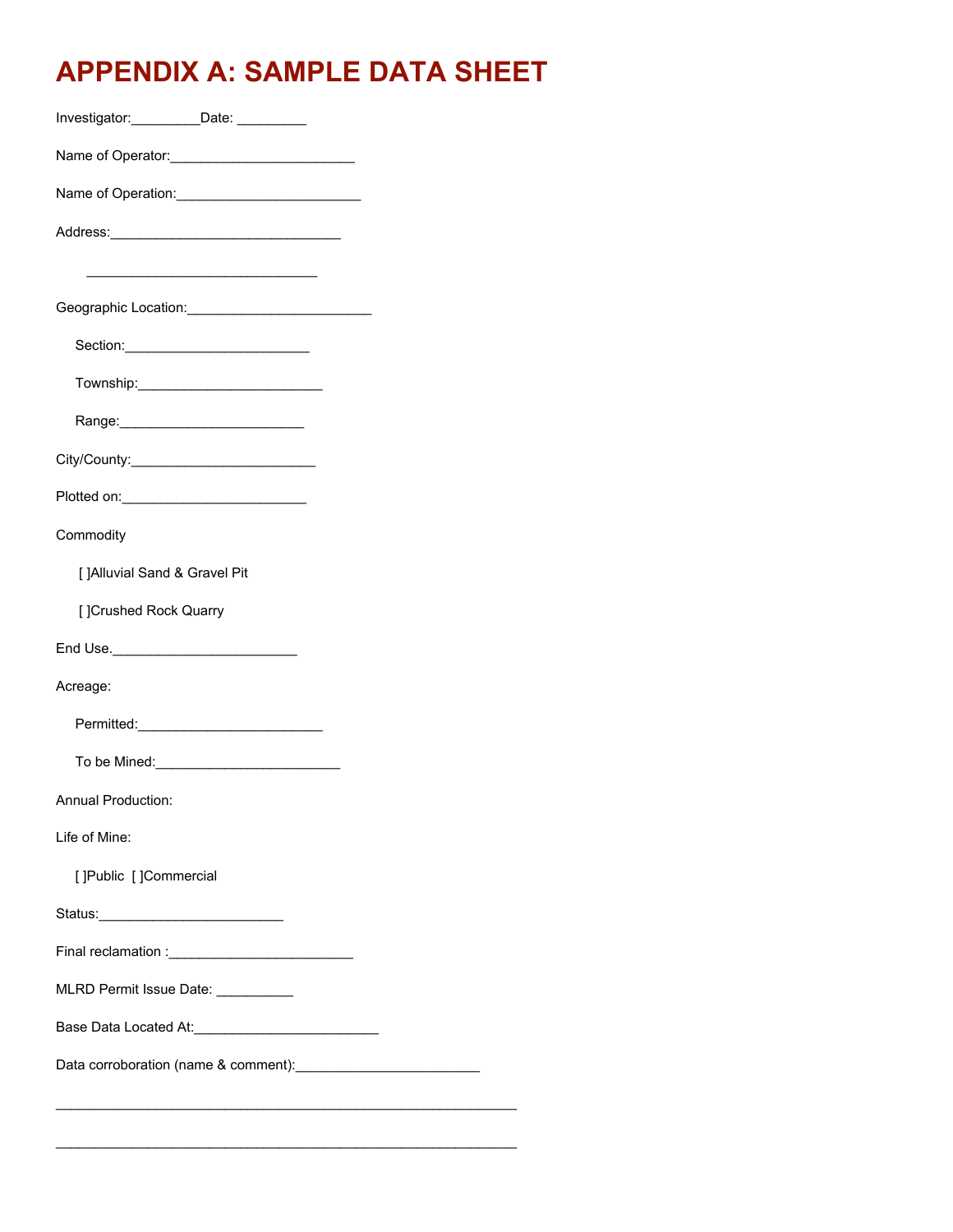# APPENDIX A: SAMPLE DATA SHEET

Investigator:_________Date: _________

Name of Operator:________________________

Name of Operation:________________________

Address:______________________________

______________________________

Geographic Location:________________________

Section:________________________

Township:________________________

Range:________________________

City/County:________________________

Plotted on:________________________

Commodity

[ ]Alluvial Sand & Gravel Pit

[ ]Crushed Rock Quarry

End Use.________________________

Acreage:

Permitted:________________________

To be Mined:________________________

Annual Production:

Life of Mine:

[ ]Public  [ ]Commercial

Status:________________________

Final reclamation :________________________

MLRD Permit Issue Date: __________

Base Data Located At:________________________

Data corroboration (name & comment):________________________

____________________________________________________________

____________________________________________________________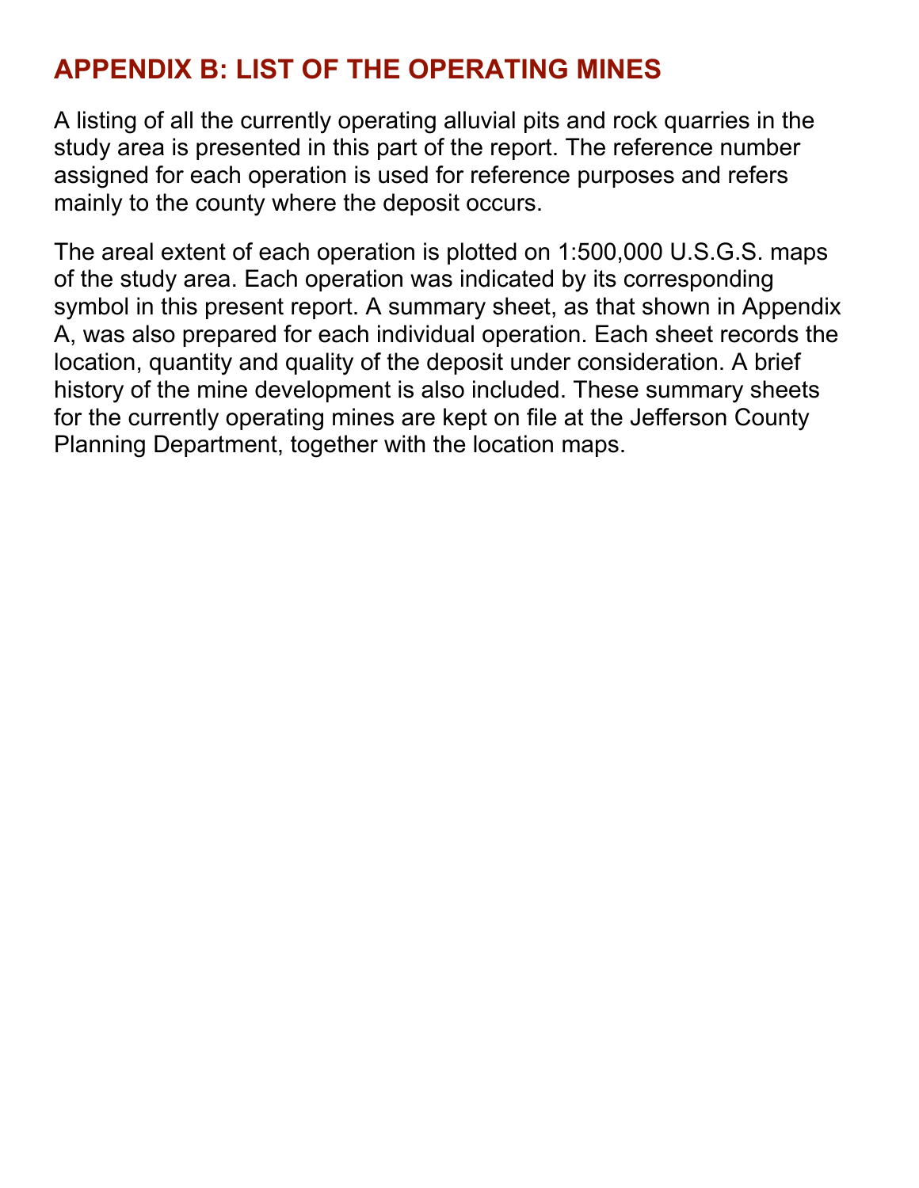## APPENDIX B: LIST OF THE OPERATING MINES

A listing of all the currently operating alluvial pits and rock quarries in the study area is presented in this part of the report. The reference number assigned for each operation is used for reference purposes and refers mainly to the county where the deposit occurs.

The areal extent of each operation is plotted on 1:500,000 U.S.G.S. maps of the study area. Each operation was indicated by its corresponding symbol in this present report. A summary sheet, as that shown in Appendix A, was also prepared for each individual operation. Each sheet records the location, quantity and quality of the deposit under consideration. A brief history of the mine development is also included. These summary sheets for the currently operating mines are kept on file at the Jefferson County Planning Department, together with the location maps.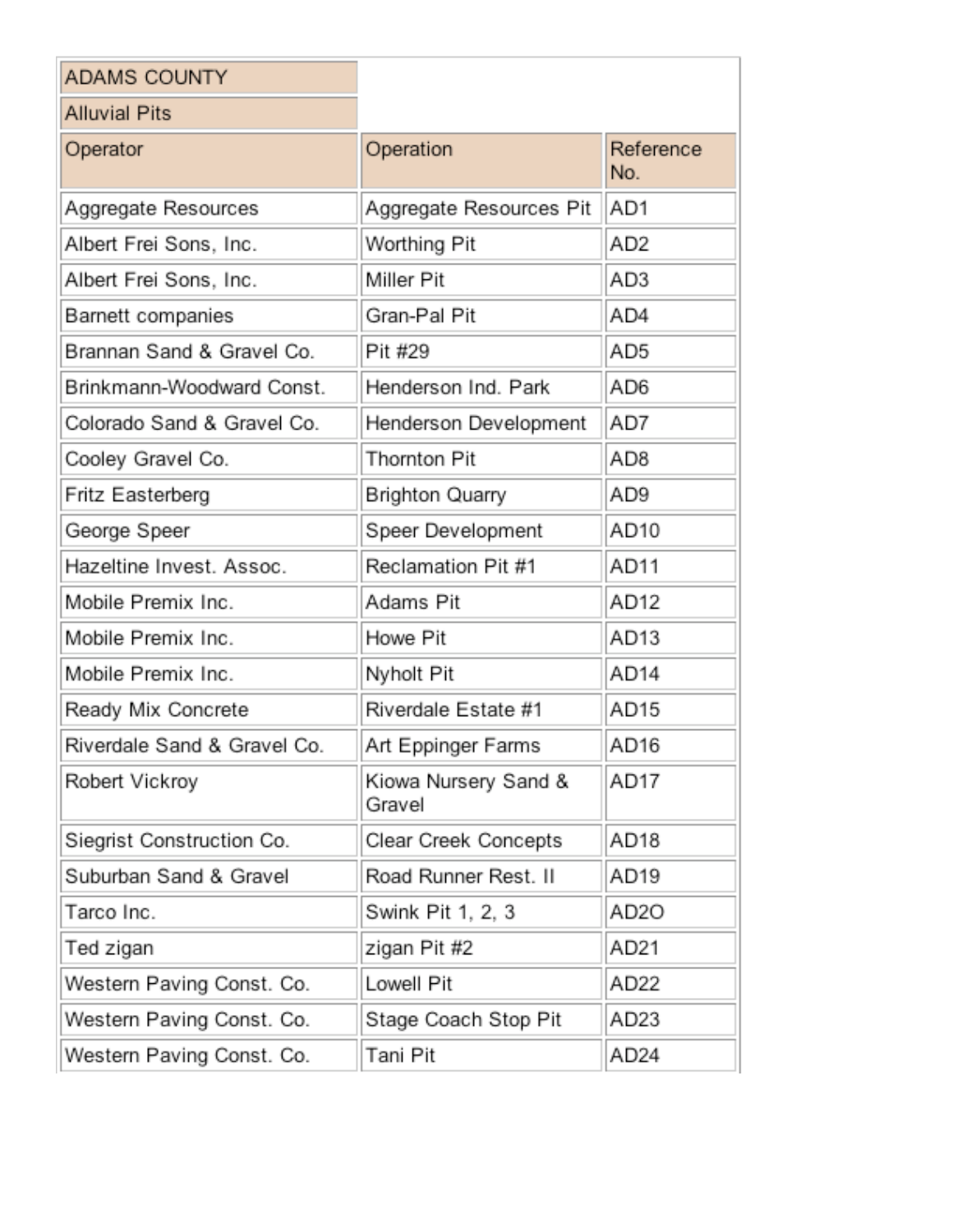| ADAMS COUNTY | | |
|---|---|---|
| Alluvial Pits | | |
| Operator | Operation | Reference No. |
| Aggregate Resources | Aggregate Resources Pit | AD1 |
| Albert Frei Sons, Inc. | Worthing Pit | AD2 |
| Albert Frei Sons, Inc. | Miller Pit | AD3 |
| Barnett companies | Gran-Pal Pit | AD4 |
| Brannan Sand & Gravel Co. | Pit #29 | AD5 |
| Brinkmann-Woodward Const. | Henderson Ind. Park | AD6 |
| Colorado Sand & Gravel Co. | Henderson Development | AD7 |
| Cooley Gravel Co. | Thornton Pit | AD8 |
| Fritz Easterberg | Brighton Quarry | AD9 |
| George Speer | Speer Development | AD10 |
| Hazeltine Invest. Assoc. | Reclamation Pit #1 | AD11 |
| Mobile Premix Inc. | Adams Pit | AD12 |
| Mobile Premix Inc. | Howe Pit | AD13 |
| Mobile Premix Inc. | Nyholt Pit | AD14 |
| Ready Mix Concrete | Riverdale Estate #1 | AD15 |
| Riverdale Sand & Gravel Co. | Art Eppinger Farms | AD16 |
| Robert Vickroy | Kiowa Nursery Sand & Gravel | AD17 |
| Siegrist Construction Co. | Clear Creek Concepts | AD18 |
| Suburban Sand & Gravel | Road Runner Rest. II | AD19 |
| Tarco Inc. | Swink Pit 1, 2, 3 | AD2O |
| Ted zigan | zigan Pit #2 | AD21 |
| Western Paving Const. Co. | Lowell Pit | AD22 |
| Western Paving Const. Co. | Stage Coach Stop Pit | AD23 |
| Western Paving Const. Co. | Tani Pit | AD24 |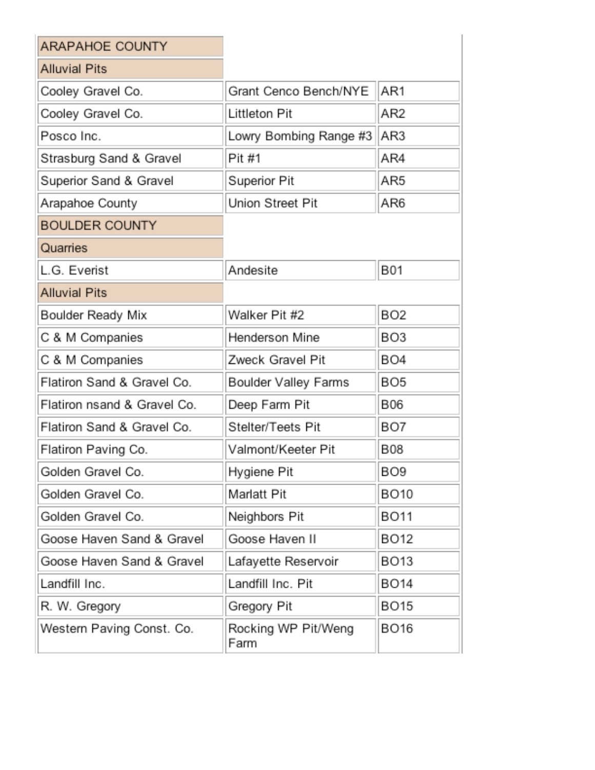| ARAPAHOE COUNTY | | |
|---|---|---|
| Alluvial Pits | | |
| Cooley Gravel Co. | Grant Cenco Bench/NYE | AR1 |
| Cooley Gravel Co. | Littleton Pit | AR2 |
| Posco Inc. | Lowry Bombing Range #3 | AR3 |
| Strasburg Sand & Gravel | Pit #1 | AR4 |
| Superior Sand & Gravel | Superior Pit | AR5 |
| Arapahoe County | Union Street Pit | AR6 |
| BOULDER COUNTY | | |
| Quarries | | |
| L.G. Everist | Andesite | B01 |
| Alluvial Pits | | |
| Boulder Ready Mix | Walker Pit #2 | BO2 |
| C & M Companies | Henderson Mine | BO3 |
| C & M Companies | Zweck Gravel Pit | BO4 |
| Flatiron Sand & Gravel Co. | Boulder Valley Farms | BO5 |
| Flatiron nsand & Gravel Co. | Deep Farm Pit | B06 |
| Flatiron Sand & Gravel Co. | Stelter/Teets Pit | BO7 |
| Flatiron Paving Co. | Valmont/Keeter Pit | B08 |
| Golden Gravel Co. | Hygiene Pit | BO9 |
| Golden Gravel Co. | Marlatt Pit | BO10 |
| Golden Gravel Co. | Neighbors Pit | BO11 |
| Goose Haven Sand & Gravel | Goose Haven II | BO12 |
| Goose Haven Sand & Gravel | Lafayette Reservoir | BO13 |
| Landfill Inc. | Landfill Inc. Pit | BO14 |
| R. W. Gregory | Gregory Pit | BO15 |
| Western Paving Const. Co. | Rocking WP Pit/Weng Farm | BO16 |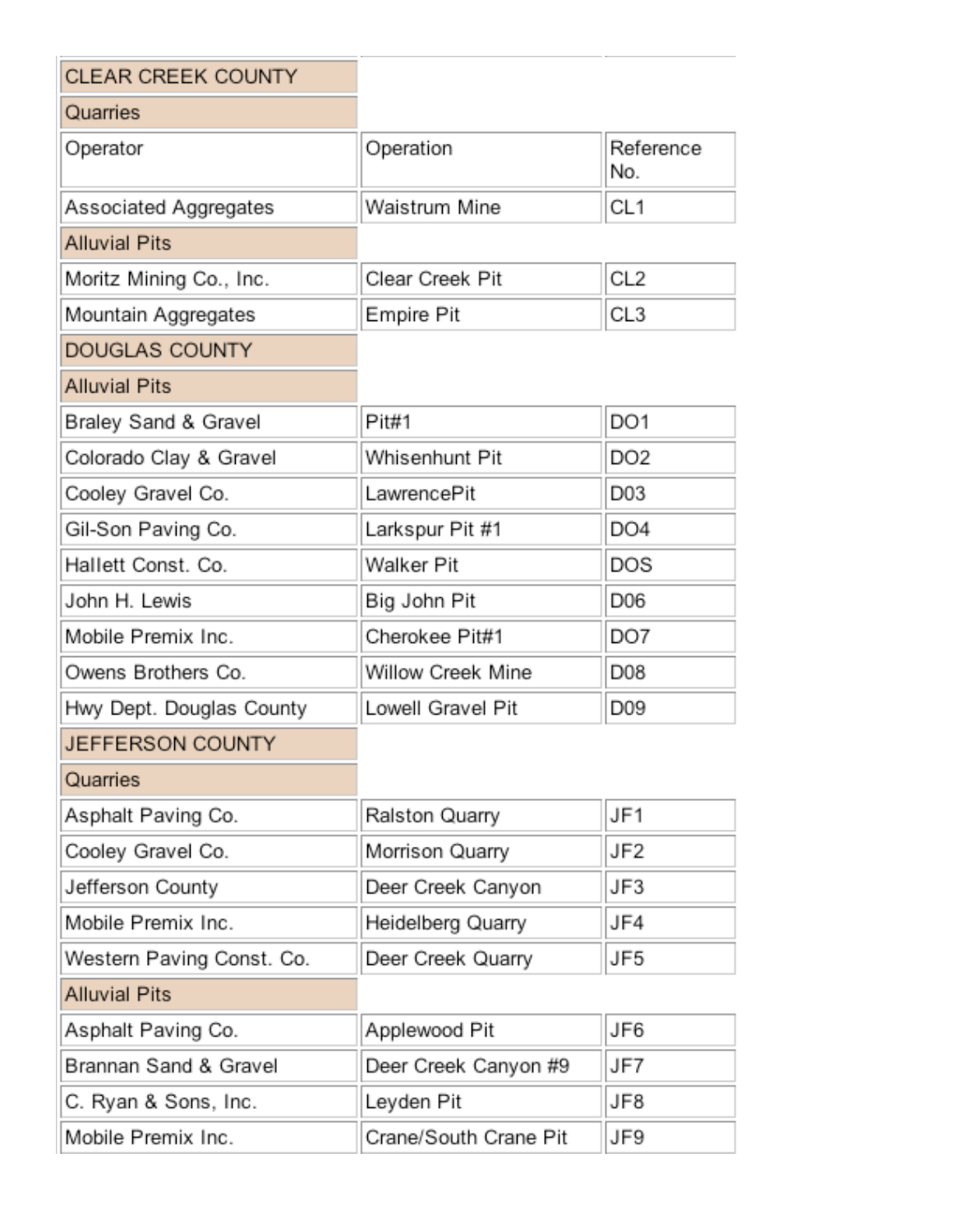| CLEAR CREEK COUNTY | | |
|---|---|---|
| Quarries | | |
| Operator | Operation | Reference No. |
| Associated Aggregates | Waistrum Mine | CL1 |
| Alluvial Pits | | |
| Moritz Mining Co., Inc. | Clear Creek Pit | CL2 |
| Mountain Aggregates | Empire Pit | CL3 |
| DOUGLAS COUNTY | | |
| Alluvial Pits | | |
| Braley Sand & Gravel | Pit#1 | DO1 |
| Colorado Clay & Gravel | Whisenhunt Pit | DO2 |
| Cooley Gravel Co. | LawrencePit | D03 |
| Gil-Son Paving Co. | Larkspur Pit #1 | DO4 |
| Hallett Const. Co. | Walker Pit | DOS |
| John H. Lewis | Big John Pit | D06 |
| Mobile Premix Inc. | Cherokee Pit#1 | DO7 |
| Owens Brothers Co. | Willow Creek Mine | D08 |
| Hwy Dept. Douglas County | Lowell Gravel Pit | D09 |
| JEFFERSON COUNTY | | |
| Quarries | | |
| Asphalt Paving Co. | Ralston Quarry | JF1 |
| Cooley Gravel Co. | Morrison Quarry | JF2 |
| Jefferson County | Deer Creek Canyon | JF3 |
| Mobile Premix Inc. | Heidelberg Quarry | JF4 |
| Western Paving Const. Co. | Deer Creek Quarry | JF5 |
| Alluvial Pits | | |
| Asphalt Paving Co. | Applewood Pit | JF6 |
| Brannan Sand & Gravel | Deer Creek Canyon #9 | JF7 |
| C. Ryan & Sons, Inc. | Leyden Pit | JF8 |
| Mobile Premix Inc. | Crane/South Crane Pit | JF9 |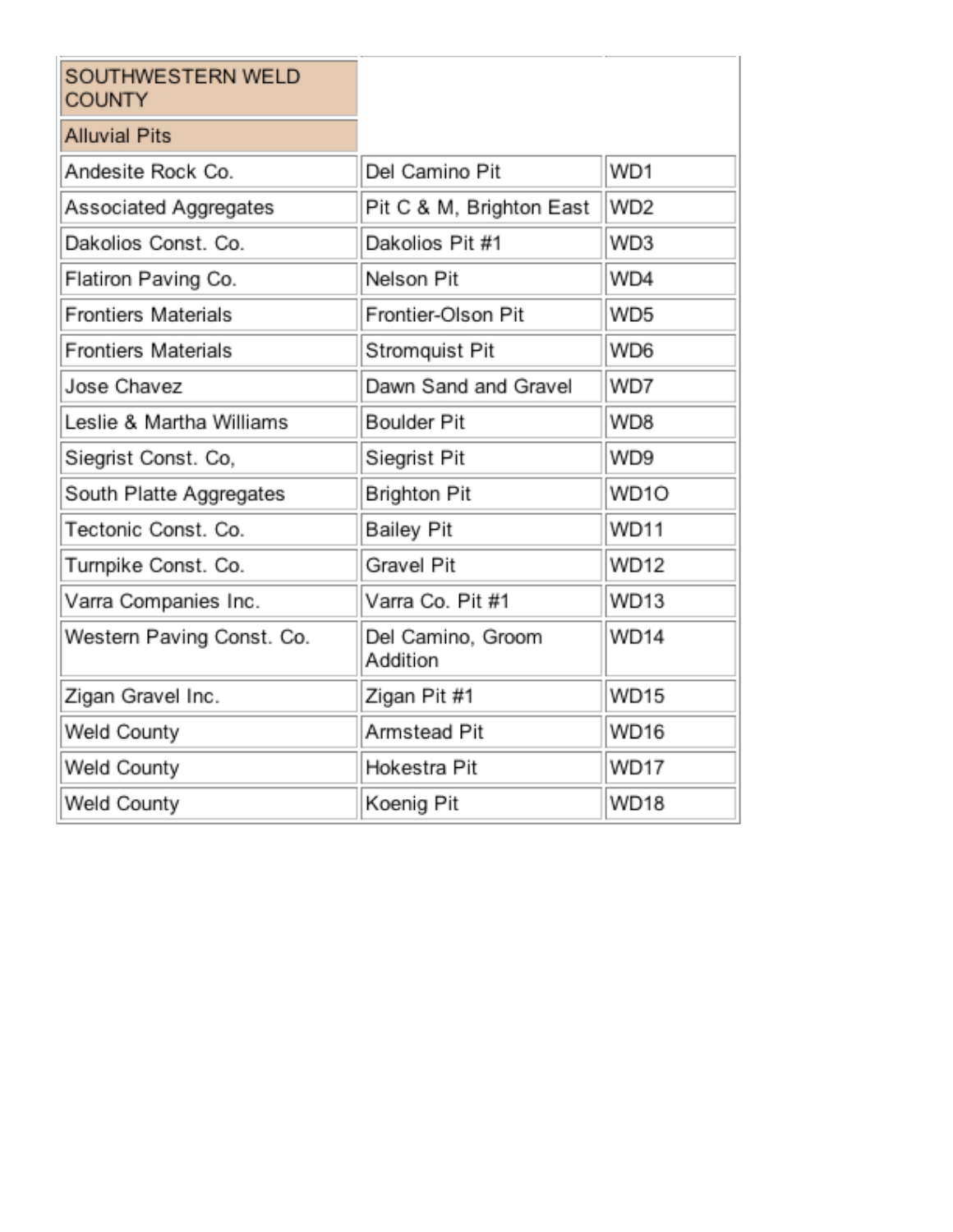| SOUTHWESTERN WELD COUNTY | | |
| --- | --- | --- |
| Alluvial Pits | | |
| Andesite Rock Co. | Del Camino Pit | WD1 |
| Associated Aggregates | Pit C & M, Brighton East | WD2 |
| Dakolios Const. Co. | Dakolios Pit #1 | WD3 |
| Flatiron Paving Co. | Nelson Pit | WD4 |
| Frontiers Materials | Frontier-Olson Pit | WD5 |
| Frontiers Materials | Stromquist Pit | WD6 |
| Jose Chavez | Dawn Sand and Gravel | WD7 |
| Leslie & Martha Williams | Boulder Pit | WD8 |
| Siegrist Const. Co, | Siegrist Pit | WD9 |
| South Platte Aggregates | Brighton Pit | WD1O |
| Tectonic Const. Co. | Bailey Pit | WD11 |
| Turnpike Const. Co. | Gravel Pit | WD12 |
| Varra Companies Inc. | Varra Co. Pit #1 | WD13 |
| Western Paving Const. Co. | Del Camino, Groom Addition | WD14 |
| Zigan Gravel Inc. | Zigan Pit #1 | WD15 |
| Weld County | Armstead Pit | WD16 |
| Weld County | Hokestra Pit | WD17 |
| Weld County | Koenig Pit | WD18 |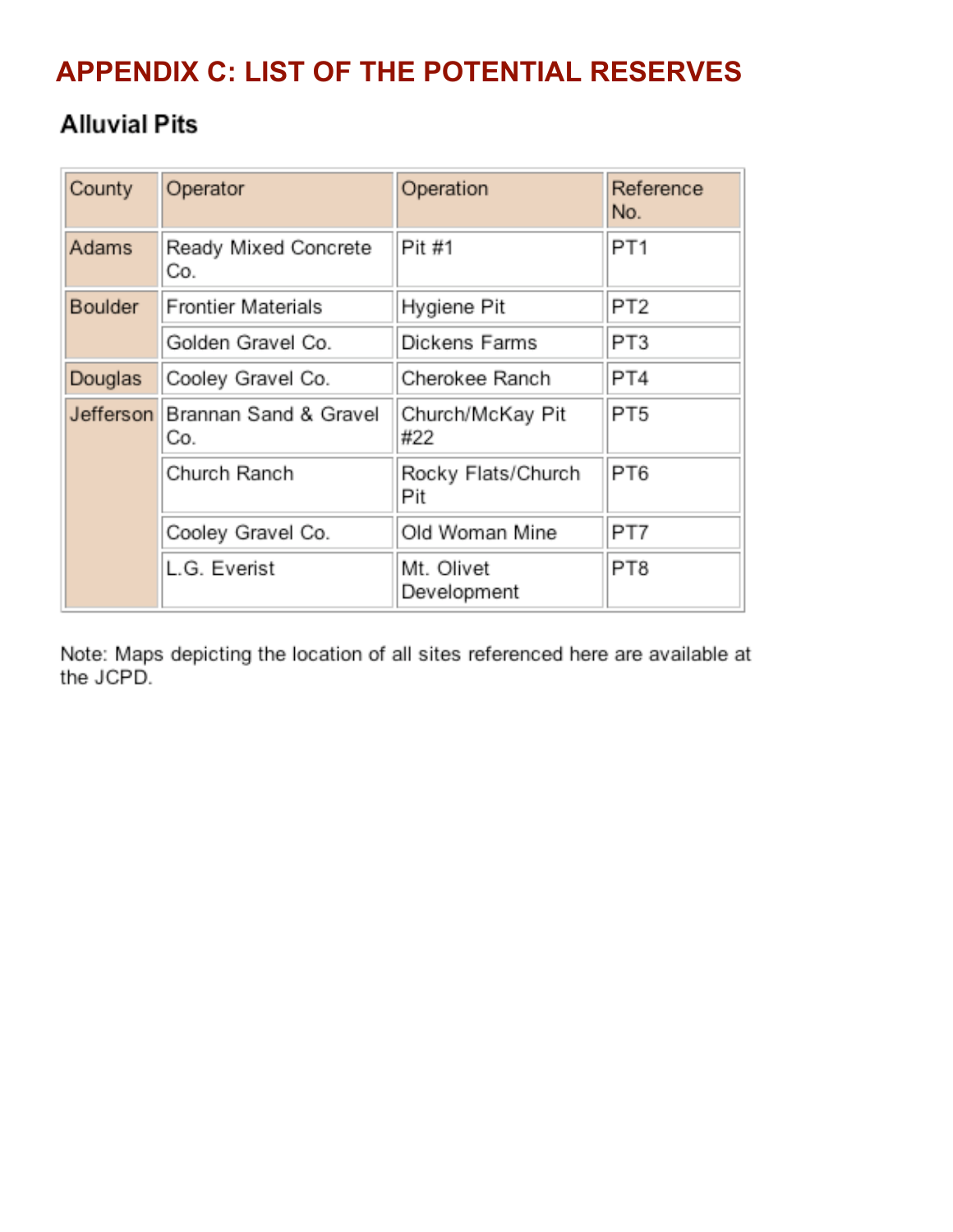# APPENDIX C: LIST OF THE POTENTIAL RESERVES

## Alluvial Pits

| County | Operator | Operation | Reference No. |
|---|---|---|---|
| Adams | Ready Mixed Concrete Co. | Pit #1 | PT1 |
| Boulder | Frontier Materials | Hygiene Pit | PT2 |
| | Golden Gravel Co. | Dickens Farms | PT3 |
| Douglas | Cooley Gravel Co. | Cherokee Ranch | PT4 |
| Jefferson | Brannan Sand & Gravel Co. | Church/McKay Pit #22 | PT5 |
| | Church Ranch | Rocky Flats/Church Pit | PT6 |
| | Cooley Gravel Co. | Old Woman Mine | PT7 |
| | L.G. Everist | Mt. Olivet Development | PT8 |

Note: Maps depicting the location of all sites referenced here are available at the JCPD.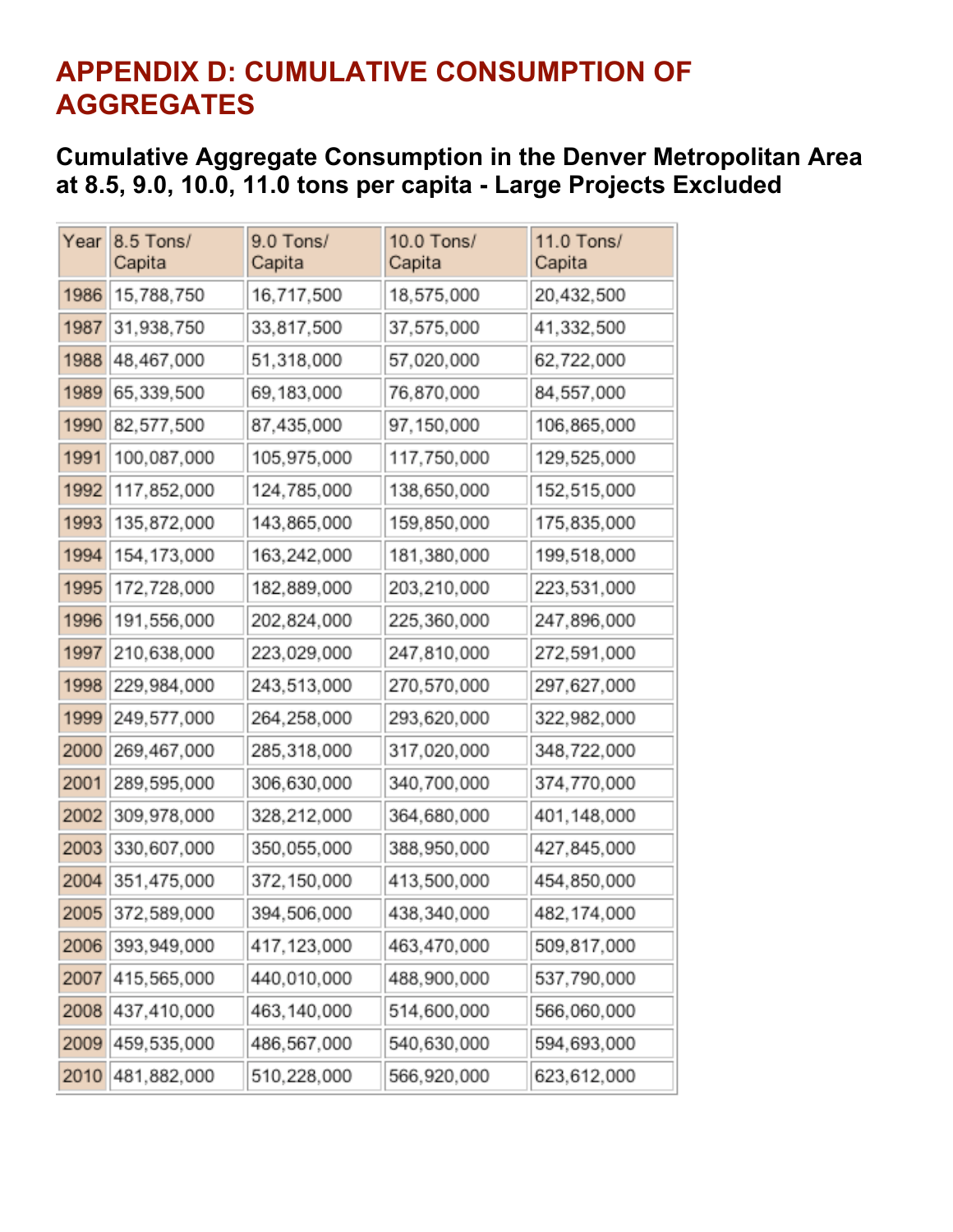# APPENDIX D: CUMULATIVE CONSUMPTION OF AGGREGATES

## Cumulative Aggregate Consumption in the Denver Metropolitan Area at 8.5, 9.0, 10.0, 11.0 tons per capita - Large Projects Excluded

| Year | 8.5 Tons/ Capita | 9.0 Tons/ Capita | 10.0 Tons/ Capita | 11.0 Tons/ Capita |
|---|---|---|---|---|
| 1986 | 15,788,750 | 16,717,500 | 18,575,000 | 20,432,500 |
| 1987 | 31,938,750 | 33,817,500 | 37,575,000 | 41,332,500 |
| 1988 | 48,467,000 | 51,318,000 | 57,020,000 | 62,722,000 |
| 1989 | 65,339,500 | 69,183,000 | 76,870,000 | 84,557,000 |
| 1990 | 82,577,500 | 87,435,000 | 97,150,000 | 106,865,000 |
| 1991 | 100,087,000 | 105,975,000 | 117,750,000 | 129,525,000 |
| 1992 | 117,852,000 | 124,785,000 | 138,650,000 | 152,515,000 |
| 1993 | 135,872,000 | 143,865,000 | 159,850,000 | 175,835,000 |
| 1994 | 154,173,000 | 163,242,000 | 181,380,000 | 199,518,000 |
| 1995 | 172,728,000 | 182,889,000 | 203,210,000 | 223,531,000 |
| 1996 | 191,556,000 | 202,824,000 | 225,360,000 | 247,896,000 |
| 1997 | 210,638,000 | 223,029,000 | 247,810,000 | 272,591,000 |
| 1998 | 229,984,000 | 243,513,000 | 270,570,000 | 297,627,000 |
| 1999 | 249,577,000 | 264,258,000 | 293,620,000 | 322,982,000 |
| 2000 | 269,467,000 | 285,318,000 | 317,020,000 | 348,722,000 |
| 2001 | 289,595,000 | 306,630,000 | 340,700,000 | 374,770,000 |
| 2002 | 309,978,000 | 328,212,000 | 364,680,000 | 401,148,000 |
| 2003 | 330,607,000 | 350,055,000 | 388,950,000 | 427,845,000 |
| 2004 | 351,475,000 | 372,150,000 | 413,500,000 | 454,850,000 |
| 2005 | 372,589,000 | 394,506,000 | 438,340,000 | 482,174,000 |
| 2006 | 393,949,000 | 417,123,000 | 463,470,000 | 509,817,000 |
| 2007 | 415,565,000 | 440,010,000 | 488,900,000 | 537,790,000 |
| 2008 | 437,410,000 | 463,140,000 | 514,600,000 | 566,060,000 |
| 2009 | 459,535,000 | 486,567,000 | 540,630,000 | 594,693,000 |
| 2010 | 481,882,000 | 510,228,000 | 566,920,000 | 623,612,000 |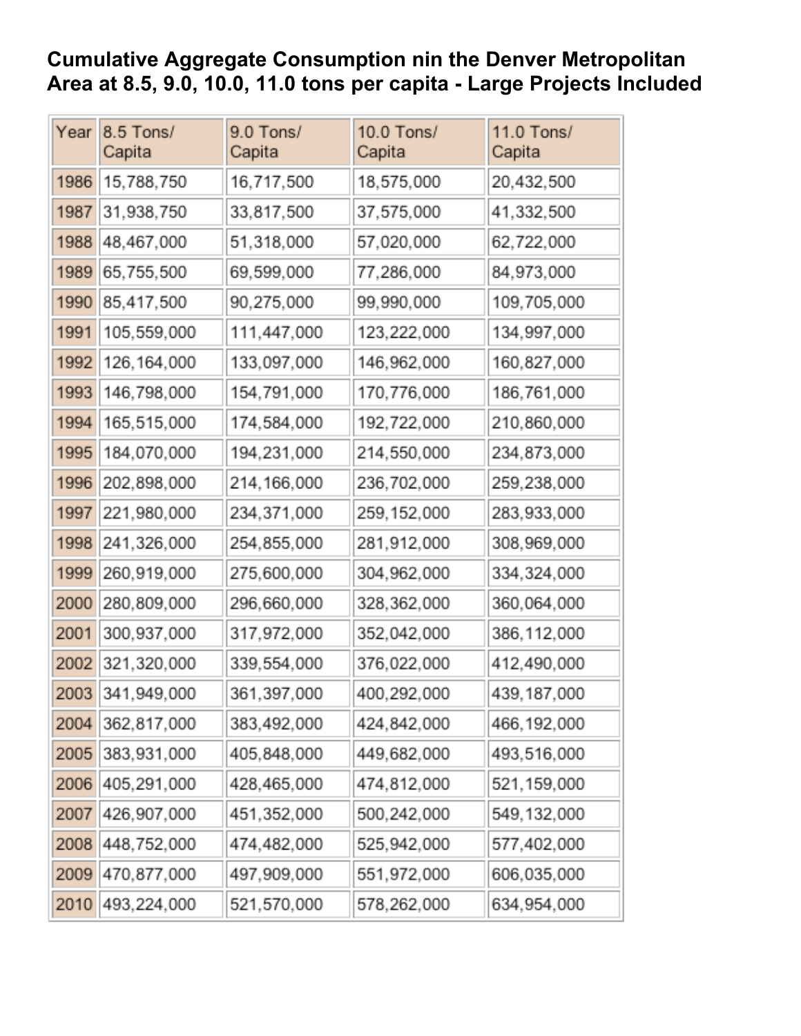**Cumulative Aggregate Consumption nin the Denver Metropolitan Area at 8.5, 9.0, 10.0, 11.0 tons per capita - Large Projects Included**

| Year | 8.5 Tons/ Capita | 9.0 Tons/ Capita | 10.0 Tons/ Capita | 11.0 Tons/ Capita |
|---|---|---|---|---|
| 1986 | 15,788,750 | 16,717,500 | 18,575,000 | 20,432,500 |
| 1987 | 31,938,750 | 33,817,500 | 37,575,000 | 41,332,500 |
| 1988 | 48,467,000 | 51,318,000 | 57,020,000 | 62,722,000 |
| 1989 | 65,755,500 | 69,599,000 | 77,286,000 | 84,973,000 |
| 1990 | 85,417,500 | 90,275,000 | 99,990,000 | 109,705,000 |
| 1991 | 105,559,000 | 111,447,000 | 123,222,000 | 134,997,000 |
| 1992 | 126,164,000 | 133,097,000 | 146,962,000 | 160,827,000 |
| 1993 | 146,798,000 | 154,791,000 | 170,776,000 | 186,761,000 |
| 1994 | 165,515,000 | 174,584,000 | 192,722,000 | 210,860,000 |
| 1995 | 184,070,000 | 194,231,000 | 214,550,000 | 234,873,000 |
| 1996 | 202,898,000 | 214,166,000 | 236,702,000 | 259,238,000 |
| 1997 | 221,980,000 | 234,371,000 | 259,152,000 | 283,933,000 |
| 1998 | 241,326,000 | 254,855,000 | 281,912,000 | 308,969,000 |
| 1999 | 260,919,000 | 275,600,000 | 304,962,000 | 334,324,000 |
| 2000 | 280,809,000 | 296,660,000 | 328,362,000 | 360,064,000 |
| 2001 | 300,937,000 | 317,972,000 | 352,042,000 | 386,112,000 |
| 2002 | 321,320,000 | 339,554,000 | 376,022,000 | 412,490,000 |
| 2003 | 341,949,000 | 361,397,000 | 400,292,000 | 439,187,000 |
| 2004 | 362,817,000 | 383,492,000 | 424,842,000 | 466,192,000 |
| 2005 | 383,931,000 | 405,848,000 | 449,682,000 | 493,516,000 |
| 2006 | 405,291,000 | 428,465,000 | 474,812,000 | 521,159,000 |
| 2007 | 426,907,000 | 451,352,000 | 500,242,000 | 549,132,000 |
| 2008 | 448,752,000 | 474,482,000 | 525,942,000 | 577,402,000 |
| 2009 | 470,877,000 | 497,909,000 | 551,972,000 | 606,035,000 |
| 2010 | 493,224,000 | 521,570,000 | 578,262,000 | 634,954,000 |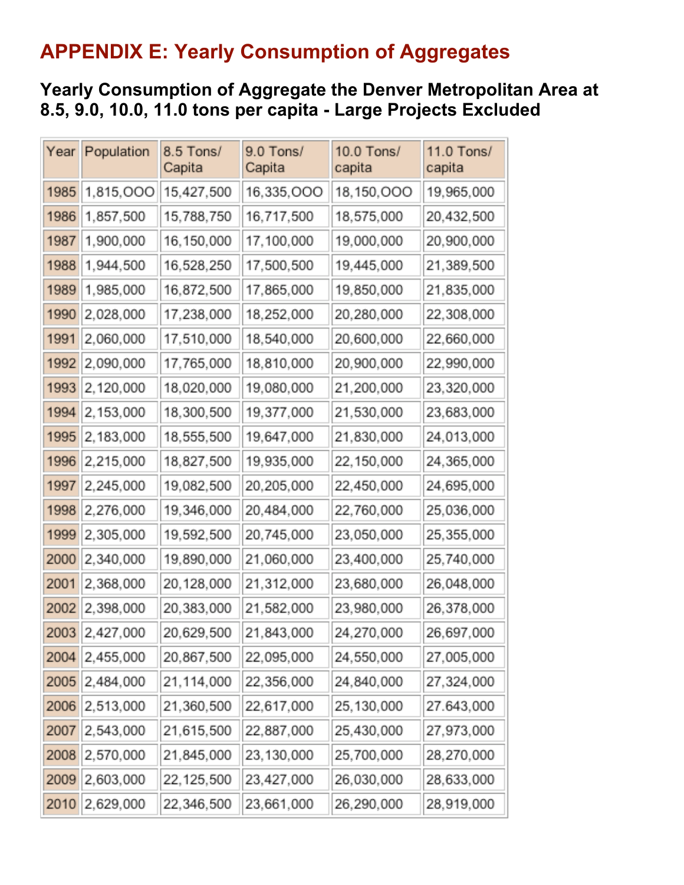# APPENDIX E: Yearly Consumption of Aggregates

## Yearly Consumption of Aggregate the Denver Metropolitan Area at 8.5, 9.0, 10.0, 11.0 tons per capita - Large Projects Excluded

| Year | Population | 8.5 Tons/ Capita | 9.0 Tons/ Capita | 10.0 Tons/ capita | 11.0 Tons/ capita |
|---|---|---|---|---|---|
| 1985 | 1,815,OOO | 15,427,500 | 16,335,OOO | 18,150,OOO | 19,965,000 |
| 1986 | 1,857,500 | 15,788,750 | 16,717,500 | 18,575,000 | 20,432,500 |
| 1987 | 1,900,000 | 16,150,000 | 17,100,000 | 19,000,000 | 20,900,000 |
| 1988 | 1,944,500 | 16,528,250 | 17,500,500 | 19,445,000 | 21,389,500 |
| 1989 | 1,985,000 | 16,872,500 | 17,865,000 | 19,850,000 | 21,835,000 |
| 1990 | 2,028,000 | 17,238,000 | 18,252,000 | 20,280,000 | 22,308,000 |
| 1991 | 2,060,000 | 17,510,000 | 18,540,000 | 20,600,000 | 22,660,000 |
| 1992 | 2,090,000 | 17,765,000 | 18,810,000 | 20,900,000 | 22,990,000 |
| 1993 | 2,120,000 | 18,020,000 | 19,080,000 | 21,200,000 | 23,320,000 |
| 1994 | 2,153,000 | 18,300,500 | 19,377,000 | 21,530,000 | 23,683,000 |
| 1995 | 2,183,000 | 18,555,500 | 19,647,000 | 21,830,000 | 24,013,000 |
| 1996 | 2,215,000 | 18,827,500 | 19,935,000 | 22,150,000 | 24,365,000 |
| 1997 | 2,245,000 | 19,082,500 | 20,205,000 | 22,450,000 | 24,695,000 |
| 1998 | 2,276,000 | 19,346,000 | 20,484,000 | 22,760,000 | 25,036,000 |
| 1999 | 2,305,000 | 19,592,500 | 20,745,000 | 23,050,000 | 25,355,000 |
| 2000 | 2,340,000 | 19,890,000 | 21,060,000 | 23,400,000 | 25,740,000 |
| 2001 | 2,368,000 | 20,128,000 | 21,312,000 | 23,680,000 | 26,048,000 |
| 2002 | 2,398,000 | 20,383,000 | 21,582,000 | 23,980,000 | 26,378,000 |
| 2003 | 2,427,000 | 20,629,500 | 21,843,000 | 24,270,000 | 26,697,000 |
| 2004 | 2,455,000 | 20,867,500 | 22,095,000 | 24,550,000 | 27,005,000 |
| 2005 | 2,484,000 | 21,114,000 | 22,356,000 | 24,840,000 | 27,324,000 |
| 2006 | 2,513,000 | 21,360,500 | 22,617,000 | 25,130,000 | 27.643,000 |
| 2007 | 2,543,000 | 21,615,500 | 22,887,000 | 25,430,000 | 27,973,000 |
| 2008 | 2,570,000 | 21,845,000 | 23,130,000 | 25,700,000 | 28,270,000 |
| 2009 | 2,603,000 | 22,125,500 | 23,427,000 | 26,030,000 | 28,633,000 |
| 2010 | 2,629,000 | 22,346,500 | 23,661,000 | 26,290,000 | 28,919,000 |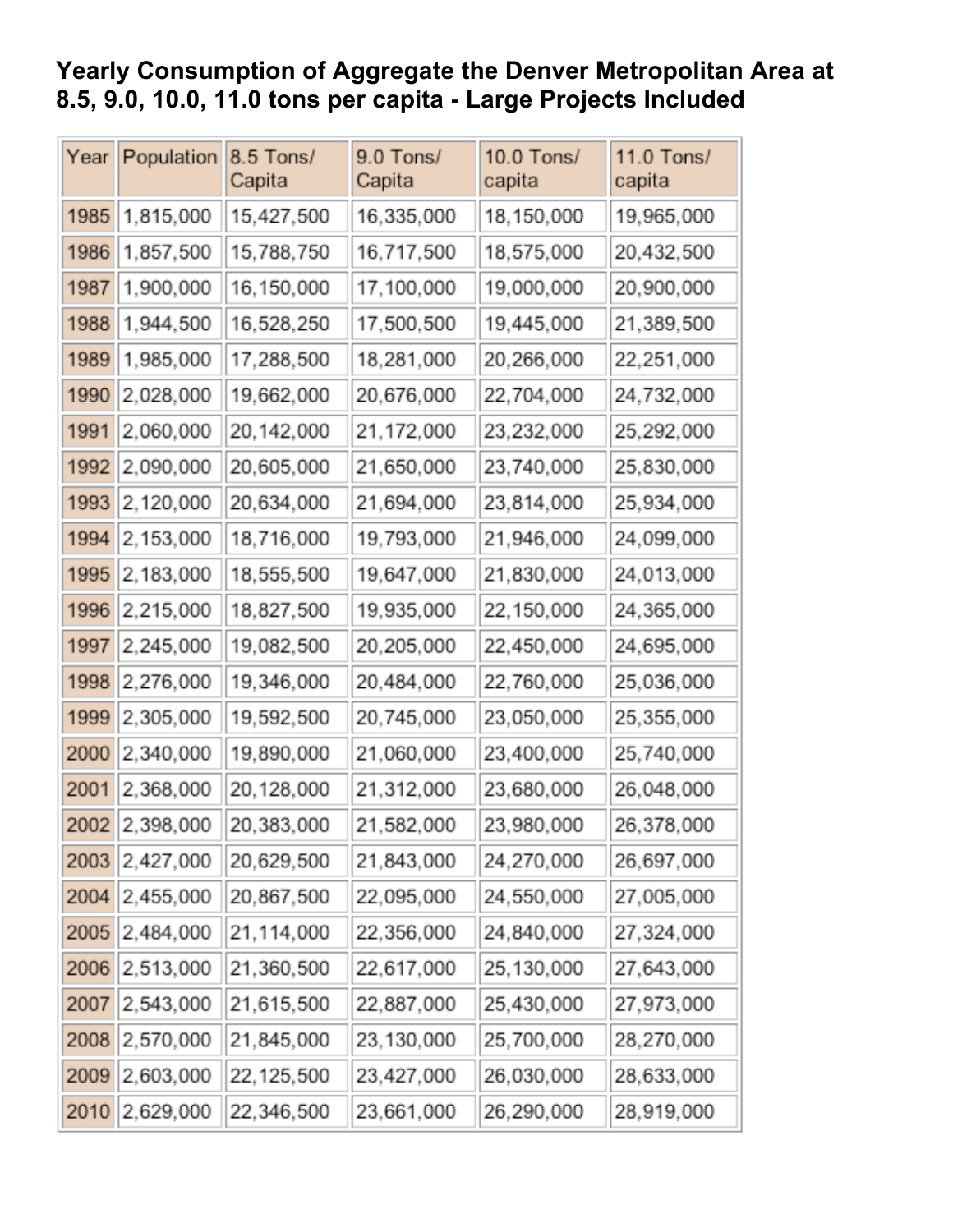**Yearly Consumption of Aggregate the Denver Metropolitan Area at 8.5, 9.0, 10.0, 11.0 tons per capita - Large Projects Included**

| Year | Population | 8.5 Tons/ Capita | 9.0 Tons/ Capita | 10.0 Tons/ capita | 11.0 Tons/ capita |
|---|---|---|---|---|---|
| 1985 | 1,815,000 | 15,427,500 | 16,335,000 | 18,150,000 | 19,965,000 |
| 1986 | 1,857,500 | 15,788,750 | 16,717,500 | 18,575,000 | 20,432,500 |
| 1987 | 1,900,000 | 16,150,000 | 17,100,000 | 19,000,000 | 20,900,000 |
| 1988 | 1,944,500 | 16,528,250 | 17,500,500 | 19,445,000 | 21,389,500 |
| 1989 | 1,985,000 | 17,288,500 | 18,281,000 | 20,266,000 | 22,251,000 |
| 1990 | 2,028,000 | 19,662,000 | 20,676,000 | 22,704,000 | 24,732,000 |
| 1991 | 2,060,000 | 20,142,000 | 21,172,000 | 23,232,000 | 25,292,000 |
| 1992 | 2,090,000 | 20,605,000 | 21,650,000 | 23,740,000 | 25,830,000 |
| 1993 | 2,120,000 | 20,634,000 | 21,694,000 | 23,814,000 | 25,934,000 |
| 1994 | 2,153,000 | 18,716,000 | 19,793,000 | 21,946,000 | 24,099,000 |
| 1995 | 2,183,000 | 18,555,500 | 19,647,000 | 21,830,000 | 24,013,000 |
| 1996 | 2,215,000 | 18,827,500 | 19,935,000 | 22,150,000 | 24,365,000 |
| 1997 | 2,245,000 | 19,082,500 | 20,205,000 | 22,450,000 | 24,695,000 |
| 1998 | 2,276,000 | 19,346,000 | 20,484,000 | 22,760,000 | 25,036,000 |
| 1999 | 2,305,000 | 19,592,500 | 20,745,000 | 23,050,000 | 25,355,000 |
| 2000 | 2,340,000 | 19,890,000 | 21,060,000 | 23,400,000 | 25,740,000 |
| 2001 | 2,368,000 | 20,128,000 | 21,312,000 | 23,680,000 | 26,048,000 |
| 2002 | 2,398,000 | 20,383,000 | 21,582,000 | 23,980,000 | 26,378,000 |
| 2003 | 2,427,000 | 20,629,500 | 21,843,000 | 24,270,000 | 26,697,000 |
| 2004 | 2,455,000 | 20,867,500 | 22,095,000 | 24,550,000 | 27,005,000 |
| 2005 | 2,484,000 | 21,114,000 | 22,356,000 | 24,840,000 | 27,324,000 |
| 2006 | 2,513,000 | 21,360,500 | 22,617,000 | 25,130,000 | 27,643,000 |
| 2007 | 2,543,000 | 21,615,500 | 22,887,000 | 25,430,000 | 27,973,000 |
| 2008 | 2,570,000 | 21,845,000 | 23,130,000 | 25,700,000 | 28,270,000 |
| 2009 | 2,603,000 | 22,125,500 | 23,427,000 | 26,030,000 | 28,633,000 |
| 2010 | 2,629,000 | 22,346,500 | 23,661,000 | 26,290,000 | 28,919,000 |